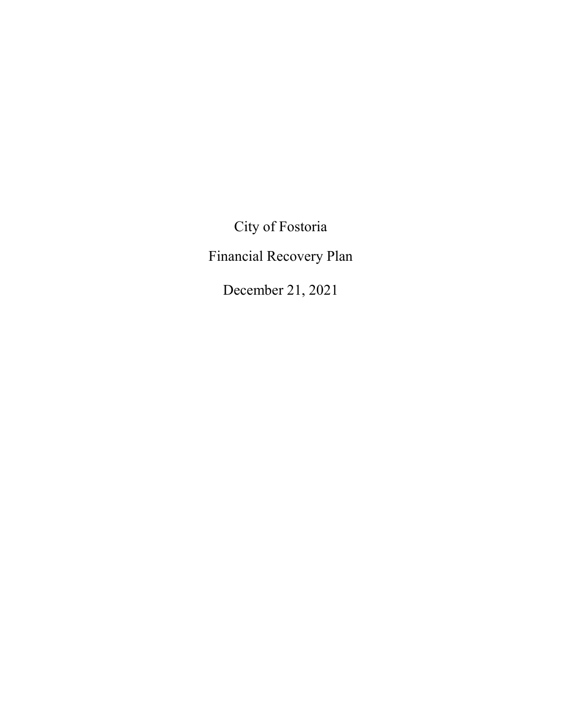# City of Fostoria

## Financial Recovery Plan

December 21, 2021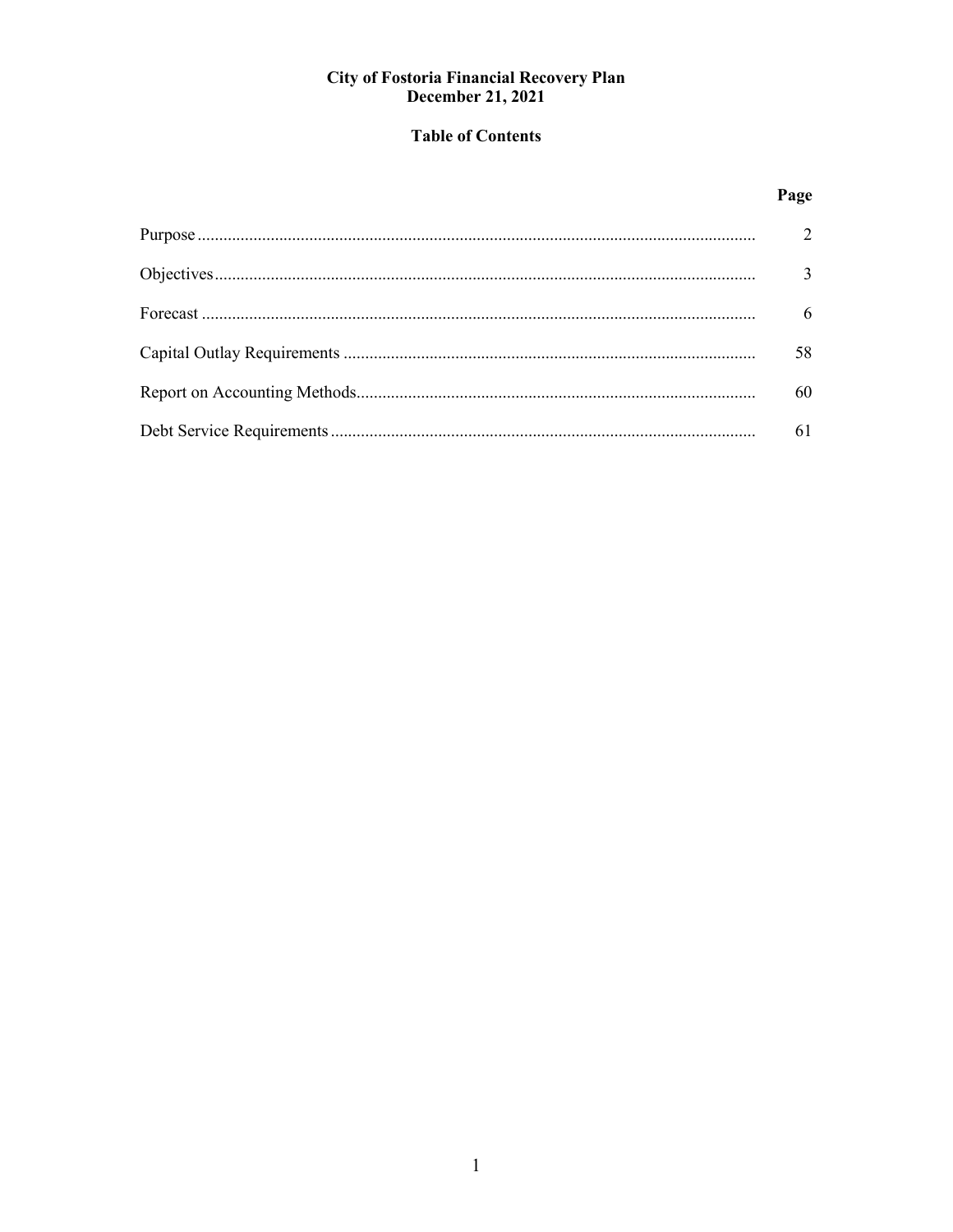# City of Fostoria Financial Recovery Plan
# December 21, 2021

## Table of Contents

| | Page |
|---|---|
| Purpose | 2 |
| Objectives | 3 |
| Forecast | 6 |
| Capital Outlay Requirements | 58 |
| Report on Accounting Methods | 60 |
| Debt Service Requirements | 61 |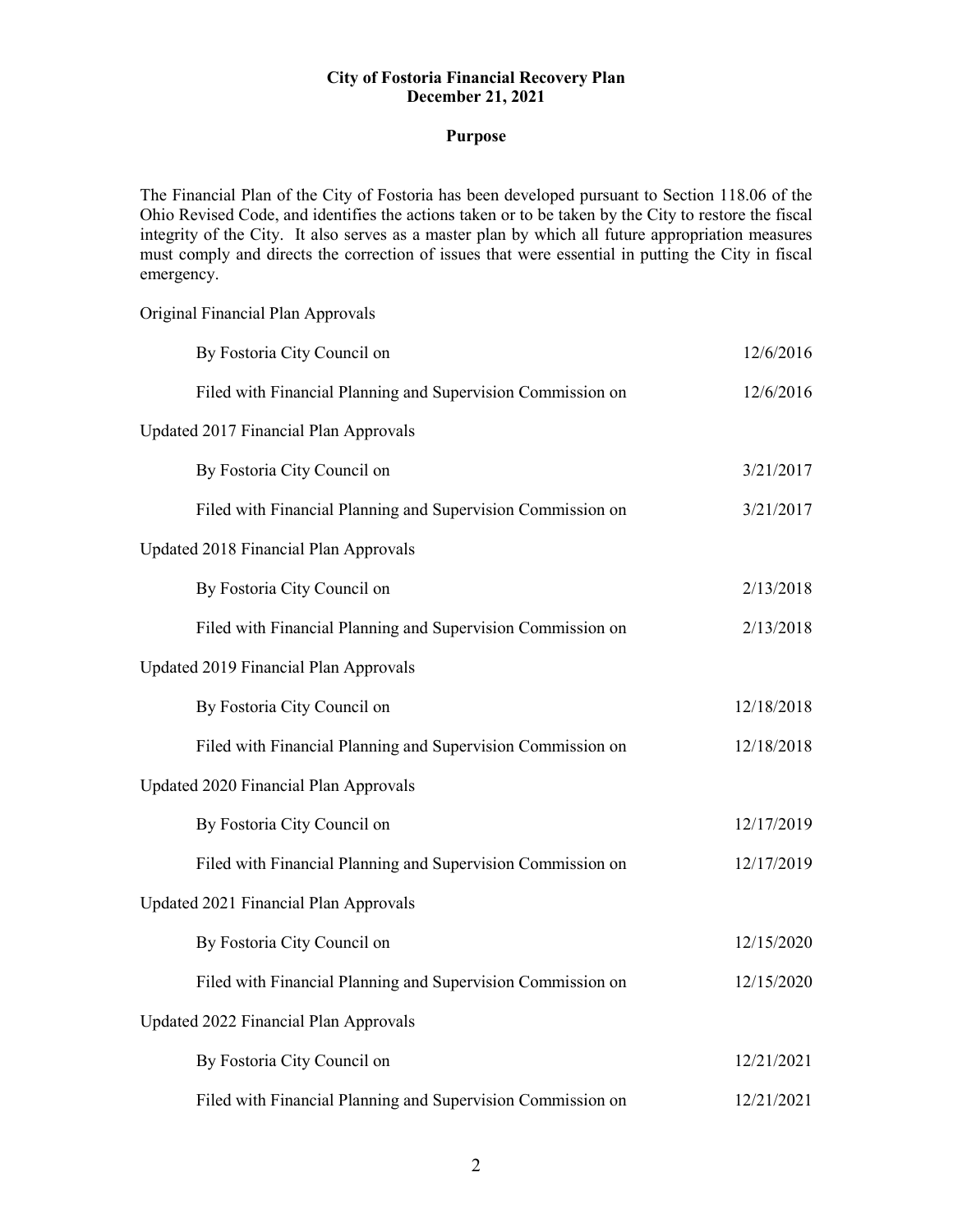**City of Fostoria Financial Recovery Plan**
**December 21, 2021**

## Purpose

The Financial Plan of the City of Fostoria has been developed pursuant to Section 118.06 of the Ohio Revised Code, and identifies the actions taken or to be taken by the City to restore the fiscal integrity of the City. It also serves as a master plan by which all future appropriation measures must comply and directs the correction of issues that were essential in putting the City in fiscal emergency.

Original Financial Plan Approvals

| | |
|---|---|
| By Fostoria City Council on | 12/6/2016 |
| Filed with Financial Planning and Supervision Commission on | 12/6/2016 |

Updated 2017 Financial Plan Approvals

| | |
|---|---|
| By Fostoria City Council on | 3/21/2017 |
| Filed with Financial Planning and Supervision Commission on | 3/21/2017 |

Updated 2018 Financial Plan Approvals

| | |
|---|---|
| By Fostoria City Council on | 2/13/2018 |
| Filed with Financial Planning and Supervision Commission on | 2/13/2018 |

Updated 2019 Financial Plan Approvals

| | |
|---|---|
| By Fostoria City Council on | 12/18/2018 |
| Filed with Financial Planning and Supervision Commission on | 12/18/2018 |

Updated 2020 Financial Plan Approvals

| | |
|---|---|
| By Fostoria City Council on | 12/17/2019 |
| Filed with Financial Planning and Supervision Commission on | 12/17/2019 |

Updated 2021 Financial Plan Approvals

| | |
|---|---|
| By Fostoria City Council on | 12/15/2020 |
| Filed with Financial Planning and Supervision Commission on | 12/15/2020 |

Updated 2022 Financial Plan Approvals

| | |
|---|---|
| By Fostoria City Council on | 12/21/2021 |
| Filed with Financial Planning and Supervision Commission on | 12/21/2021 |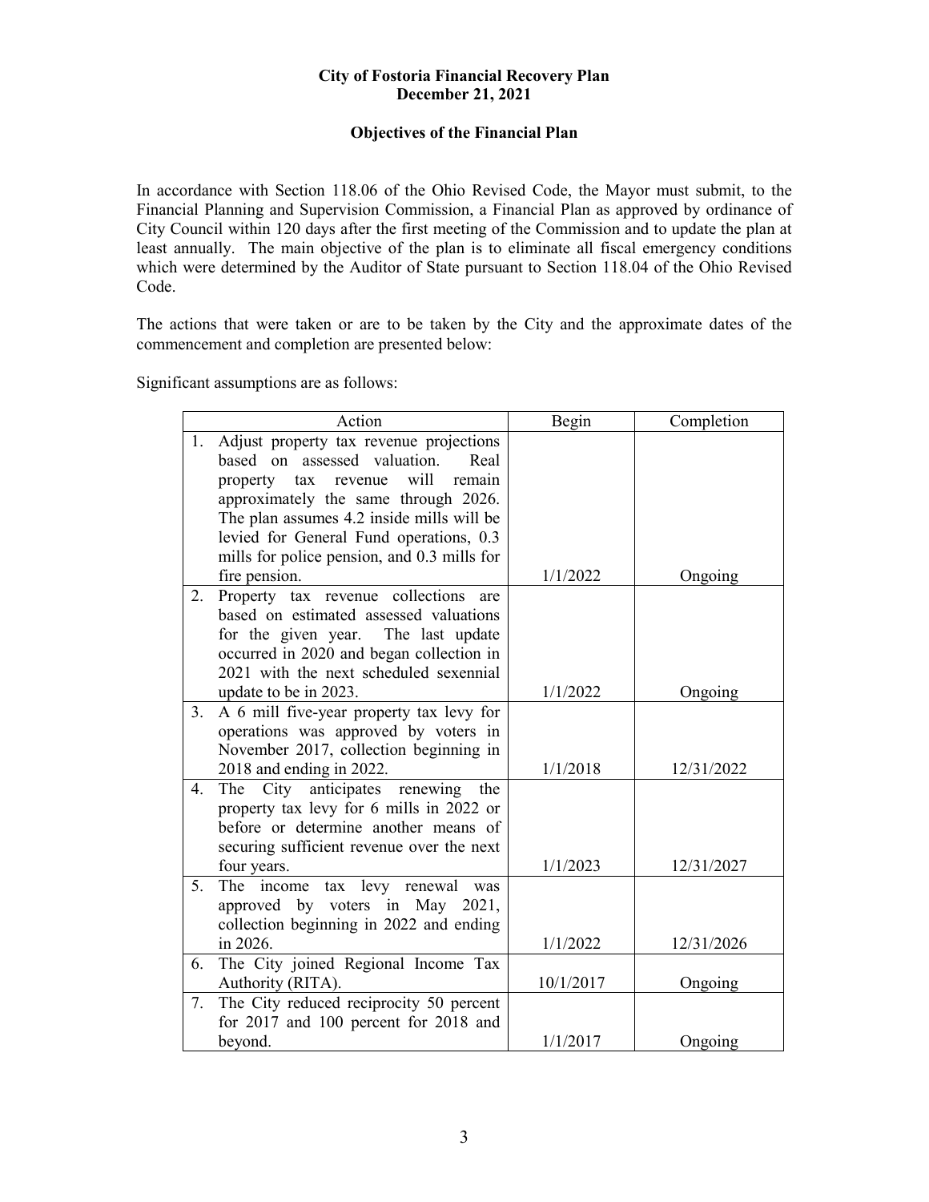**City of Fostoria Financial Recovery Plan**
**December 21, 2021**

**Objectives of the Financial Plan**

In accordance with Section 118.06 of the Ohio Revised Code, the Mayor must submit, to the Financial Planning and Supervision Commission, a Financial Plan as approved by ordinance of City Council within 120 days after the first meeting of the Commission and to update the plan at least annually. The main objective of the plan is to eliminate all fiscal emergency conditions which were determined by the Auditor of State pursuant to Section 118.04 of the Ohio Revised Code.

The actions that were taken or are to be taken by the City and the approximate dates of the commencement and completion are presented below:

Significant assumptions are as follows:

| Action | Begin | Completion |
|---|---|---|
| 1. Adjust property tax revenue projections based on assessed valuation. Real property tax revenue will remain approximately the same through 2026. The plan assumes 4.2 inside mills will be levied for General Fund operations, 0.3 mills for police pension, and 0.3 mills for fire pension. | 1/1/2022 | Ongoing |
| 2. Property tax revenue collections are based on estimated assessed valuations for the given year. The last update occurred in 2020 and began collection in 2021 with the next scheduled sexennial update to be in 2023. | 1/1/2022 | Ongoing |
| 3. A 6 mill five-year property tax levy for operations was approved by voters in November 2017, collection beginning in 2018 and ending in 2022. | 1/1/2018 | 12/31/2022 |
| 4. The City anticipates renewing the property tax levy for 6 mills in 2022 or before or determine another means of securing sufficient revenue over the next four years. | 1/1/2023 | 12/31/2027 |
| 5. The income tax levy renewal was approved by voters in May 2021, collection beginning in 2022 and ending in 2026. | 1/1/2022 | 12/31/2026 |
| 6. The City joined Regional Income Tax Authority (RITA). | 10/1/2017 | Ongoing |
| 7. The City reduced reciprocity 50 percent for 2017 and 100 percent for 2018 and beyond. | 1/1/2017 | Ongoing |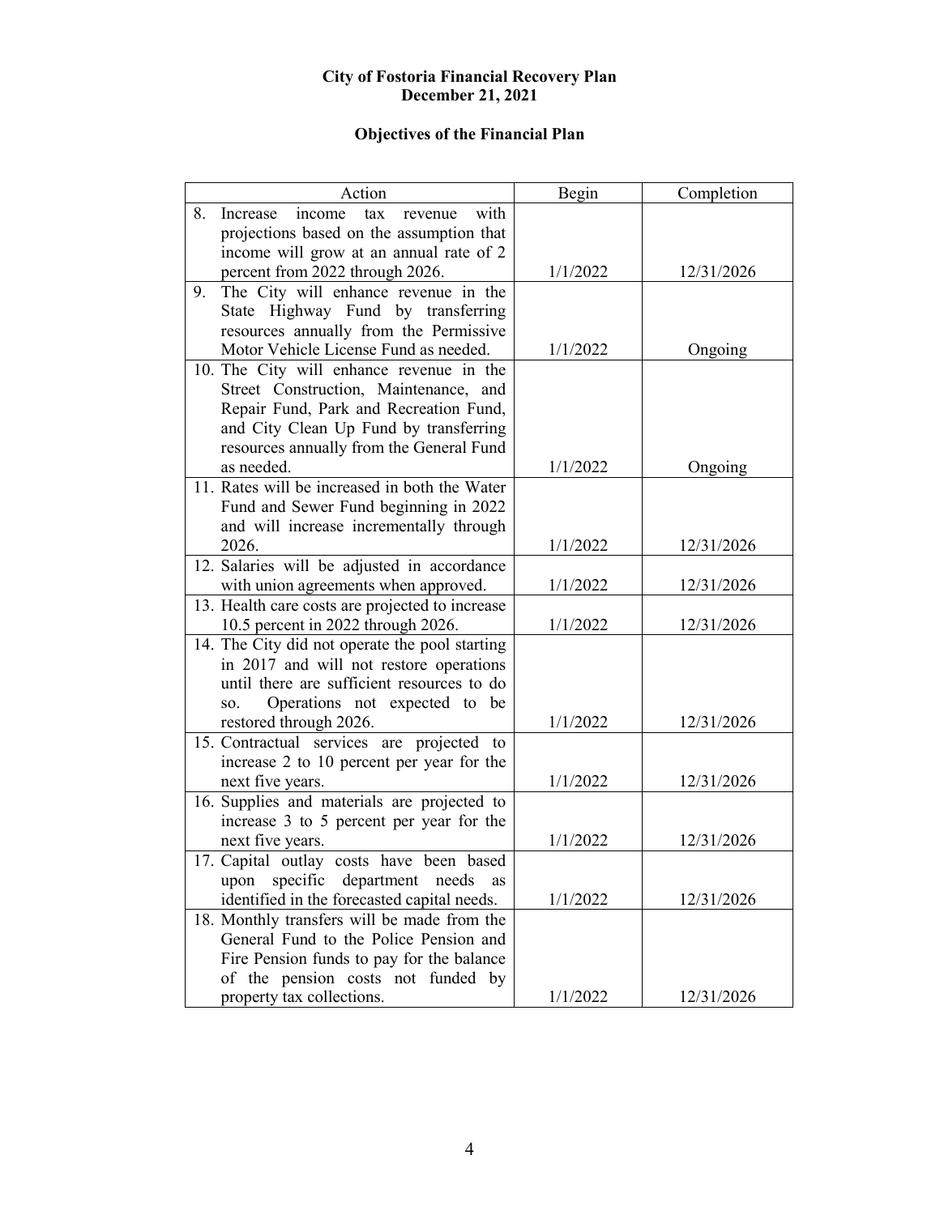**City of Fostoria Financial Recovery Plan**
**December 21, 2021**

**Objectives of the Financial Plan**

| Action | Begin | Completion |
|---|---|---|
| 8. Increase income tax revenue with projections based on the assumption that income will grow at an annual rate of 2 percent from 2022 through 2026. | 1/1/2022 | 12/31/2026 |
| 9. The City will enhance revenue in the State Highway Fund by transferring resources annually from the Permissive Motor Vehicle License Fund as needed. | 1/1/2022 | Ongoing |
| 10. The City will enhance revenue in the Street Construction, Maintenance, and Repair Fund, Park and Recreation Fund, and City Clean Up Fund by transferring resources annually from the General Fund as needed. | 1/1/2022 | Ongoing |
| 11. Rates will be increased in both the Water Fund and Sewer Fund beginning in 2022 and will increase incrementally through 2026. | 1/1/2022 | 12/31/2026 |
| 12. Salaries will be adjusted in accordance with union agreements when approved. | 1/1/2022 | 12/31/2026 |
| 13. Health care costs are projected to increase 10.5 percent in 2022 through 2026. | 1/1/2022 | 12/31/2026 |
| 14. The City did not operate the pool starting in 2017 and will not restore operations until there are sufficient resources to do so. Operations not expected to be restored through 2026. | 1/1/2022 | 12/31/2026 |
| 15. Contractual services are projected to increase 2 to 10 percent per year for the next five years. | 1/1/2022 | 12/31/2026 |
| 16. Supplies and materials are projected to increase 3 to 5 percent per year for the next five years. | 1/1/2022 | 12/31/2026 |
| 17. Capital outlay costs have been based upon specific department needs as identified in the forecasted capital needs. | 1/1/2022 | 12/31/2026 |
| 18. Monthly transfers will be made from the General Fund to the Police Pension and Fire Pension funds to pay for the balance of the pension costs not funded by property tax collections. | 1/1/2022 | 12/31/2026 |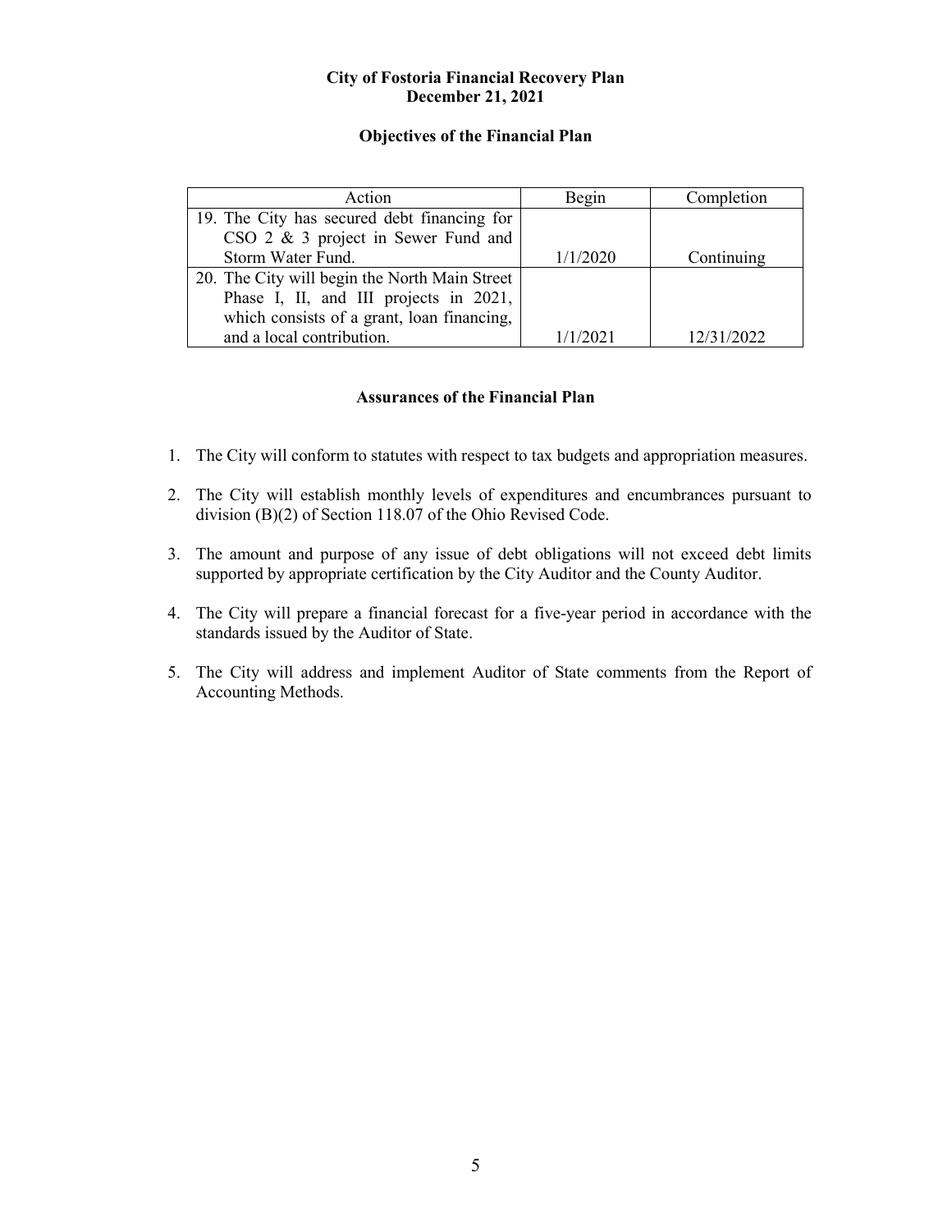**City of Fostoria Financial Recovery Plan**
**December 21, 2021**

## Objectives of the Financial Plan

| Action | Begin | Completion |
|---|---|---|
| 19. The City has secured debt financing for CSO 2 & 3 project in Sewer Fund and Storm Water Fund. | 1/1/2020 | Continuing |
| 20. The City will begin the North Main Street Phase I, II, and III projects in 2021, which consists of a grant, loan financing, and a local contribution. | 1/1/2021 | 12/31/2022 |

## Assurances of the Financial Plan

1. The City will conform to statutes with respect to tax budgets and appropriation measures.

2. The City will establish monthly levels of expenditures and encumbrances pursuant to division (B)(2) of Section 118.07 of the Ohio Revised Code.

3. The amount and purpose of any issue of debt obligations will not exceed debt limits supported by appropriate certification by the City Auditor and the County Auditor.

4. The City will prepare a financial forecast for a five-year period in accordance with the standards issued by the Auditor of State.

5. The City will address and implement Auditor of State comments from the Report of Accounting Methods.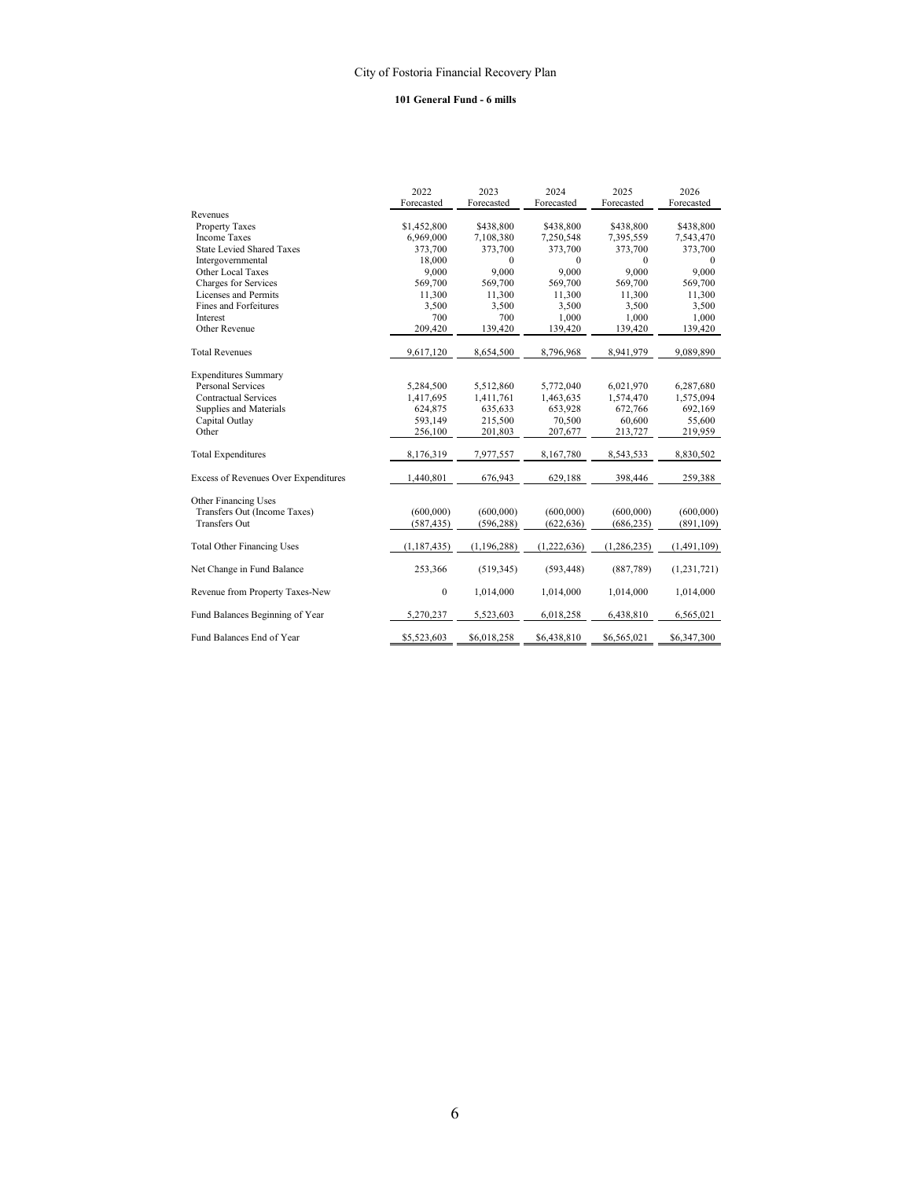City of Fostoria Financial Recovery Plan

**101 General Fund - 6 mills**

| | 2022 Forecasted | 2023 Forecasted | 2024 Forecasted | 2025 Forecasted | 2026 Forecasted |
|---|---|---|---|---|---|
| Revenues | | | | | |
| Property Taxes | $1,452,800 | $438,800 | $438,800 | $438,800 | $438,800 |
| Income Taxes | 6,969,000 | 7,108,380 | 7,250,548 | 7,395,559 | 7,543,470 |
| State Levied Shared Taxes | 373,700 | 373,700 | 373,700 | 373,700 | 373,700 |
| Intergovernmental | 18,000 | 0 | 0 | 0 | 0 |
| Other Local Taxes | 9,000 | 9,000 | 9,000 | 9,000 | 9,000 |
| Charges for Services | 569,700 | 569,700 | 569,700 | 569,700 | 569,700 |
| Licenses and Permits | 11,300 | 11,300 | 11,300 | 11,300 | 11,300 |
| Fines and Forfeitures | 3,500 | 3,500 | 3,500 | 3,500 | 3,500 |
| Interest | 700 | 700 | 1,000 | 1,000 | 1,000 |
| Other Revenue | 209,420 | 139,420 | 139,420 | 139,420 | 139,420 |
| Total Revenues | 9,617,120 | 8,654,500 | 8,796,968 | 8,941,979 | 9,089,890 |
| Expenditures Summary | | | | | |
| Personal Services | 5,284,500 | 5,512,860 | 5,772,040 | 6,021,970 | 6,287,680 |
| Contractual Services | 1,417,695 | 1,411,761 | 1,463,635 | 1,574,470 | 1,575,094 |
| Supplies and Materials | 624,875 | 635,633 | 653,928 | 672,766 | 692,169 |
| Capital Outlay | 593,149 | 215,500 | 70,500 | 60,600 | 55,600 |
| Other | 256,100 | 201,803 | 207,677 | 213,727 | 219,959 |
| Total Expenditures | 8,176,319 | 7,977,557 | 8,167,780 | 8,543,533 | 8,830,502 |
| Excess of Revenues Over Expenditures | 1,440,801 | 676,943 | 629,188 | 398,446 | 259,388 |
| Other Financing Uses | | | | | |
| Transfers Out (Income Taxes) | (600,000) | (600,000) | (600,000) | (600,000) | (600,000) |
| Transfers Out | (587,435) | (596,288) | (622,636) | (686,235) | (891,109) |
| Total Other Financing Uses | (1,187,435) | (1,196,288) | (1,222,636) | (1,286,235) | (1,491,109) |
| Net Change in Fund Balance | 253,366 | (519,345) | (593,448) | (887,789) | (1,231,721) |
| Revenue from Property Taxes-New | 0 | 1,014,000 | 1,014,000 | 1,014,000 | 1,014,000 |
| Fund Balances Beginning of Year | 5,270,237 | 5,523,603 | 6,018,258 | 6,438,810 | 6,565,021 |
| Fund Balances End of Year | $5,523,603 | $6,018,258 | $6,438,810 | $6,565,021 | $6,347,300 |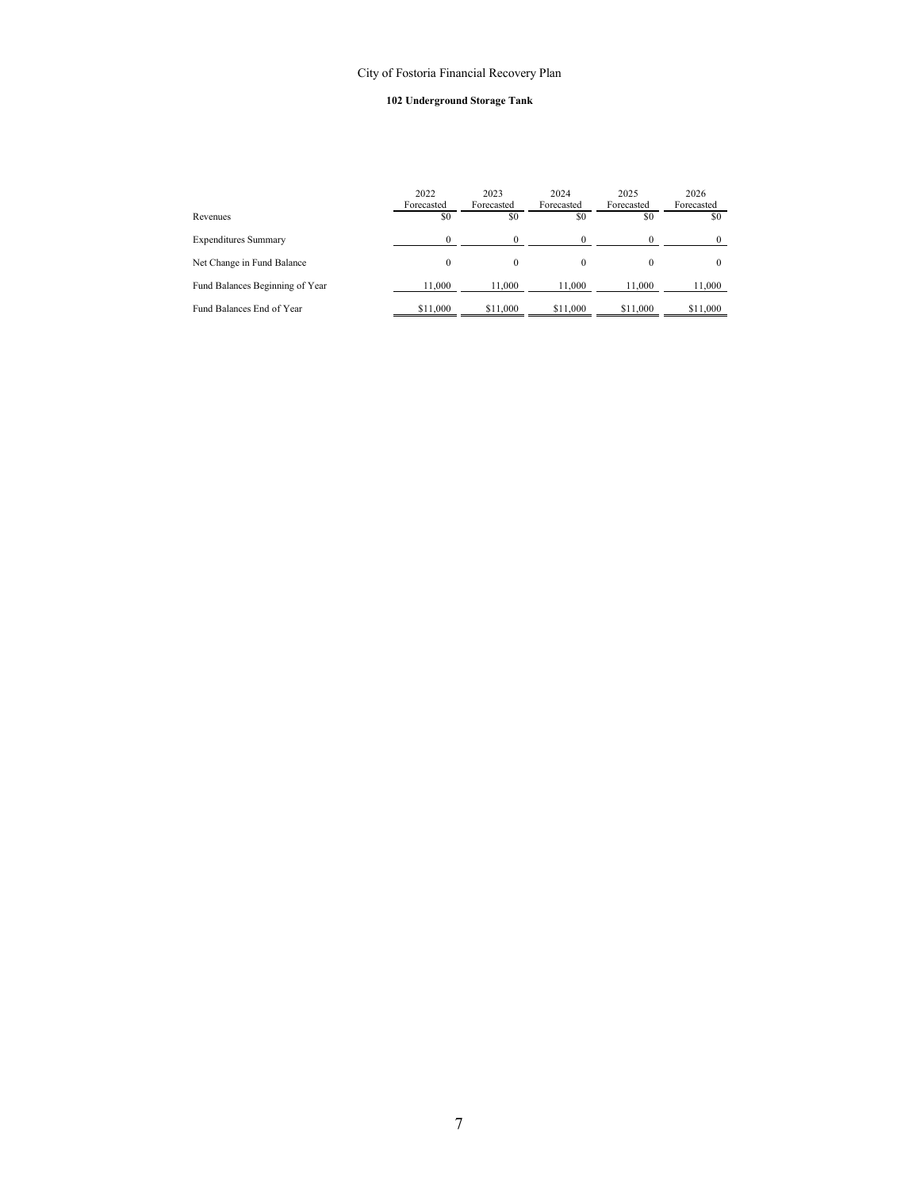City of Fostoria Financial Recovery Plan

**102 Underground Storage Tank**

| | 2022 Forecasted | 2023 Forecasted | 2024 Forecasted | 2025 Forecasted | 2026 Forecasted |
|---|---|---|---|---|---|
| Revenues | $0 | $0 | $0 | $0 | $0 |
| Expenditures Summary | 0 | 0 | 0 | 0 | 0 |
| Net Change in Fund Balance | 0 | 0 | 0 | 0 | 0 |
| Fund Balances Beginning of Year | 11,000 | 11,000 | 11,000 | 11,000 | 11,000 |
| Fund Balances End of Year | $11,000 | $11,000 | $11,000 | $11,000 | $11,000 |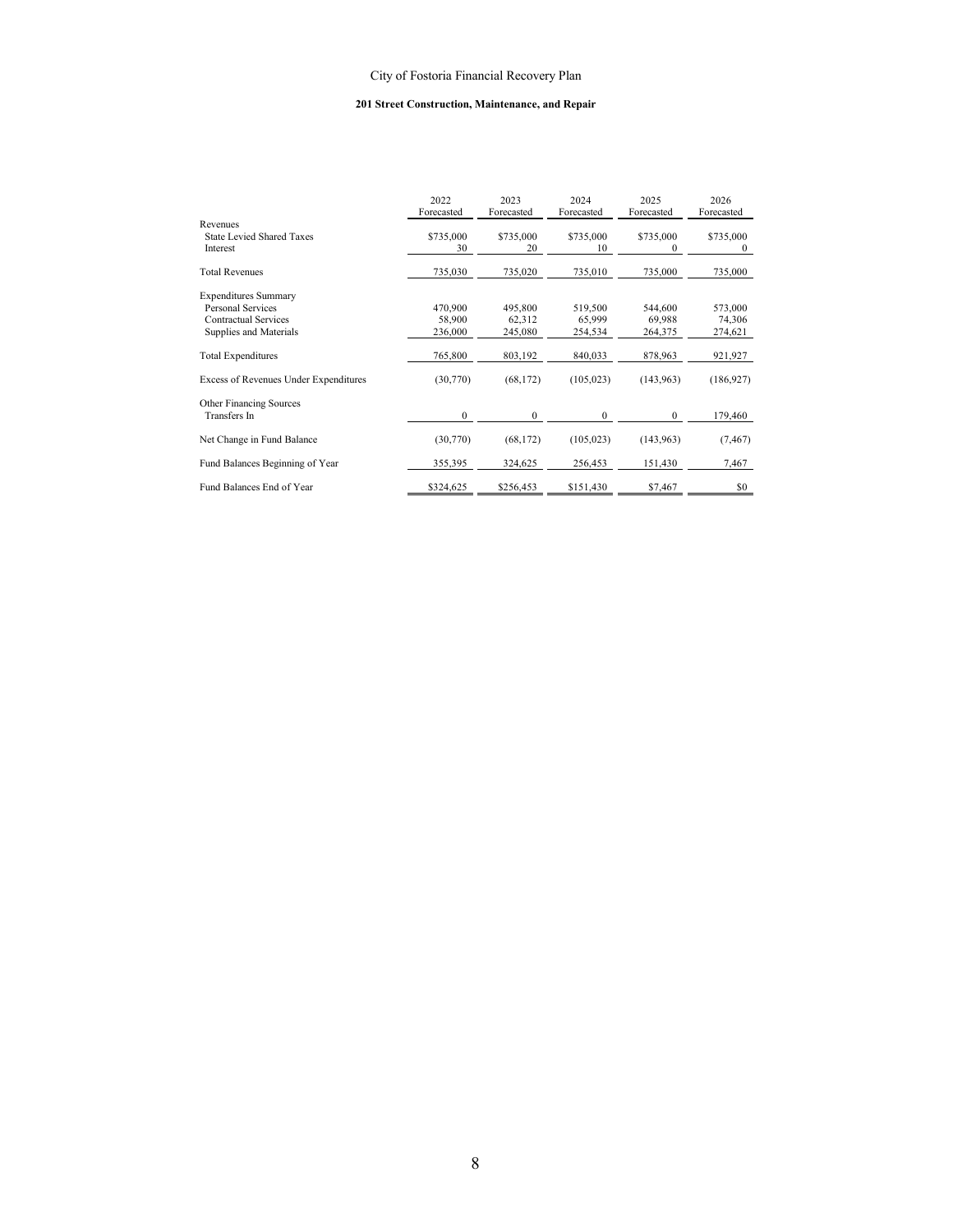City of Fostoria Financial Recovery Plan

**201 Street Construction, Maintenance, and Repair**

| | 2022 Forecasted | 2023 Forecasted | 2024 Forecasted | 2025 Forecasted | 2026 Forecasted |
|---|---|---|---|---|---|
| Revenues | | | | | |
| State Levied Shared Taxes | $735,000 | $735,000 | $735,000 | $735,000 | $735,000 |
| Interest | 30 | 20 | 10 | 0 | 0 |
| Total Revenues | 735,030 | 735,020 | 735,010 | 735,000 | 735,000 |
| Expenditures Summary | | | | | |
| Personal Services | 470,900 | 495,800 | 519,500 | 544,600 | 573,000 |
| Contractual Services | 58,900 | 62,312 | 65,999 | 69,988 | 74,306 |
| Supplies and Materials | 236,000 | 245,080 | 254,534 | 264,375 | 274,621 |
| Total Expenditures | 765,800 | 803,192 | 840,033 | 878,963 | 921,927 |
| Excess of Revenues Under Expenditures | (30,770) | (68,172) | (105,023) | (143,963) | (186,927) |
| Other Financing Sources | | | | | |
| Transfers In | 0 | 0 | 0 | 0 | 179,460 |
| Net Change in Fund Balance | (30,770) | (68,172) | (105,023) | (143,963) | (7,467) |
| Fund Balances Beginning of Year | 355,395 | 324,625 | 256,453 | 151,430 | 7,467 |
| Fund Balances End of Year | $324,625 | $256,453 | $151,430 | $7,467 | $0 |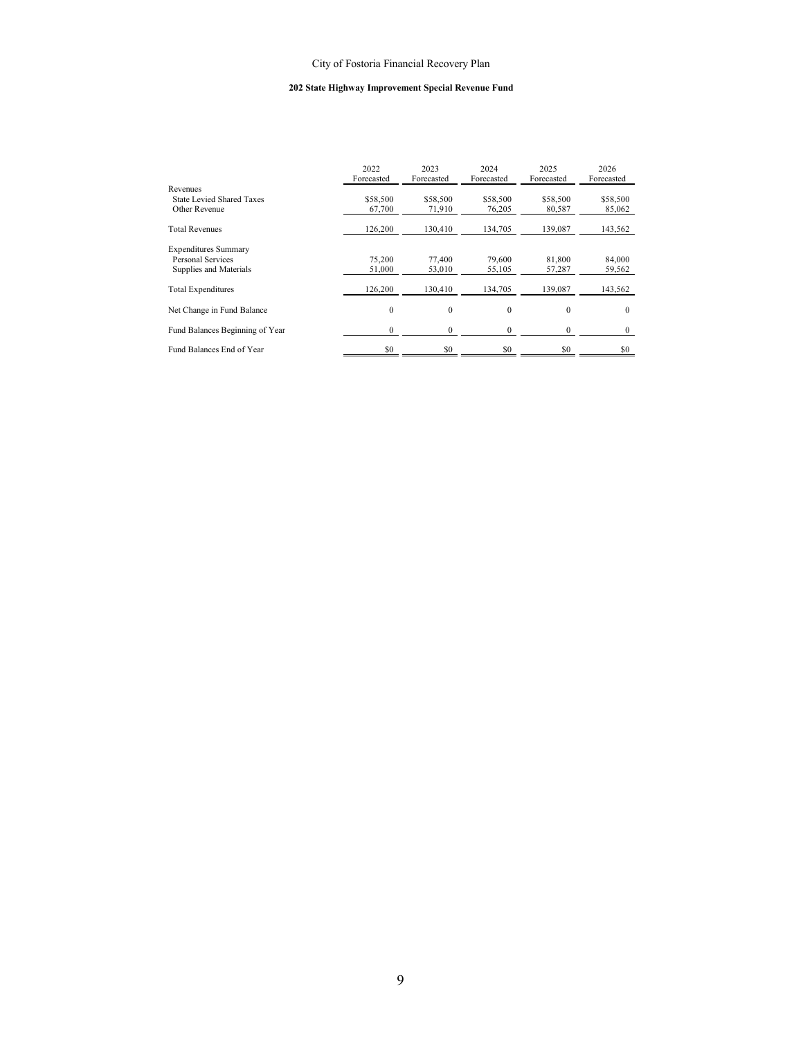City of Fostoria Financial Recovery Plan

**202 State Highway Improvement Special Revenue Fund**

| | 2022 Forecasted | 2023 Forecasted | 2024 Forecasted | 2025 Forecasted | 2026 Forecasted |
|---|---|---|---|---|---|
| Revenues | | | | | |
| State Levied Shared Taxes | $58,500 | $58,500 | $58,500 | $58,500 | $58,500 |
| Other Revenue | 67,700 | 71,910 | 76,205 | 80,587 | 85,062 |
| Total Revenues | 126,200 | 130,410 | 134,705 | 139,087 | 143,562 |
| Expenditures Summary | | | | | |
| Personal Services | 75,200 | 77,400 | 79,600 | 81,800 | 84,000 |
| Supplies and Materials | 51,000 | 53,010 | 55,105 | 57,287 | 59,562 |
| Total Expenditures | 126,200 | 130,410 | 134,705 | 139,087 | 143,562 |
| Net Change in Fund Balance | 0 | 0 | 0 | 0 | 0 |
| Fund Balances Beginning of Year | 0 | 0 | 0 | 0 | 0 |
| Fund Balances End of Year | $0 | $0 | $0 | $0 | $0 |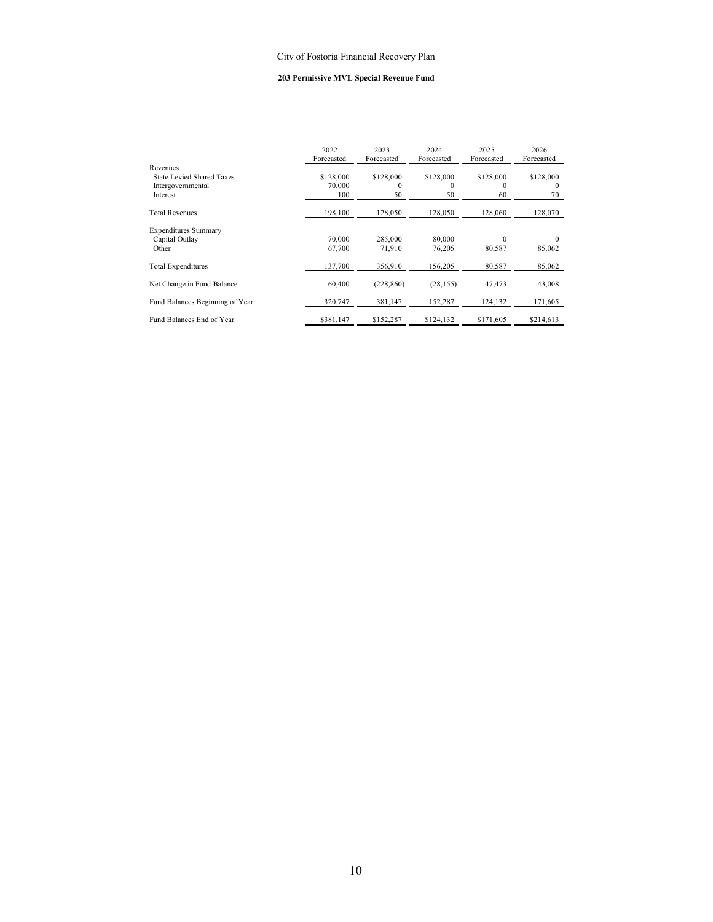City of Fostoria Financial Recovery Plan

**203 Permissive MVL Special Revenue Fund**

| | 2022 Forecasted | 2023 Forecasted | 2024 Forecasted | 2025 Forecasted | 2026 Forecasted |
|---|---|---|---|---|---|
| Revenues | | | | | |
| State Levied Shared Taxes | $128,000 | $128,000 | $128,000 | $128,000 | $128,000 |
| Intergovernmental | 70,000 | 0 | 0 | 0 | 0 |
| Interest | 100 | 50 | 50 | 60 | 70 |
| Total Revenues | 198,100 | 128,050 | 128,050 | 128,060 | 128,070 |
| Expenditures Summary | | | | | |
| Capital Outlay | 70,000 | 285,000 | 80,000 | 0 | 0 |
| Other | 67,700 | 71,910 | 76,205 | 80,587 | 85,062 |
| Total Expenditures | 137,700 | 356,910 | 156,205 | 80,587 | 85,062 |
| Net Change in Fund Balance | 60,400 | (228,860) | (28,155) | 47,473 | 43,008 |
| Fund Balances Beginning of Year | 320,747 | 381,147 | 152,287 | 124,132 | 171,605 |
| Fund Balances End of Year | $381,147 | $152,287 | $124,132 | $171,605 | $214,613 |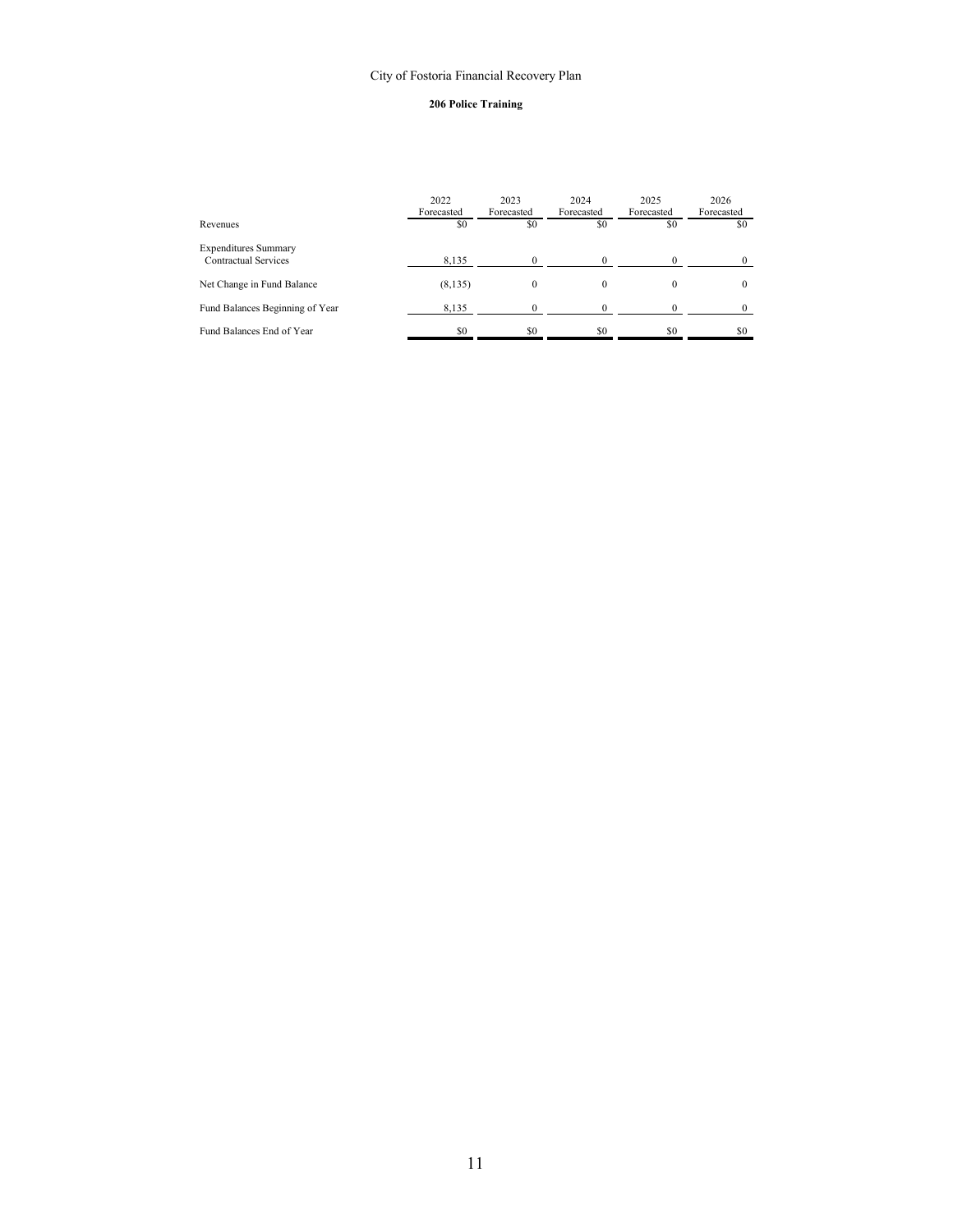City of Fostoria Financial Recovery Plan

**206 Police Training**

| | 2022 Forecasted | 2023 Forecasted | 2024 Forecasted | 2025 Forecasted | 2026 Forecasted |
|---|---|---|---|---|---|
| Revenues | $0 | $0 | $0 | $0 | $0 |
| Expenditures Summary | | | | | |
| Contractual Services | 8,135 | 0 | 0 | 0 | 0 |
| Net Change in Fund Balance | (8,135) | 0 | 0 | 0 | 0 |
| Fund Balances Beginning of Year | 8,135 | 0 | 0 | 0 | 0 |
| Fund Balances End of Year | $0 | $0 | $0 | $0 | $0 |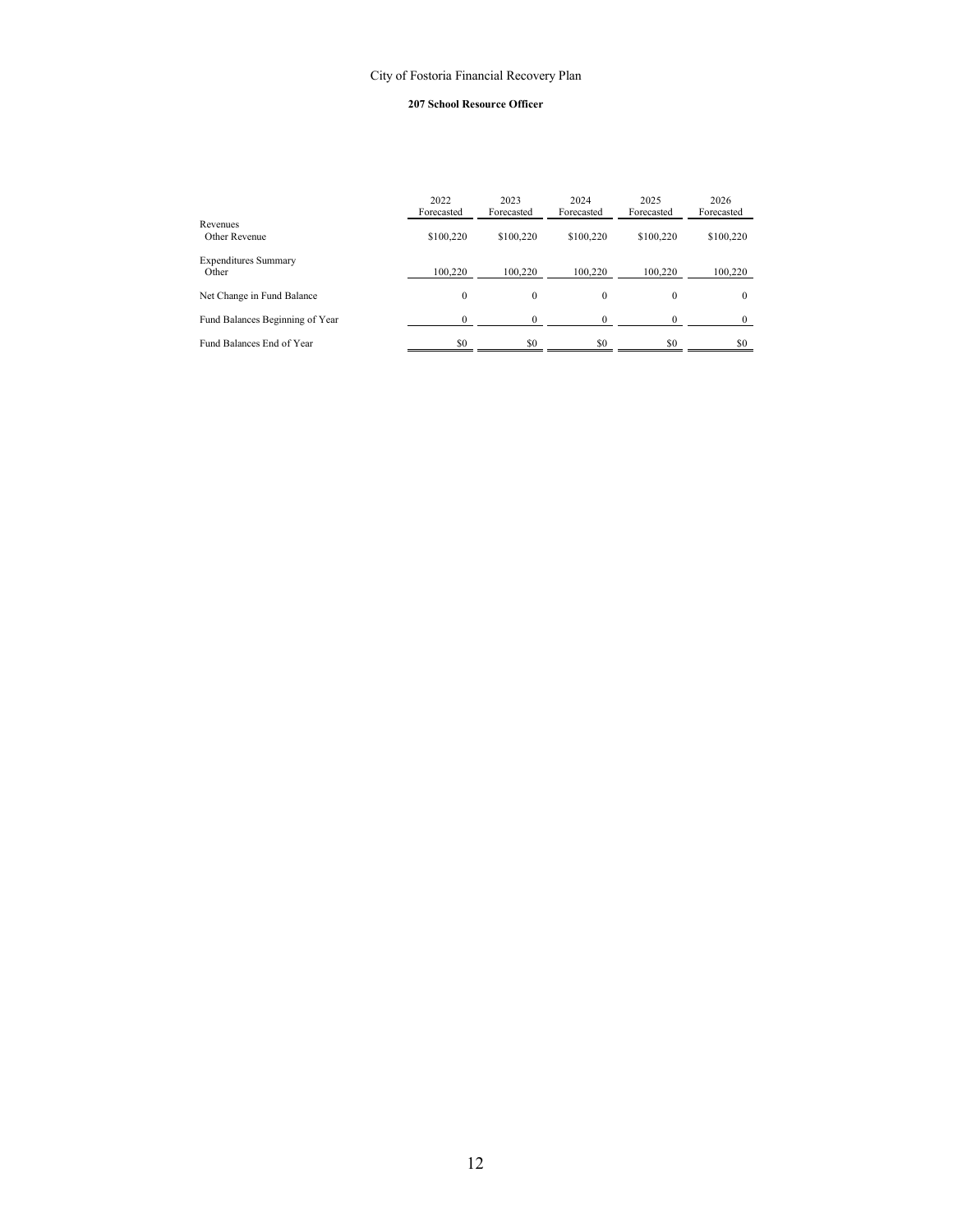City of Fostoria Financial Recovery Plan

**207 School Resource Officer**

| | 2022 Forecasted | 2023 Forecasted | 2024 Forecasted | 2025 Forecasted | 2026 Forecasted |
|---|---|---|---|---|---|
| Revenues | | | | | |
| Other Revenue | $100,220 | $100,220 | $100,220 | $100,220 | $100,220 |
| Expenditures Summary | | | | | |
| Other | 100,220 | 100,220 | 100,220 | 100,220 | 100,220 |
| Net Change in Fund Balance | 0 | 0 | 0 | 0 | 0 |
| Fund Balances Beginning of Year | 0 | 0 | 0 | 0 | 0 |
| Fund Balances End of Year | $0 | $0 | $0 | $0 | $0 |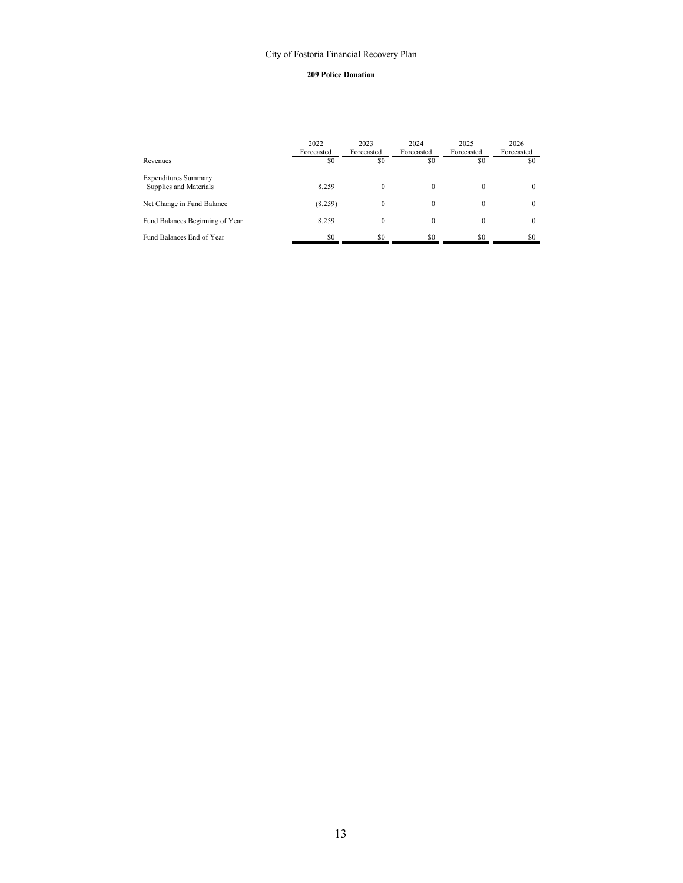City of Fostoria Financial Recovery Plan

**209 Police Donation**

| | 2022 Forecasted | 2023 Forecasted | 2024 Forecasted | 2025 Forecasted | 2026 Forecasted |
|---|---|---|---|---|---|
| Revenues | $0 | $0 | $0 | $0 | $0 |
| Expenditures Summary | | | | | |
| Supplies and Materials | 8,259 | 0 | 0 | 0 | 0 |
| Net Change in Fund Balance | (8,259) | 0 | 0 | 0 | 0 |
| Fund Balances Beginning of Year | 8,259 | 0 | 0 | 0 | 0 |
| Fund Balances End of Year | $0 | $0 | $0 | $0 | $0 |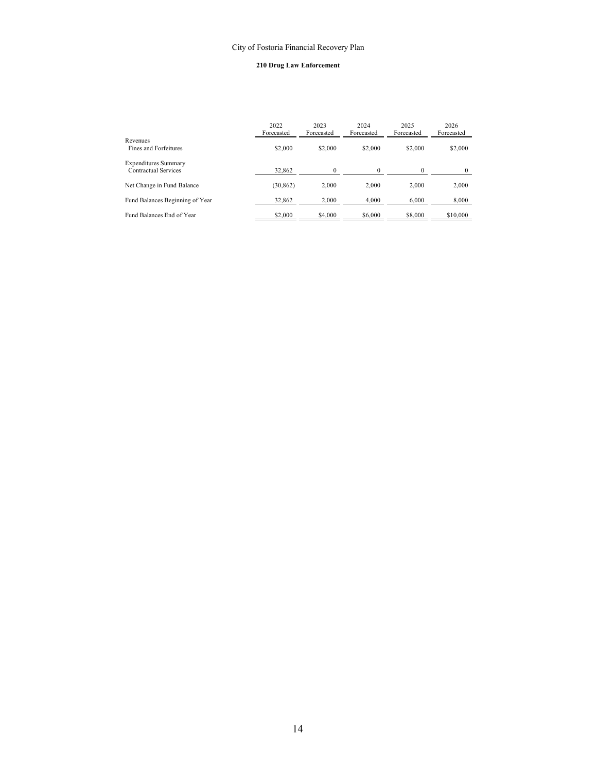City of Fostoria Financial Recovery Plan

**210 Drug Law Enforcement**

| | 2022 Forecasted | 2023 Forecasted | 2024 Forecasted | 2025 Forecasted | 2026 Forecasted |
|---|---|---|---|---|---|
| Revenues | | | | | |
| Fines and Forfeitures | $2,000 | $2,000 | $2,000 | $2,000 | $2,000 |
| Expenditures Summary | | | | | |
| Contractual Services | 32,862 | 0 | 0 | 0 | 0 |
| Net Change in Fund Balance | (30,862) | 2,000 | 2,000 | 2,000 | 2,000 |
| Fund Balances Beginning of Year | 32,862 | 2,000 | 4,000 | 6,000 | 8,000 |
| Fund Balances End of Year | $2,000 | $4,000 | $6,000 | $8,000 | $10,000 |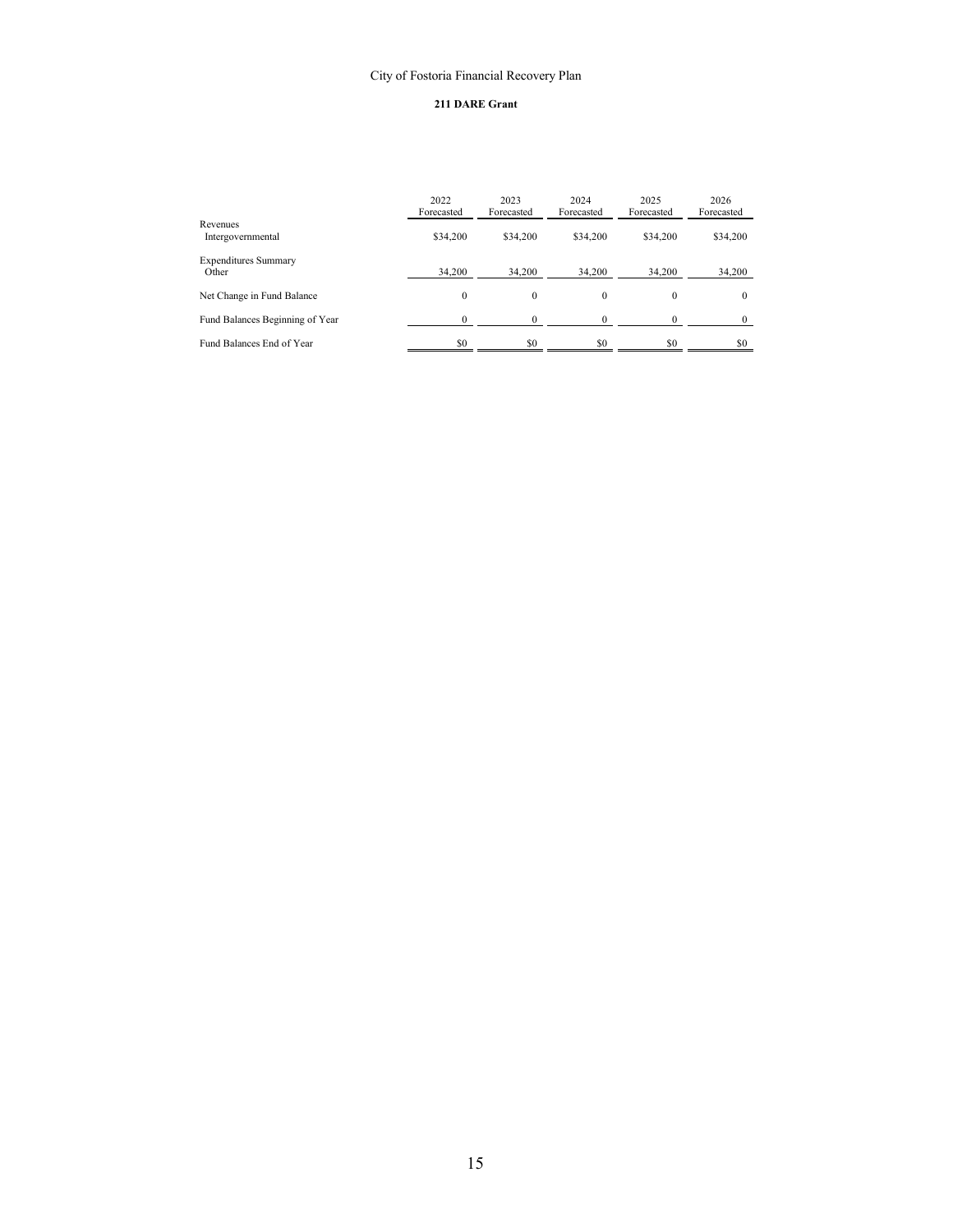City of Fostoria Financial Recovery Plan

**211 DARE Grant**

| | 2022 Forecasted | 2023 Forecasted | 2024 Forecasted | 2025 Forecasted | 2026 Forecasted |
|---|---|---|---|---|---|
| Revenues | | | | | |
| Intergovernmental | $34,200 | $34,200 | $34,200 | $34,200 | $34,200 |
| Expenditures Summary | | | | | |
| Other | 34,200 | 34,200 | 34,200 | 34,200 | 34,200 |
| Net Change in Fund Balance | 0 | 0 | 0 | 0 | 0 |
| Fund Balances Beginning of Year | 0 | 0 | 0 | 0 | 0 |
| Fund Balances End of Year | $0 | $0 | $0 | $0 | $0 |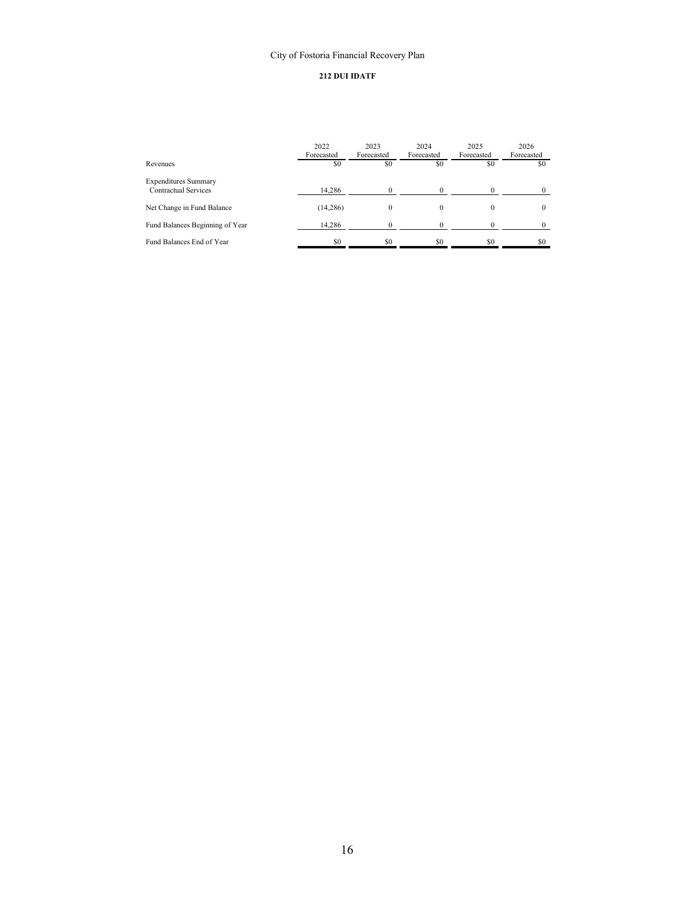City of Fostoria Financial Recovery Plan

**212 DUI IDATF**

| | 2022 Forecasted | 2023 Forecasted | 2024 Forecasted | 2025 Forecasted | 2026 Forecasted |
|---|---|---|---|---|---|
| Revenues | $0 | $0 | $0 | $0 | $0 |
| Expenditures Summary | | | | | |
| Contractual Services | 14,286 | 0 | 0 | 0 | 0 |
| Net Change in Fund Balance | (14,286) | 0 | 0 | 0 | 0 |
| Fund Balances Beginning of Year | 14,286 | 0 | 0 | 0 | 0 |
| Fund Balances End of Year | $0 | $0 | $0 | $0 | $0 |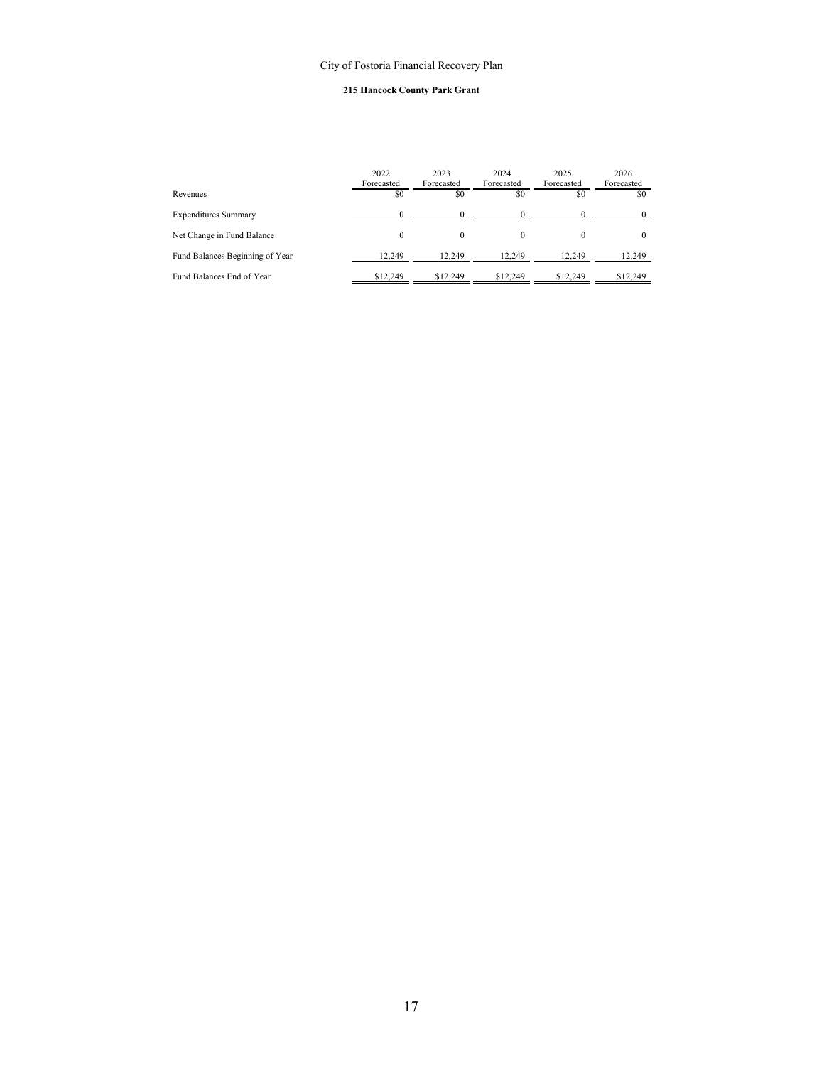City of Fostoria Financial Recovery Plan

**215 Hancock County Park Grant**

| | 2022 Forecasted | 2023 Forecasted | 2024 Forecasted | 2025 Forecasted | 2026 Forecasted |
|---|---|---|---|---|---|
| Revenues | $0 | $0 | $0 | $0 | $0 |
| Expenditures Summary | 0 | 0 | 0 | 0 | 0 |
| Net Change in Fund Balance | 0 | 0 | 0 | 0 | 0 |
| Fund Balances Beginning of Year | 12,249 | 12,249 | 12,249 | 12,249 | 12,249 |
| Fund Balances End of Year | $12,249 | $12,249 | $12,249 | $12,249 | $12,249 |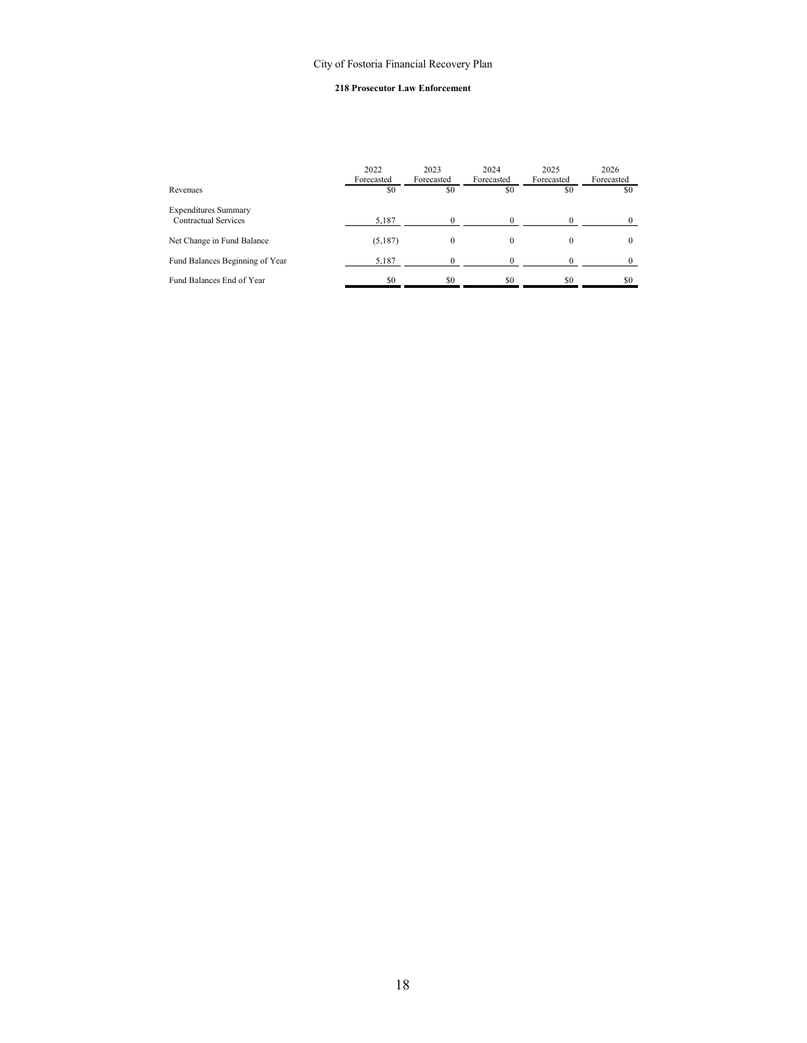City of Fostoria Financial Recovery Plan

**218 Prosecutor Law Enforcement**

| | 2022 Forecasted | 2023 Forecasted | 2024 Forecasted | 2025 Forecasted | 2026 Forecasted |
|---|---|---|---|---|---|
| Revenues | $0 | $0 | $0 | $0 | $0 |
| Expenditures Summary | | | | | |
| Contractual Services | 5,187 | 0 | 0 | 0 | 0 |
| Net Change in Fund Balance | (5,187) | 0 | 0 | 0 | 0 |
| Fund Balances Beginning of Year | 5,187 | 0 | 0 | 0 | 0 |
| Fund Balances End of Year | $0 | $0 | $0 | $0 | $0 |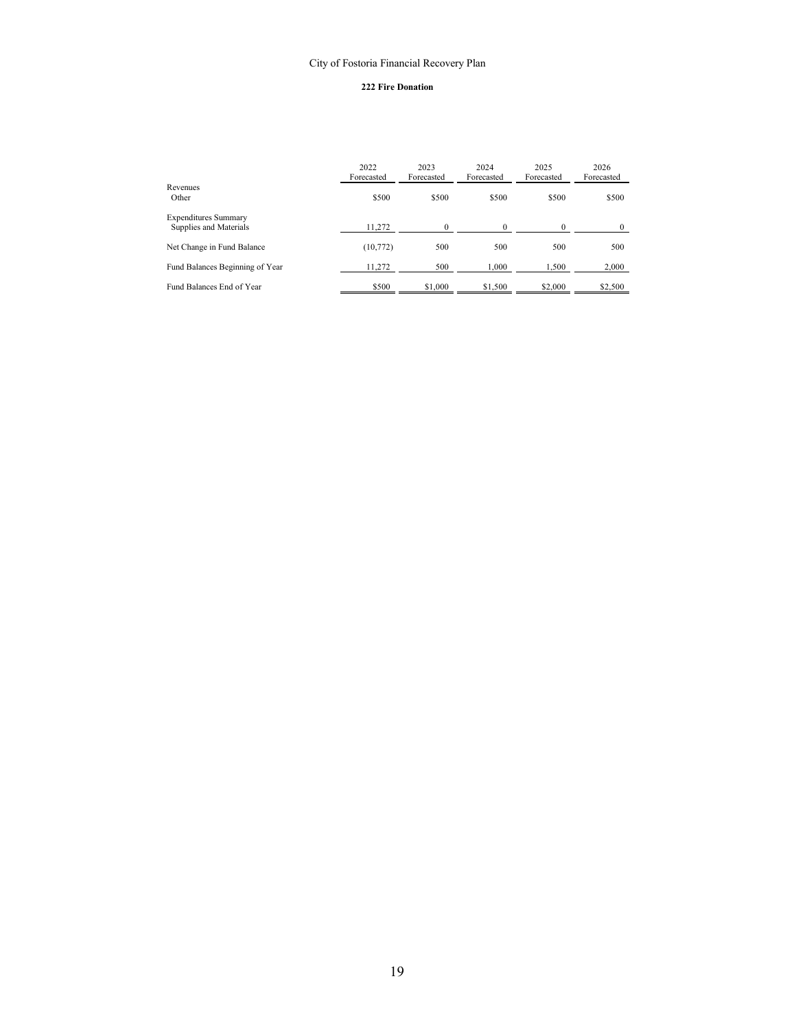City of Fostoria Financial Recovery Plan

**222 Fire Donation**

| | 2022 Forecasted | 2023 Forecasted | 2024 Forecasted | 2025 Forecasted | 2026 Forecasted |
|---|---|---|---|---|---|
| Revenues | | | | | |
| Other | $500 | $500 | $500 | $500 | $500 |
| Expenditures Summary | | | | | |
| Supplies and Materials | 11,272 | 0 | 0 | 0 | 0 |
| Net Change in Fund Balance | (10,772) | 500 | 500 | 500 | 500 |
| Fund Balances Beginning of Year | 11,272 | 500 | 1,000 | 1,500 | 2,000 |
| Fund Balances End of Year | $500 | $1,000 | $1,500 | $2,000 | $2,500 |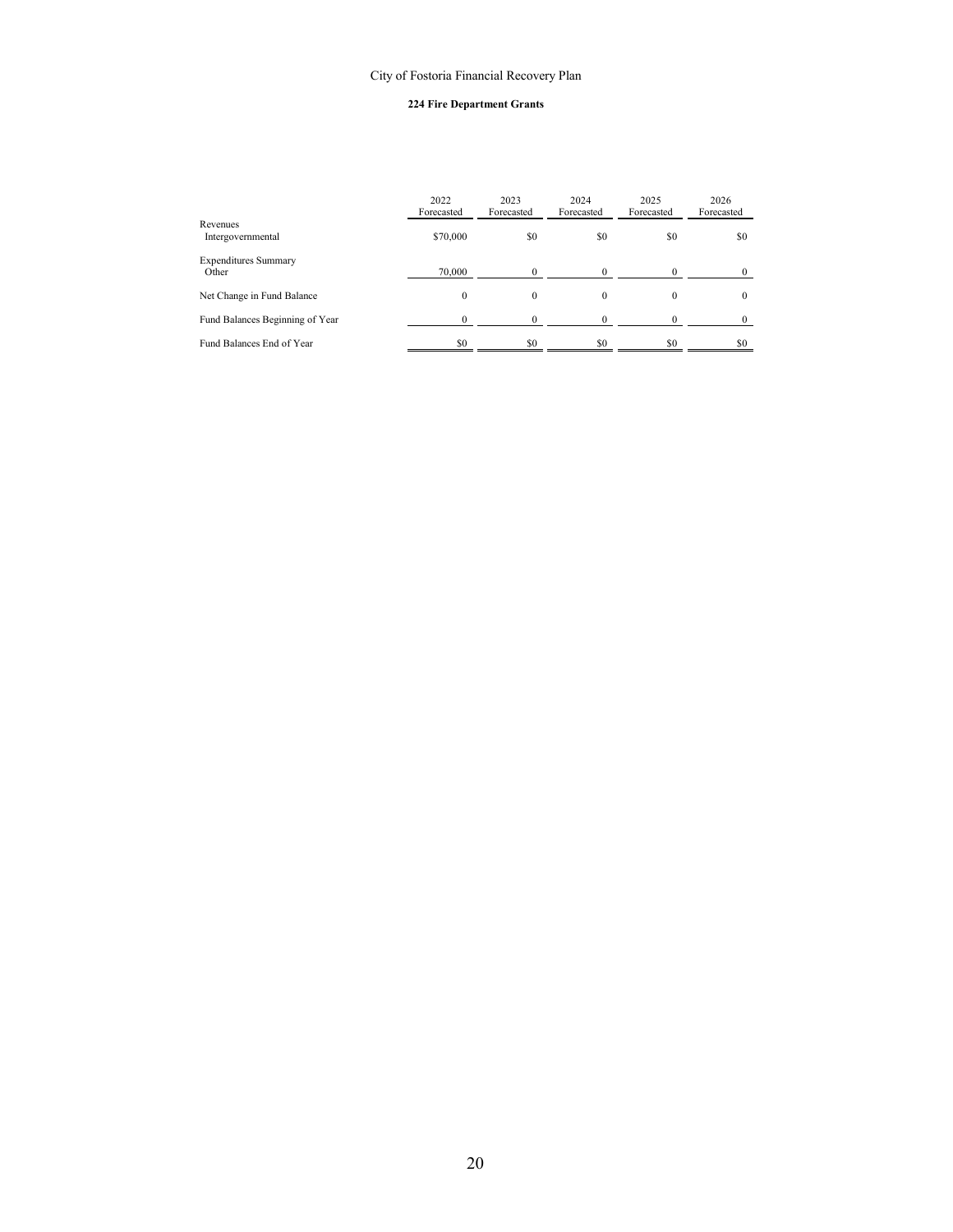City of Fostoria Financial Recovery Plan

**224 Fire Department Grants**

| | 2022 Forecasted | 2023 Forecasted | 2024 Forecasted | 2025 Forecasted | 2026 Forecasted |
|---|---|---|---|---|---|
| Revenues | | | | | |
| Intergovernmental | $70,000 | $0 | $0 | $0 | $0 |
| Expenditures Summary | | | | | |
| Other | 70,000 | 0 | 0 | 0 | 0 |
| Net Change in Fund Balance | 0 | 0 | 0 | 0 | 0 |
| Fund Balances Beginning of Year | 0 | 0 | 0 | 0 | 0 |
| Fund Balances End of Year | $0 | $0 | $0 | $0 | $0 |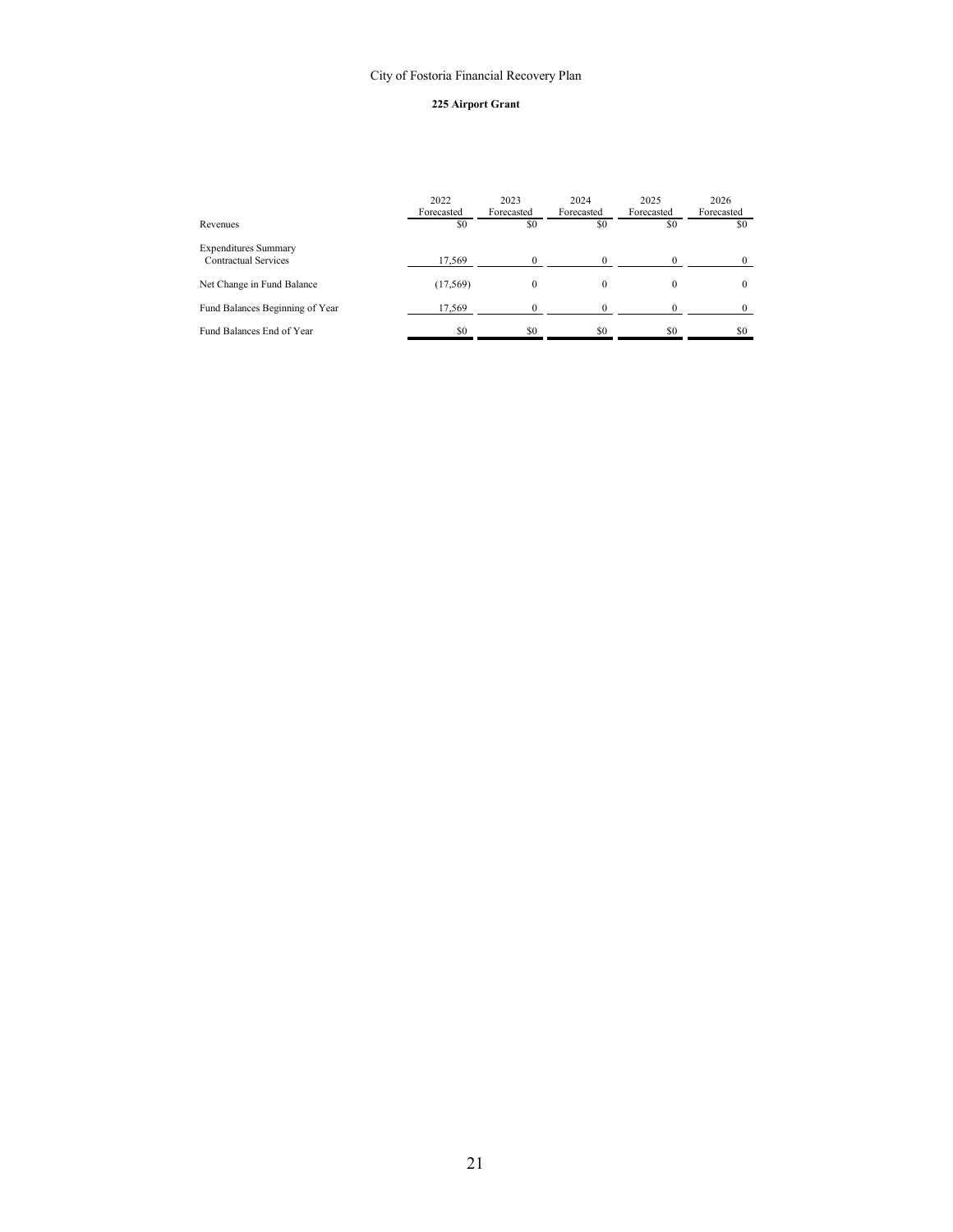City of Fostoria Financial Recovery Plan

**225 Airport Grant**

| | 2022 Forecasted | 2023 Forecasted | 2024 Forecasted | 2025 Forecasted | 2026 Forecasted |
|---|---|---|---|---|---|
| Revenues | $0 | $0 | $0 | $0 | $0 |
| Expenditures Summary | | | | | |
| Contractual Services | 17,569 | 0 | 0 | 0 | 0 |
| Net Change in Fund Balance | (17,569) | 0 | 0 | 0 | 0 |
| Fund Balances Beginning of Year | 17,569 | 0 | 0 | 0 | 0 |
| Fund Balances End of Year | $0 | $0 | $0 | $0 | $0 |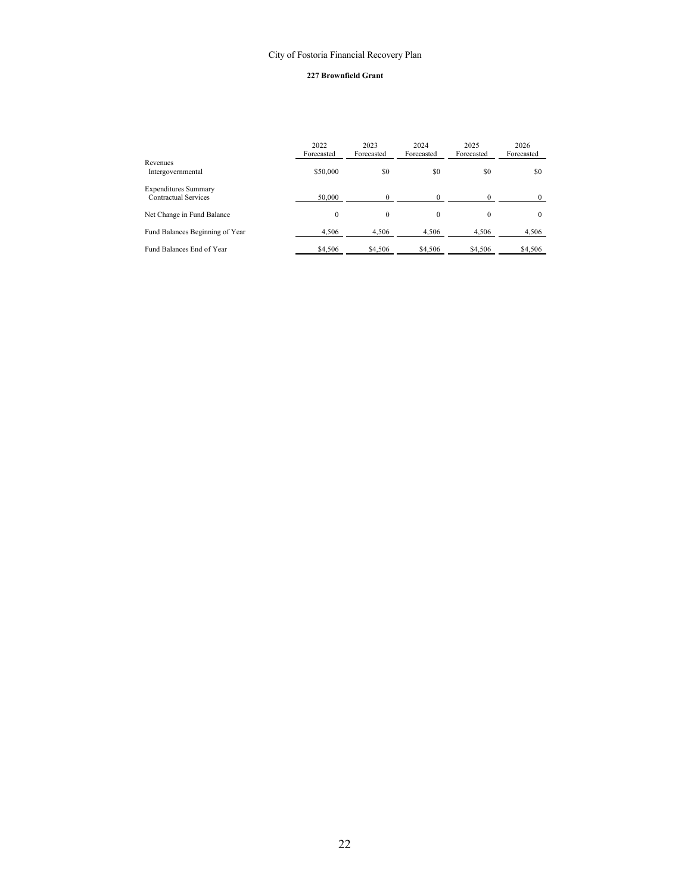City of Fostoria Financial Recovery Plan

**227 Brownfield Grant**

| | 2022 Forecasted | 2023 Forecasted | 2024 Forecasted | 2025 Forecasted | 2026 Forecasted |
|---|---|---|---|---|---|
| Revenues | | | | | |
| Intergovernmental | $50,000 | $0 | $0 | $0 | $0 |
| Expenditures Summary | | | | | |
| Contractual Services | 50,000 | 0 | 0 | 0 | 0 |
| Net Change in Fund Balance | 0 | 0 | 0 | 0 | 0 |
| Fund Balances Beginning of Year | 4,506 | 4,506 | 4,506 | 4,506 | 4,506 |
| Fund Balances End of Year | $4,506 | $4,506 | $4,506 | $4,506 | $4,506 |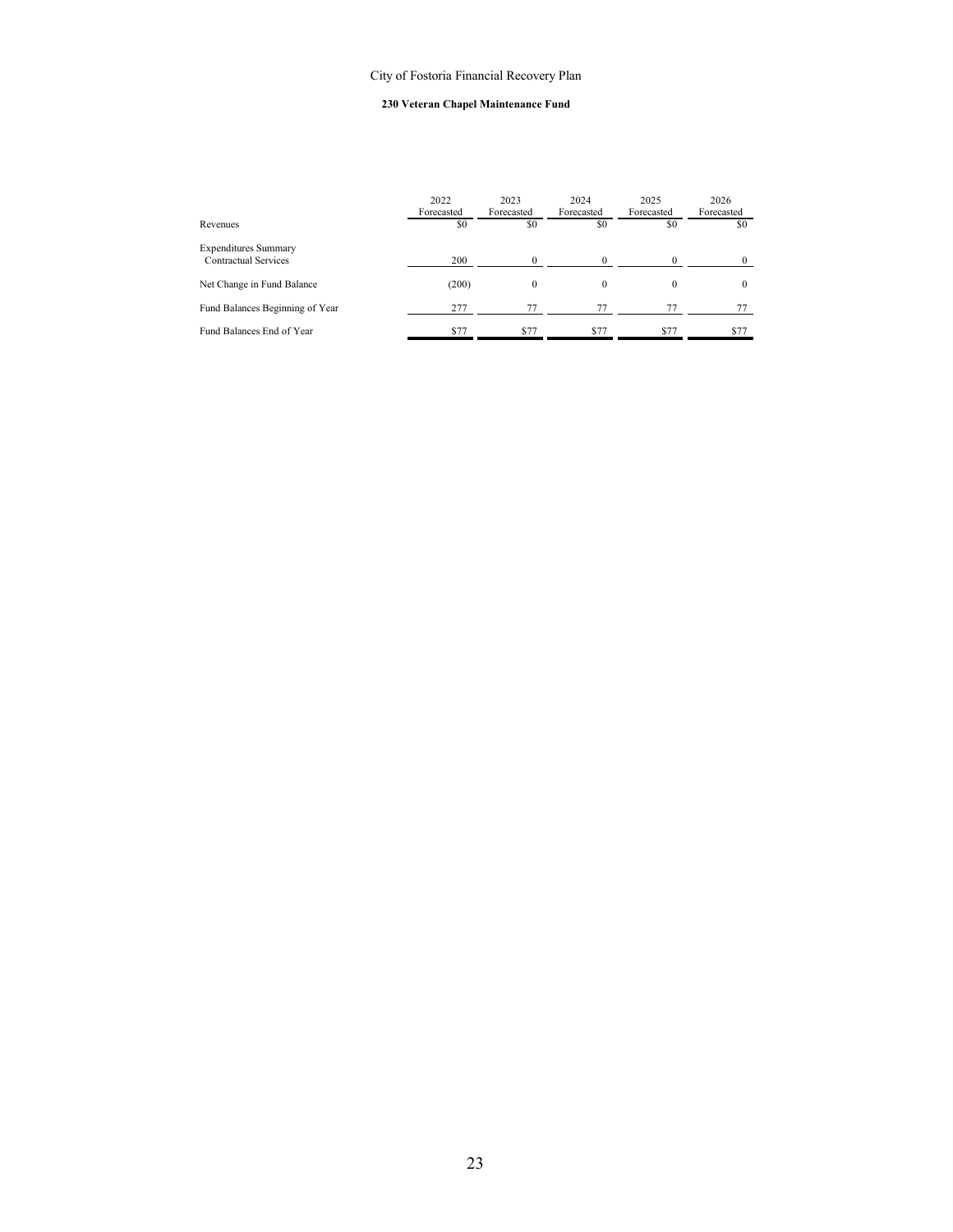City of Fostoria Financial Recovery Plan

**230 Veteran Chapel Maintenance Fund**

| | 2022 Forecasted | 2023 Forecasted | 2024 Forecasted | 2025 Forecasted | 2026 Forecasted |
|---|---|---|---|---|---|
| Revenues | $0 | $0 | $0 | $0 | $0 |
| Expenditures Summary | | | | | |
| Contractual Services | 200 | 0 | 0 | 0 | 0 |
| Net Change in Fund Balance | (200) | 0 | 0 | 0 | 0 |
| Fund Balances Beginning of Year | 277 | 77 | 77 | 77 | 77 |
| Fund Balances End of Year | $77 | $77 | $77 | $77 | $77 |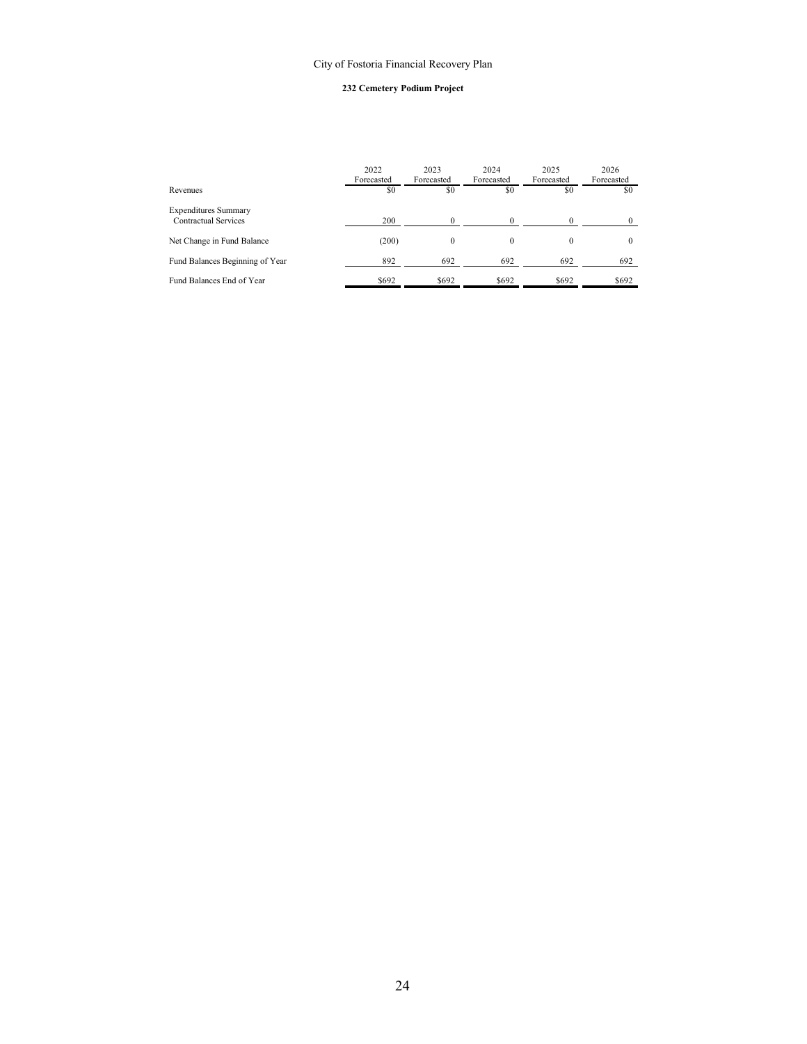City of Fostoria Financial Recovery Plan

**232 Cemetery Podium Project**

| | 2022 Forecasted | 2023 Forecasted | 2024 Forecasted | 2025 Forecasted | 2026 Forecasted |
|---|---|---|---|---|---|
| Revenues | $0 | $0 | $0 | $0 | $0 |
| Expenditures Summary | | | | | |
| Contractual Services | 200 | 0 | 0 | 0 | 0 |
| Net Change in Fund Balance | (200) | 0 | 0 | 0 | 0 |
| Fund Balances Beginning of Year | 892 | 692 | 692 | 692 | 692 |
| Fund Balances End of Year | $692 | $692 | $692 | $692 | $692 |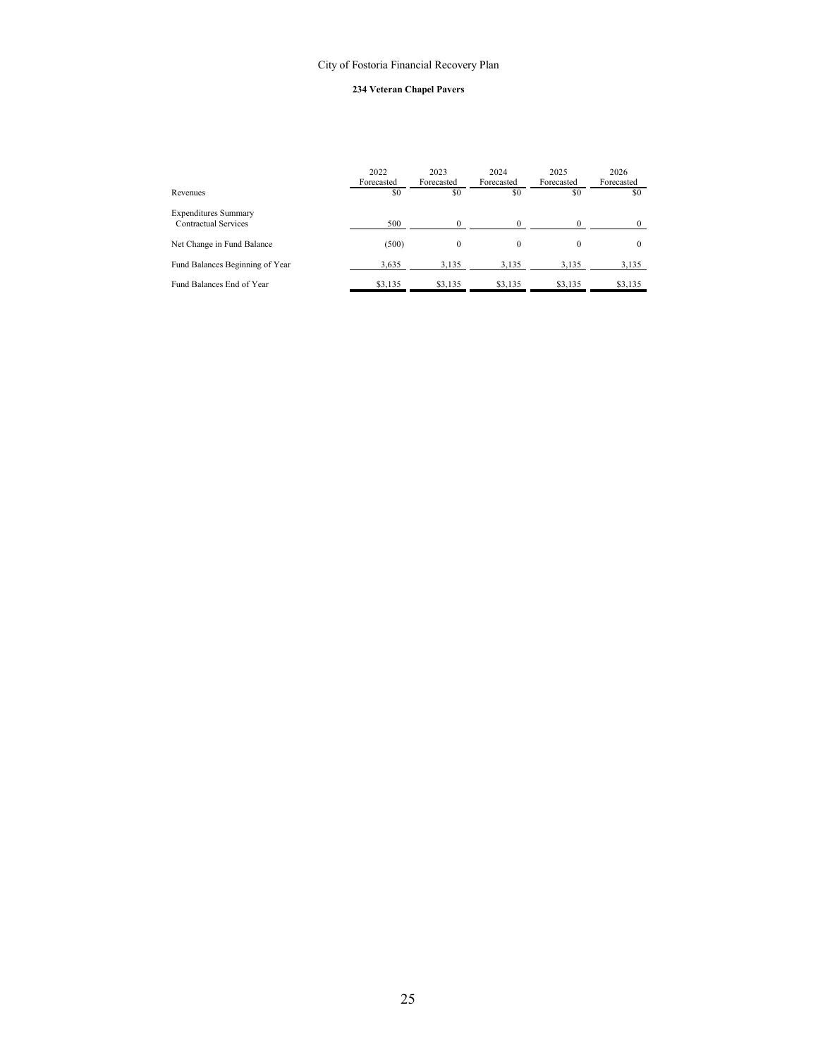City of Fostoria Financial Recovery Plan

**234 Veteran Chapel Pavers**

| | 2022 Forecasted | 2023 Forecasted | 2024 Forecasted | 2025 Forecasted | 2026 Forecasted |
|---|---|---|---|---|---|
| Revenues | $0 | $0 | $0 | $0 | $0 |
| Expenditures Summary | | | | | |
| Contractual Services | 500 | 0 | 0 | 0 | 0 |
| Net Change in Fund Balance | (500) | 0 | 0 | 0 | 0 |
| Fund Balances Beginning of Year | 3,635 | 3,135 | 3,135 | 3,135 | 3,135 |
| Fund Balances End of Year | $3,135 | $3,135 | $3,135 | $3,135 | $3,135 |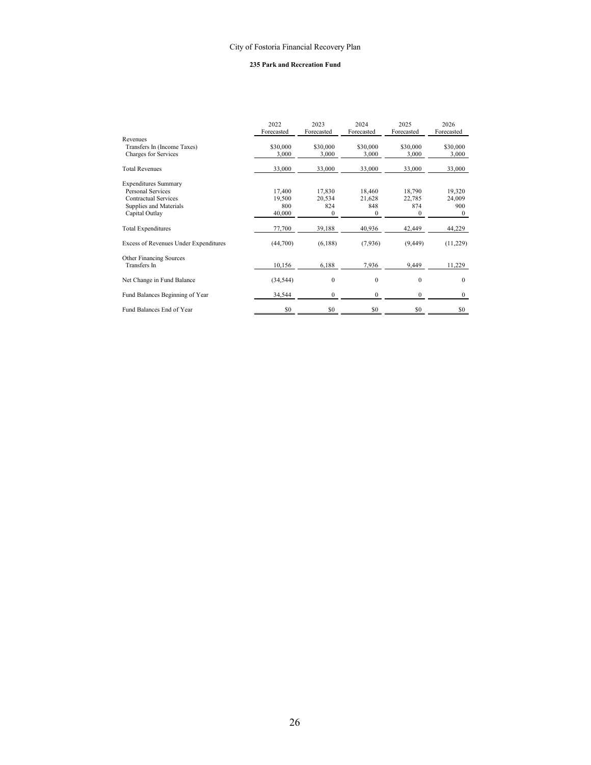City of Fostoria Financial Recovery Plan

**235 Park and Recreation Fund**

| | 2022 Forecasted | 2023 Forecasted | 2024 Forecasted | 2025 Forecasted | 2026 Forecasted |
|---|---|---|---|---|---|
| Revenues | | | | | |
| Transfers In (Income Taxes) | $30,000 | $30,000 | $30,000 | $30,000 | $30,000 |
| Charges for Services | 3,000 | 3,000 | 3,000 | 3,000 | 3,000 |
| Total Revenues | 33,000 | 33,000 | 33,000 | 33,000 | 33,000 |
| Expenditures Summary | | | | | |
| Personal Services | 17,400 | 17,830 | 18,460 | 18,790 | 19,320 |
| Contractual Services | 19,500 | 20,534 | 21,628 | 22,785 | 24,009 |
| Supplies and Materials | 800 | 824 | 848 | 874 | 900 |
| Capital Outlay | 40,000 | 0 | 0 | 0 | 0 |
| Total Expenditures | 77,700 | 39,188 | 40,936 | 42,449 | 44,229 |
| Excess of Revenues Under Expenditures | (44,700) | (6,188) | (7,936) | (9,449) | (11,229) |
| Other Financing Sources | | | | | |
| Transfers In | 10,156 | 6,188 | 7,936 | 9,449 | 11,229 |
| Net Change in Fund Balance | (34,544) | 0 | 0 | 0 | 0 |
| Fund Balances Beginning of Year | 34,544 | 0 | 0 | 0 | 0 |
| Fund Balances End of Year | $0 | $0 | $0 | $0 | $0 |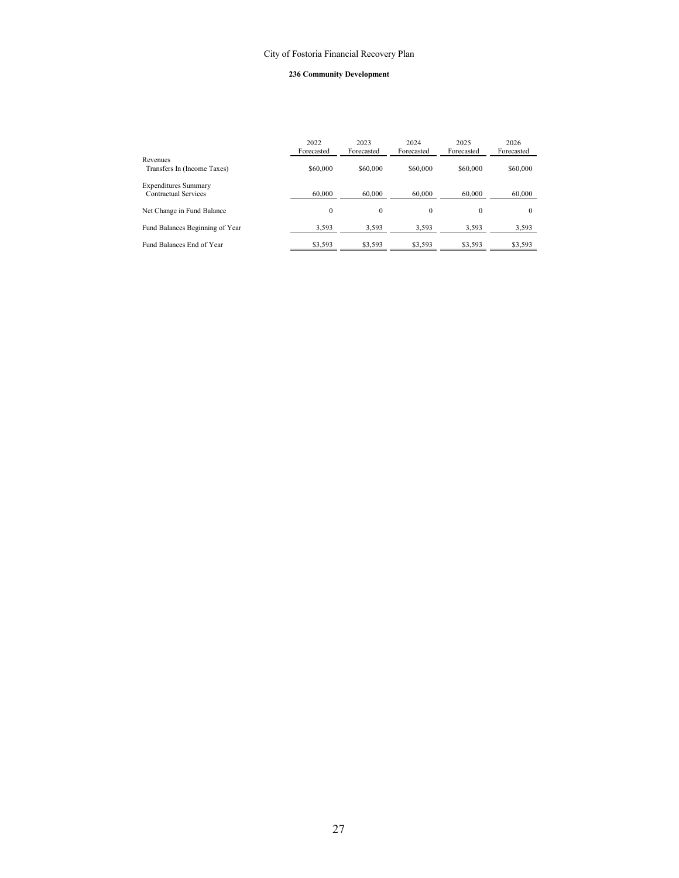City of Fostoria Financial Recovery Plan

**236 Community Development**

| | 2022 Forecasted | 2023 Forecasted | 2024 Forecasted | 2025 Forecasted | 2026 Forecasted |
|---|---|---|---|---|---|
| Revenues | | | | | |
| Transfers In (Income Taxes) | $60,000 | $60,000 | $60,000 | $60,000 | $60,000 |
| Expenditures Summary | | | | | |
| Contractual Services | 60,000 | 60,000 | 60,000 | 60,000 | 60,000 |
| Net Change in Fund Balance | 0 | 0 | 0 | 0 | 0 |
| Fund Balances Beginning of Year | 3,593 | 3,593 | 3,593 | 3,593 | 3,593 |
| Fund Balances End of Year | $3,593 | $3,593 | $3,593 | $3,593 | $3,593 |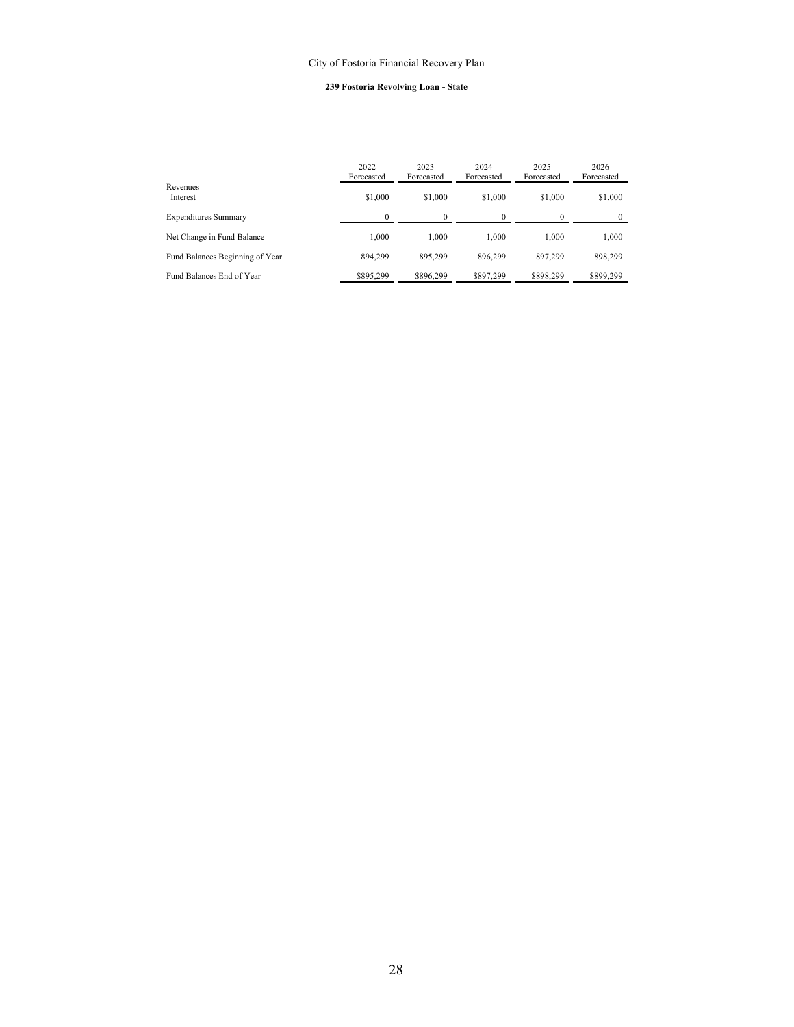City of Fostoria Financial Recovery Plan

**239 Fostoria Revolving Loan - State**

| | 2022 Forecasted | 2023 Forecasted | 2024 Forecasted | 2025 Forecasted | 2026 Forecasted |
|---|---|---|---|---|---|
| Revenues | | | | | |
| Interest | $1,000 | $1,000 | $1,000 | $1,000 | $1,000 |
| Expenditures Summary | 0 | 0 | 0 | 0 | 0 |
| Net Change in Fund Balance | 1,000 | 1,000 | 1,000 | 1,000 | 1,000 |
| Fund Balances Beginning of Year | 894,299 | 895,299 | 896,299 | 897,299 | 898,299 |
| Fund Balances End of Year | $895,299 | $896,299 | $897,299 | $898,299 | $899,299 |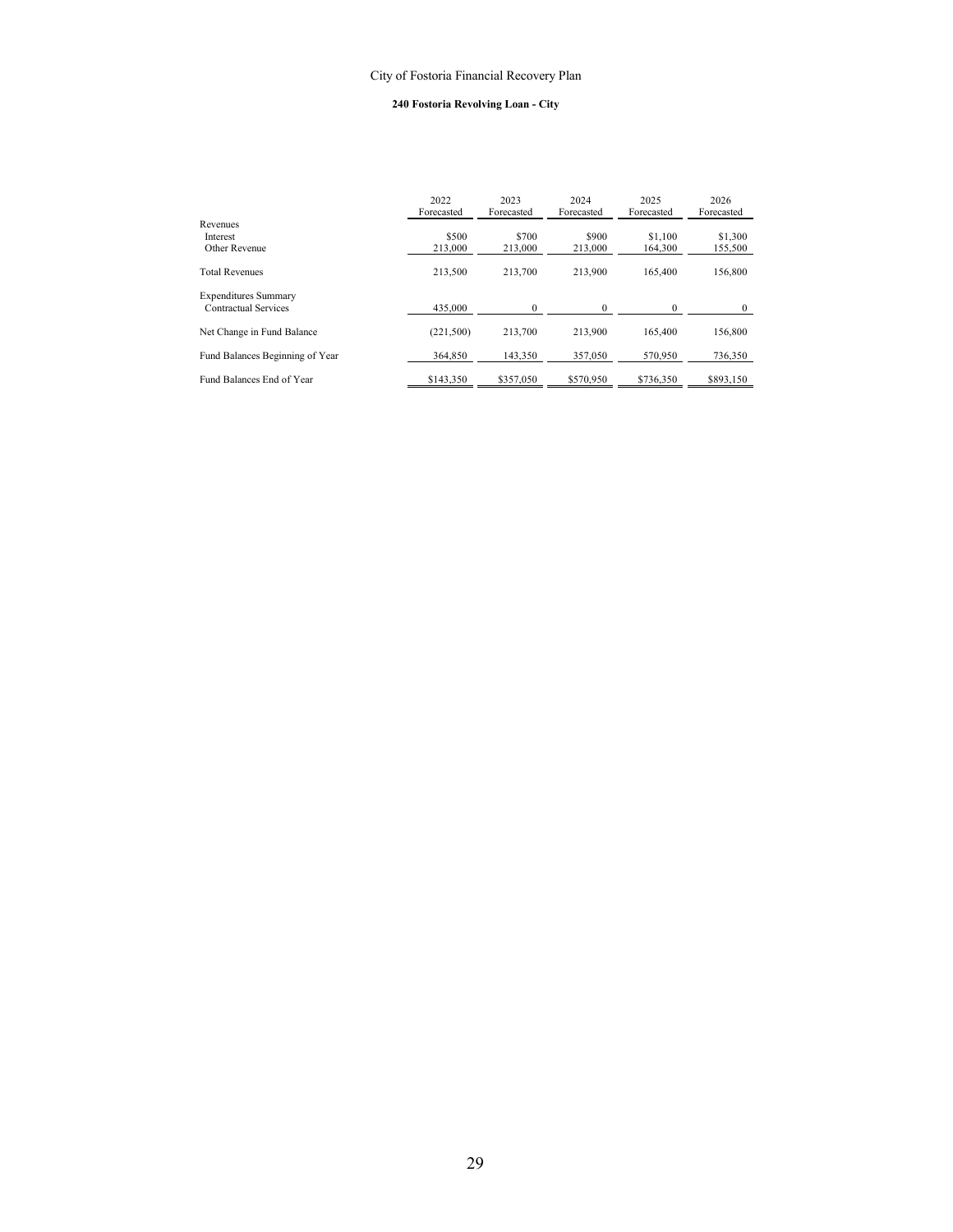City of Fostoria Financial Recovery Plan

**240 Fostoria Revolving Loan - City**

| | 2022 Forecasted | 2023 Forecasted | 2024 Forecasted | 2025 Forecasted | 2026 Forecasted |
|---|---|---|---|---|---|
| Revenues | | | | | |
| Interest | $500 | $700 | $900 | $1,100 | $1,300 |
| Other Revenue | 213,000 | 213,000 | 213,000 | 164,300 | 155,500 |
| Total Revenues | 213,500 | 213,700 | 213,900 | 165,400 | 156,800 |
| Expenditures Summary | | | | | |
| Contractual Services | 435,000 | 0 | 0 | 0 | 0 |
| Net Change in Fund Balance | (221,500) | 213,700 | 213,900 | 165,400 | 156,800 |
| Fund Balances Beginning of Year | 364,850 | 143,350 | 357,050 | 570,950 | 736,350 |
| Fund Balances End of Year | $143,350 | $357,050 | $570,950 | $736,350 | $893,150 |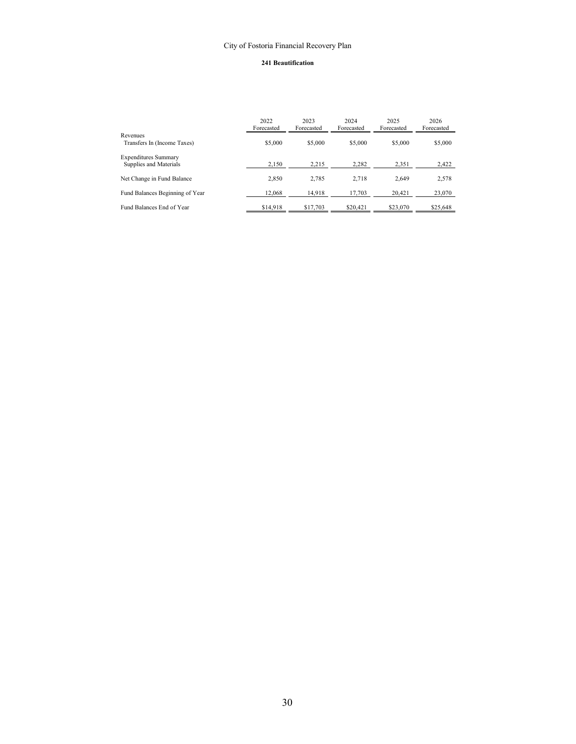City of Fostoria Financial Recovery Plan

**241 Beautification**

| | 2022 Forecasted | 2023 Forecasted | 2024 Forecasted | 2025 Forecasted | 2026 Forecasted |
|---|---|---|---|---|---|
| Revenues | | | | | |
| Transfers In (Income Taxes) | $5,000 | $5,000 | $5,000 | $5,000 | $5,000 |
| Expenditures Summary | | | | | |
| Supplies and Materials | 2,150 | 2,215 | 2,282 | 2,351 | 2,422 |
| Net Change in Fund Balance | 2,850 | 2,785 | 2,718 | 2,649 | 2,578 |
| Fund Balances Beginning of Year | 12,068 | 14,918 | 17,703 | 20,421 | 23,070 |
| Fund Balances End of Year | $14,918 | $17,703 | $20,421 | $23,070 | $25,648 |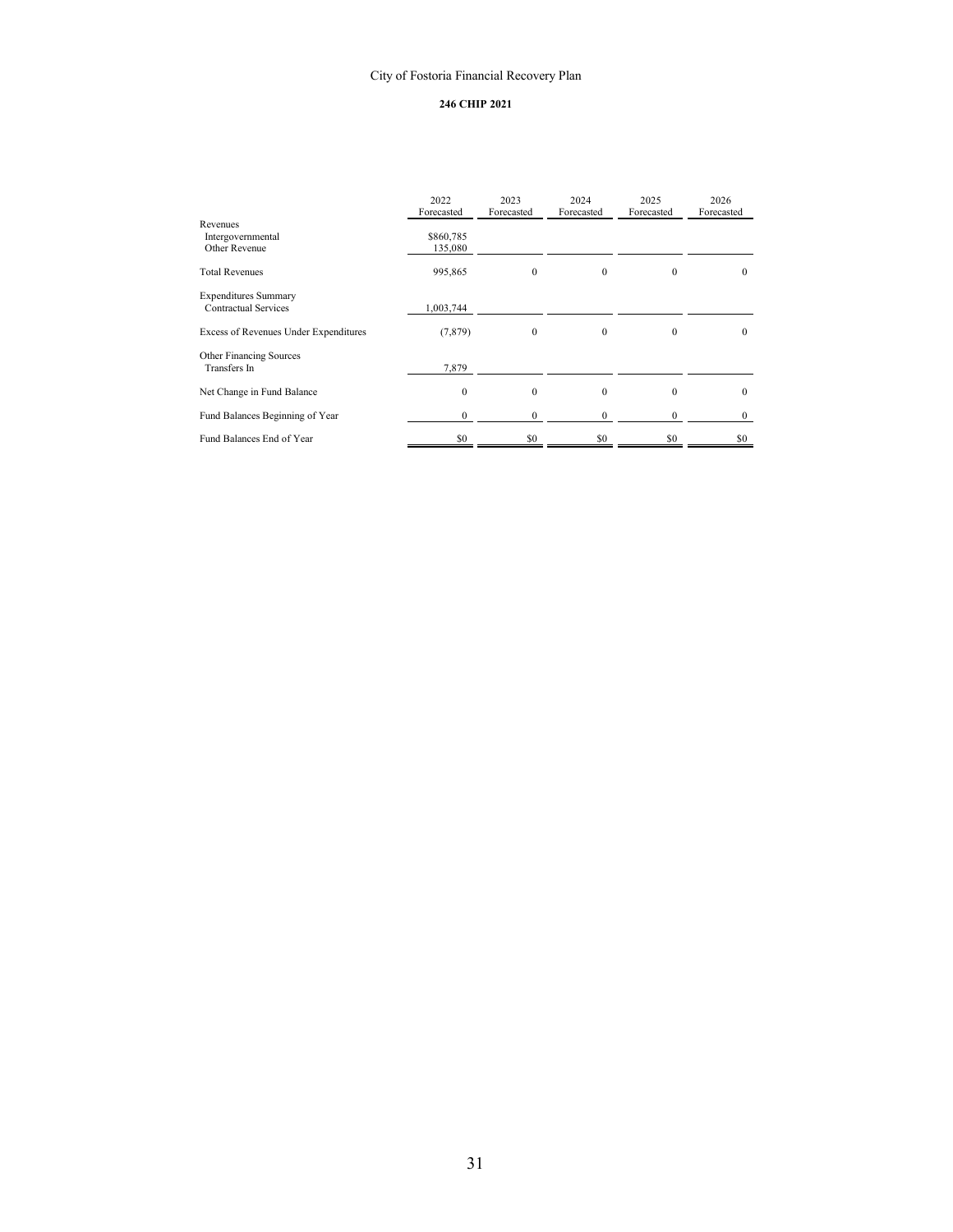City of Fostoria Financial Recovery Plan

**246 CHIP 2021**

| | 2022 Forecasted | 2023 Forecasted | 2024 Forecasted | 2025 Forecasted | 2026 Forecasted |
|---|---|---|---|---|---|
| Revenues | | | | | |
| Intergovernmental | $860,785 | | | | |
| Other Revenue | 135,080 | | | | |
| Total Revenues | 995,865 | 0 | 0 | 0 | 0 |
| Expenditures Summary | | | | | |
| Contractual Services | 1,003,744 | | | | |
| Excess of Revenues Under Expenditures | (7,879) | 0 | 0 | 0 | 0 |
| Other Financing Sources | | | | | |
| Transfers In | 7,879 | | | | |
| Net Change in Fund Balance | 0 | 0 | 0 | 0 | 0 |
| Fund Balances Beginning of Year | 0 | 0 | 0 | 0 | 0 |
| Fund Balances End of Year | $0 | $0 | $0 | $0 | $0 |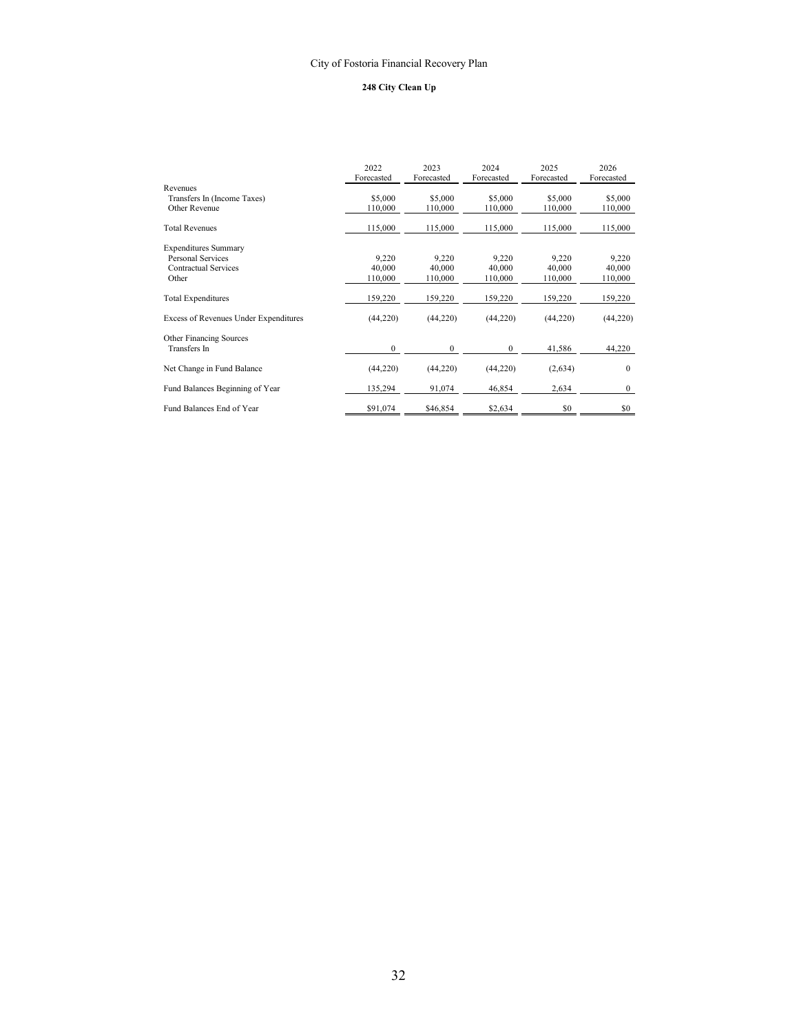City of Fostoria Financial Recovery Plan

**248 City Clean Up**

| | 2022 Forecasted | 2023 Forecasted | 2024 Forecasted | 2025 Forecasted | 2026 Forecasted |
|---|---|---|---|---|---|
| Revenues | | | | | |
| Transfers In (Income Taxes) | $5,000 | $5,000 | $5,000 | $5,000 | $5,000 |
| Other Revenue | 110,000 | 110,000 | 110,000 | 110,000 | 110,000 |
| Total Revenues | 115,000 | 115,000 | 115,000 | 115,000 | 115,000 |
| Expenditures Summary | | | | | |
| Personal Services | 9,220 | 9,220 | 9,220 | 9,220 | 9,220 |
| Contractual Services | 40,000 | 40,000 | 40,000 | 40,000 | 40,000 |
| Other | 110,000 | 110,000 | 110,000 | 110,000 | 110,000 |
| Total Expenditures | 159,220 | 159,220 | 159,220 | 159,220 | 159,220 |
| Excess of Revenues Under Expenditures | (44,220) | (44,220) | (44,220) | (44,220) | (44,220) |
| Other Financing Sources | | | | | |
| Transfers In | 0 | 0 | 0 | 41,586 | 44,220 |
| Net Change in Fund Balance | (44,220) | (44,220) | (44,220) | (2,634) | 0 |
| Fund Balances Beginning of Year | 135,294 | 91,074 | 46,854 | 2,634 | 0 |
| Fund Balances End of Year | $91,074 | $46,854 | $2,634 | $0 | $0 |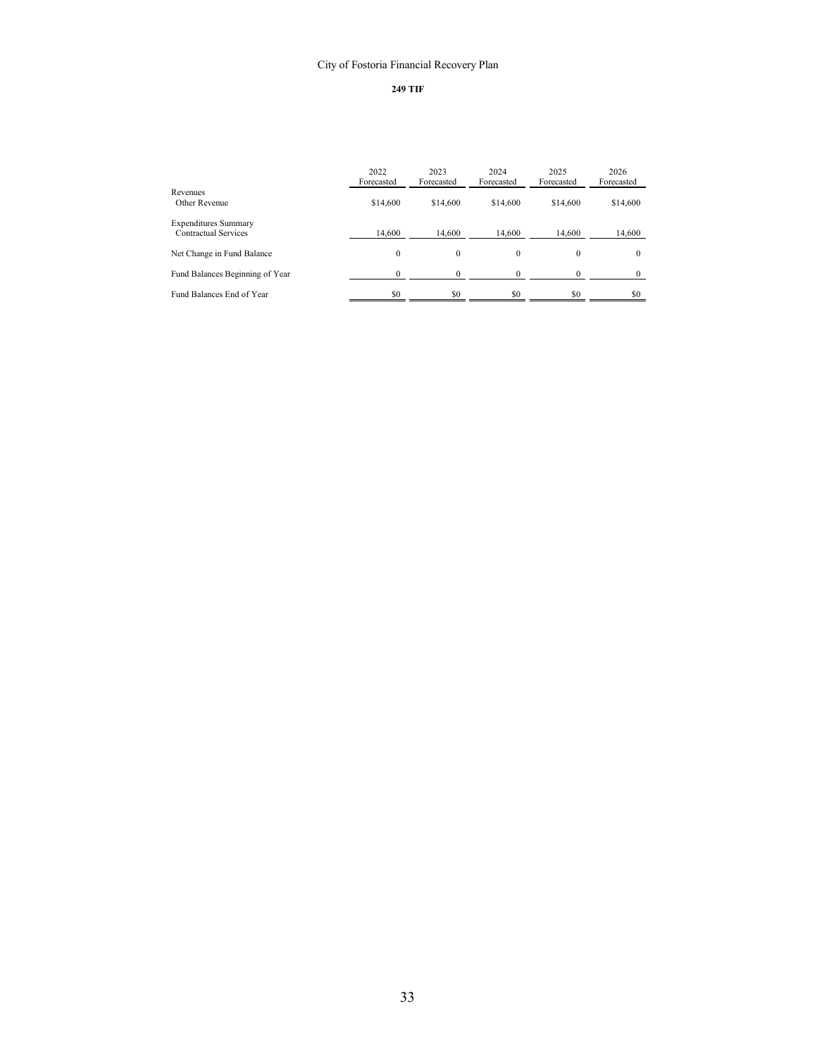City of Fostoria Financial Recovery Plan

**249 TIF**

| | 2022 Forecasted | 2023 Forecasted | 2024 Forecasted | 2025 Forecasted | 2026 Forecasted |
|---|---|---|---|---|---|
| Revenues | | | | | |
| Other Revenue | $14,600 | $14,600 | $14,600 | $14,600 | $14,600 |
| Expenditures Summary | | | | | |
| Contractual Services | 14,600 | 14,600 | 14,600 | 14,600 | 14,600 |
| Net Change in Fund Balance | 0 | 0 | 0 | 0 | 0 |
| Fund Balances Beginning of Year | 0 | 0 | 0 | 0 | 0 |
| Fund Balances End of Year | $0 | $0 | $0 | $0 | $0 |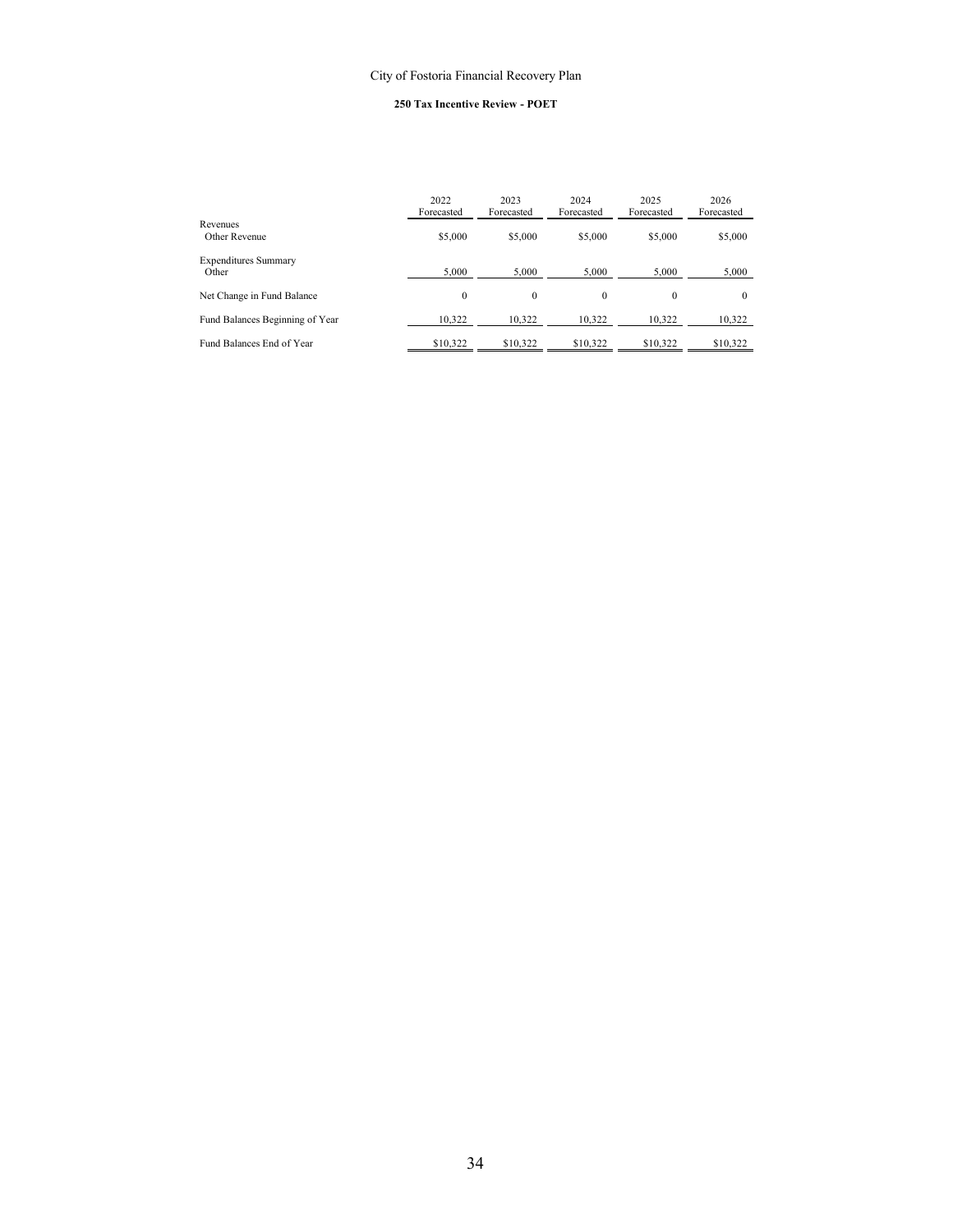City of Fostoria Financial Recovery Plan

**250 Tax Incentive Review - POET**

| | 2022 Forecasted | 2023 Forecasted | 2024 Forecasted | 2025 Forecasted | 2026 Forecasted |
|---|---|---|---|---|---|
| Revenues | | | | | |
| Other Revenue | $5,000 | $5,000 | $5,000 | $5,000 | $5,000 |
| Expenditures Summary | | | | | |
| Other | 5,000 | 5,000 | 5,000 | 5,000 | 5,000 |
| Net Change in Fund Balance | 0 | 0 | 0 | 0 | 0 |
| Fund Balances Beginning of Year | 10,322 | 10,322 | 10,322 | 10,322 | 10,322 |
| Fund Balances End of Year | $10,322 | $10,322 | $10,322 | $10,322 | $10,322 |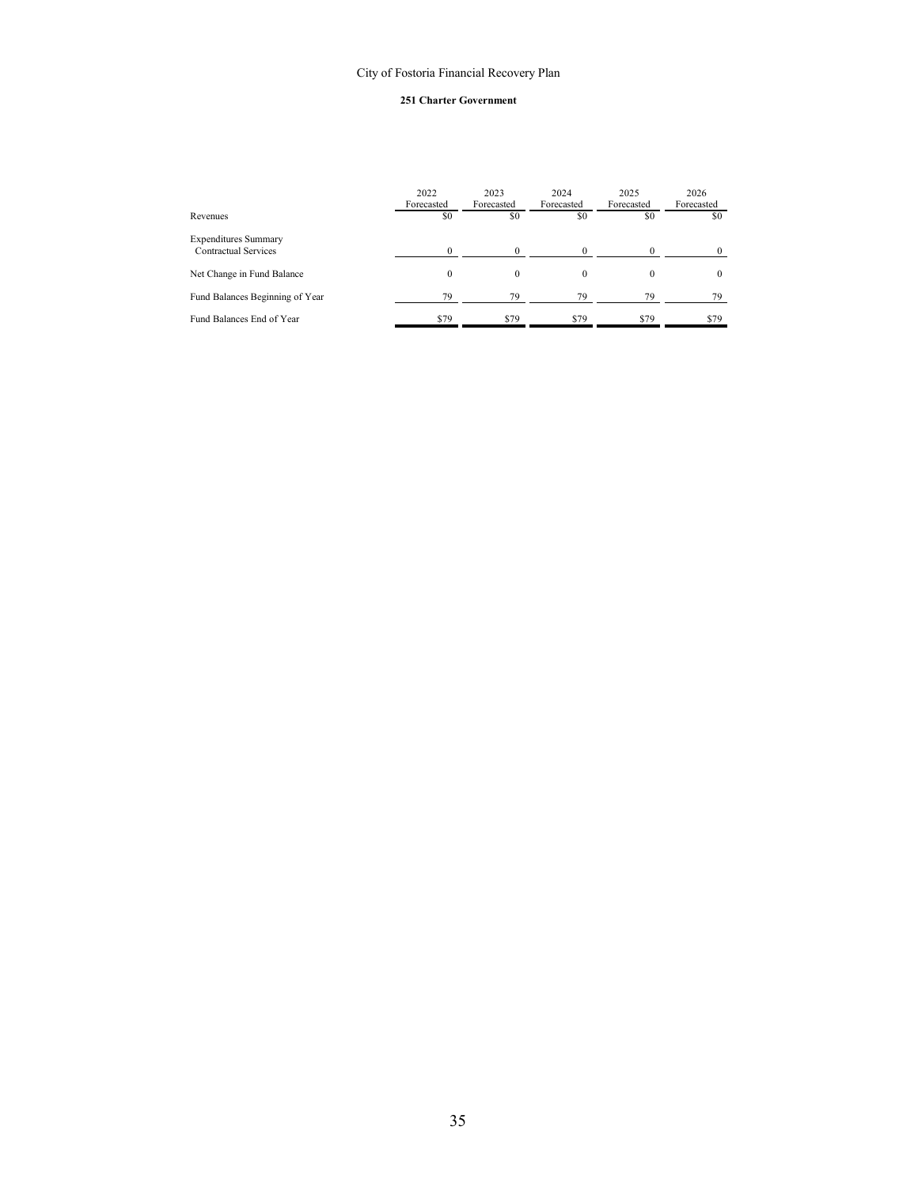City of Fostoria Financial Recovery Plan

**251 Charter Government**

| | 2022 Forecasted | 2023 Forecasted | 2024 Forecasted | 2025 Forecasted | 2026 Forecasted |
|---|---|---|---|---|---|
| Revenues | $0 | $0 | $0 | $0 | $0 |
| Expenditures Summary | | | | | |
| Contractual Services | 0 | 0 | 0 | 0 | 0 |
| Net Change in Fund Balance | 0 | 0 | 0 | 0 | 0 |
| Fund Balances Beginning of Year | 79 | 79 | 79 | 79 | 79 |
| Fund Balances End of Year | $79 | $79 | $79 | $79 | $79 |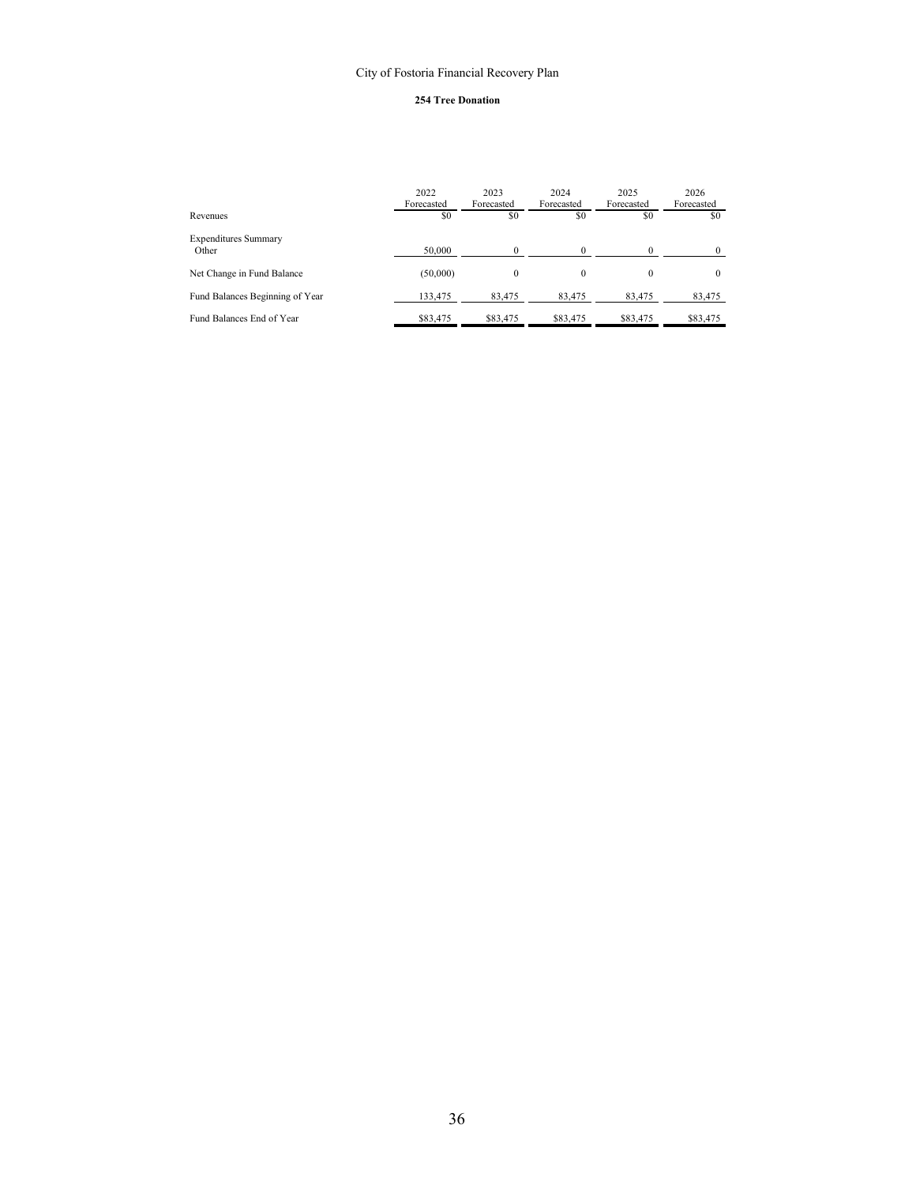City of Fostoria Financial Recovery Plan

**254 Tree Donation**

| | 2022 Forecasted | 2023 Forecasted | 2024 Forecasted | 2025 Forecasted | 2026 Forecasted |
|---|---|---|---|---|---|
| Revenues | $0 | $0 | $0 | $0 | $0 |
| Expenditures Summary | | | | | |
| Other | 50,000 | 0 | 0 | 0 | 0 |
| Net Change in Fund Balance | (50,000) | 0 | 0 | 0 | 0 |
| Fund Balances Beginning of Year | 133,475 | 83,475 | 83,475 | 83,475 | 83,475 |
| Fund Balances End of Year | $83,475 | $83,475 | $83,475 | $83,475 | $83,475 |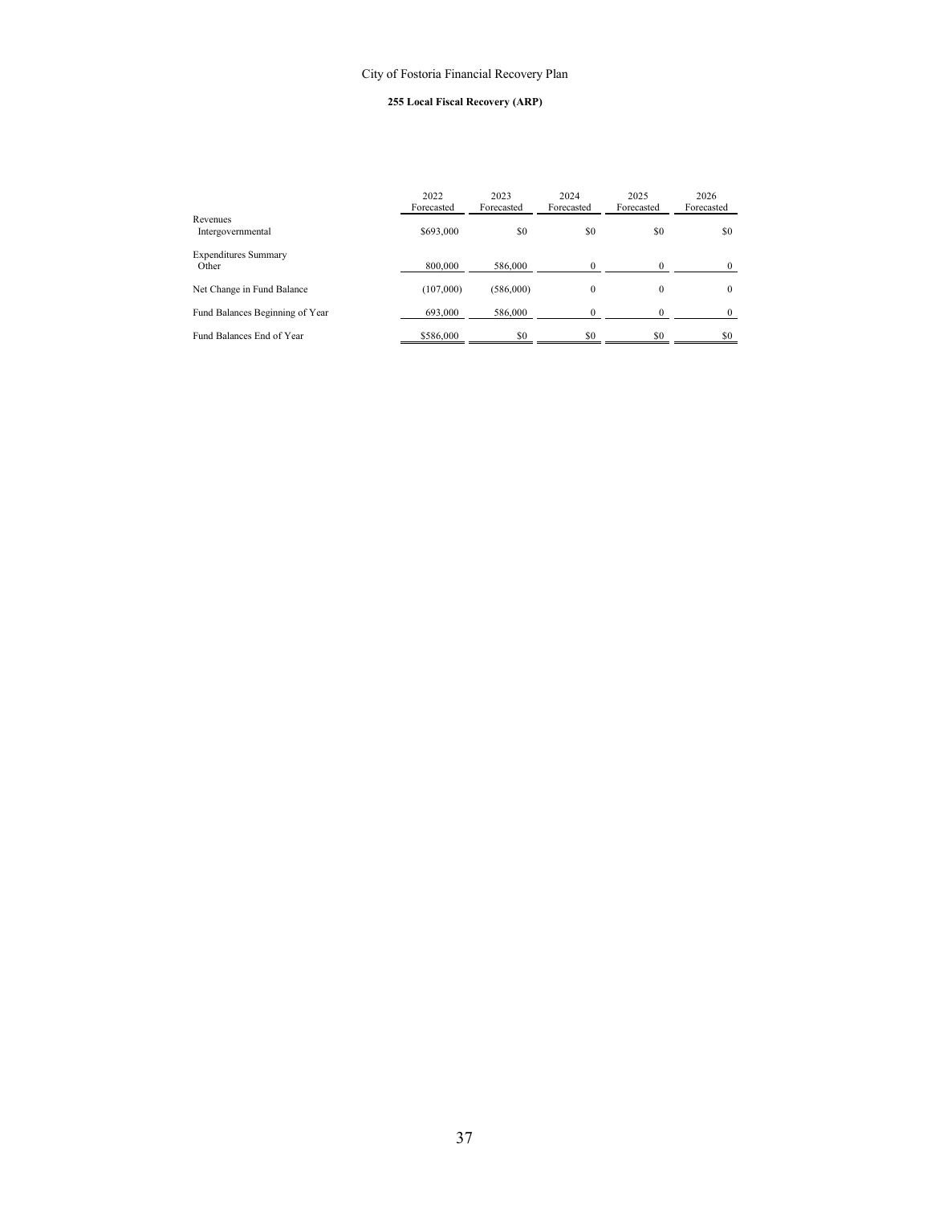City of Fostoria Financial Recovery Plan

**255 Local Fiscal Recovery (ARP)**

| | 2022 Forecasted | 2023 Forecasted | 2024 Forecasted | 2025 Forecasted | 2026 Forecasted |
|---|---|---|---|---|---|
| Revenues | | | | | |
| Intergovernmental | $693,000 | $0 | $0 | $0 | $0 |
| Expenditures Summary | | | | | |
| Other | 800,000 | 586,000 | 0 | 0 | 0 |
| Net Change in Fund Balance | (107,000) | (586,000) | 0 | 0 | 0 |
| Fund Balances Beginning of Year | 693,000 | 586,000 | 0 | 0 | 0 |
| Fund Balances End of Year | $586,000 | $0 | $0 | $0 | $0 |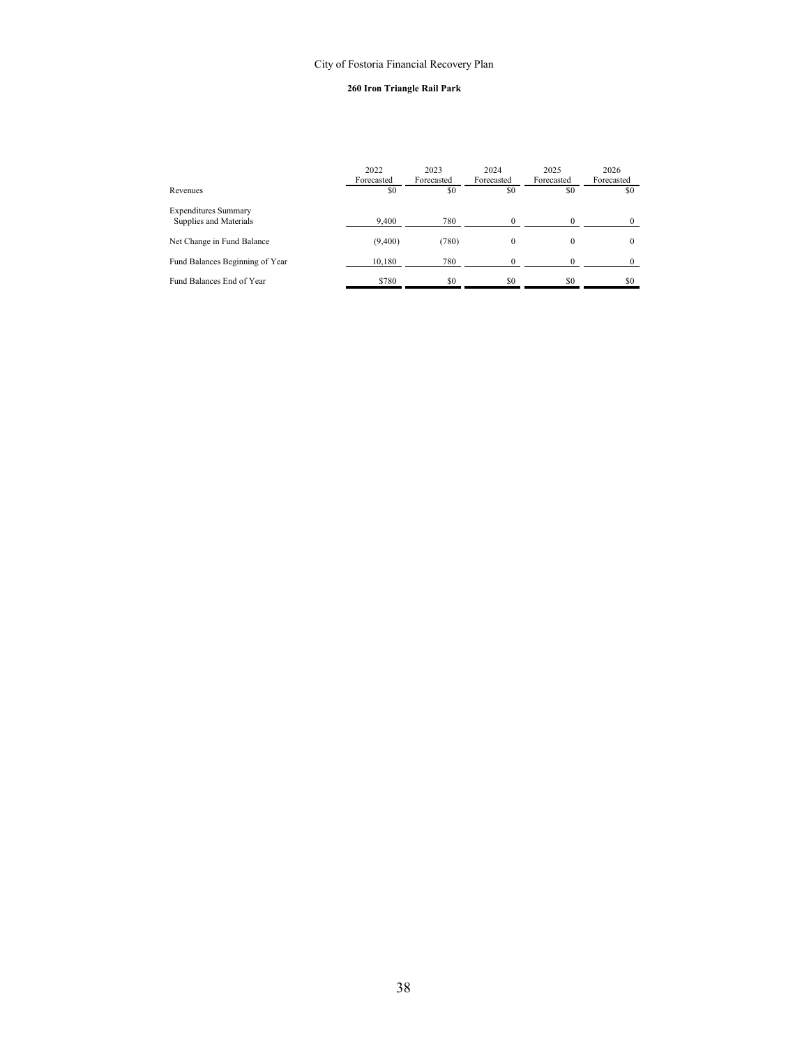City of Fostoria Financial Recovery Plan

**260 Iron Triangle Rail Park**

| | 2022 Forecasted | 2023 Forecasted | 2024 Forecasted | 2025 Forecasted | 2026 Forecasted |
|---|---|---|---|---|---|
| Revenues | $0 | $0 | $0 | $0 | $0 |
| Expenditures Summary | | | | | |
| Supplies and Materials | 9,400 | 780 | 0 | 0 | 0 |
| Net Change in Fund Balance | (9,400) | (780) | 0 | 0 | 0 |
| Fund Balances Beginning of Year | 10,180 | 780 | 0 | 0 | 0 |
| Fund Balances End of Year | $780 | $0 | $0 | $0 | $0 |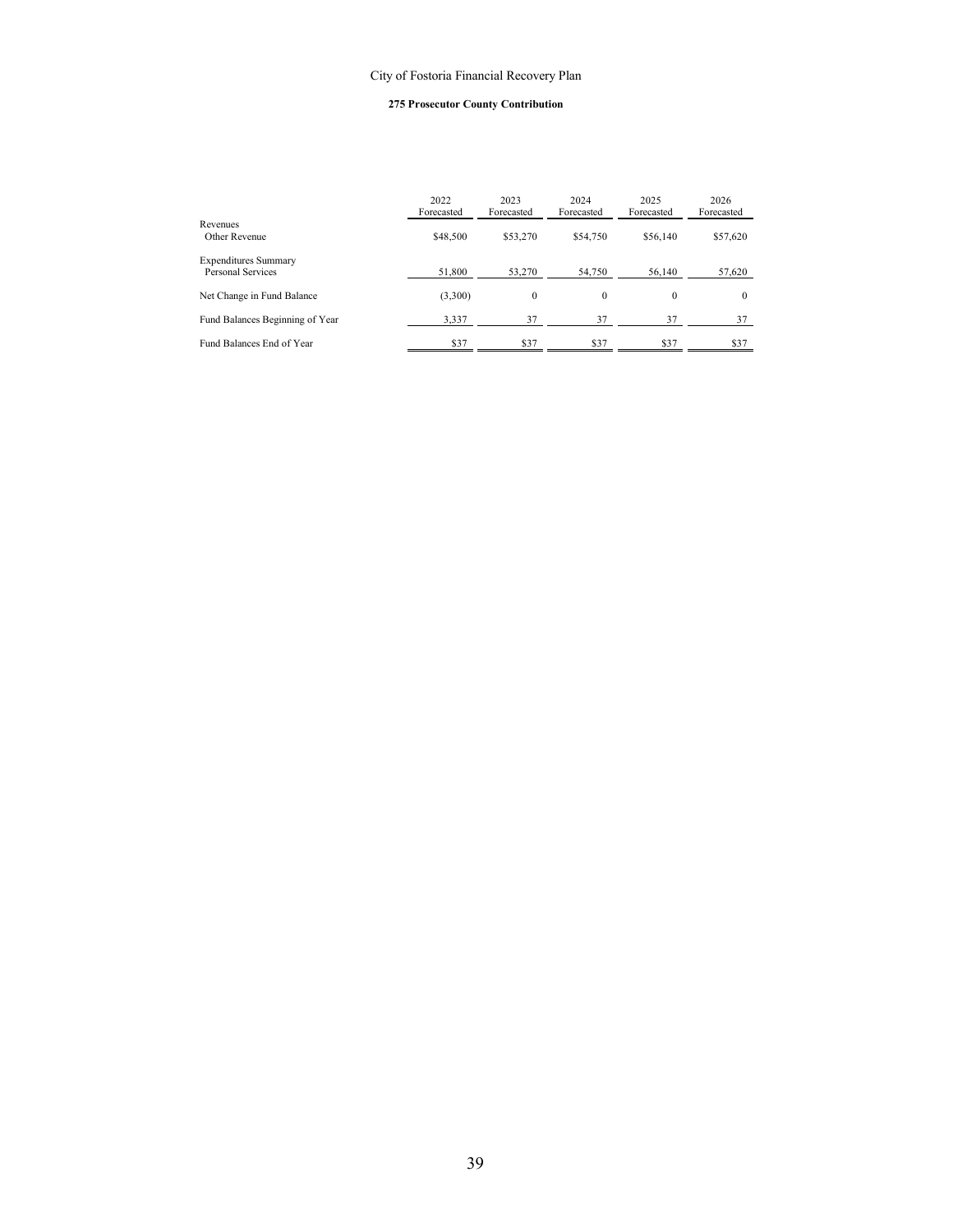City of Fostoria Financial Recovery Plan

**275 Prosecutor County Contribution**

| | 2022 Forecasted | 2023 Forecasted | 2024 Forecasted | 2025 Forecasted | 2026 Forecasted |
|---|---|---|---|---|---|
| Revenues | | | | | |
| Other Revenue | $48,500 | $53,270 | $54,750 | $56,140 | $57,620 |
| Expenditures Summary | | | | | |
| Personal Services | 51,800 | 53,270 | 54,750 | 56,140 | 57,620 |
| Net Change in Fund Balance | (3,300) | 0 | 0 | 0 | 0 |
| Fund Balances Beginning of Year | 3,337 | 37 | 37 | 37 | 37 |
| Fund Balances End of Year | $37 | $37 | $37 | $37 | $37 |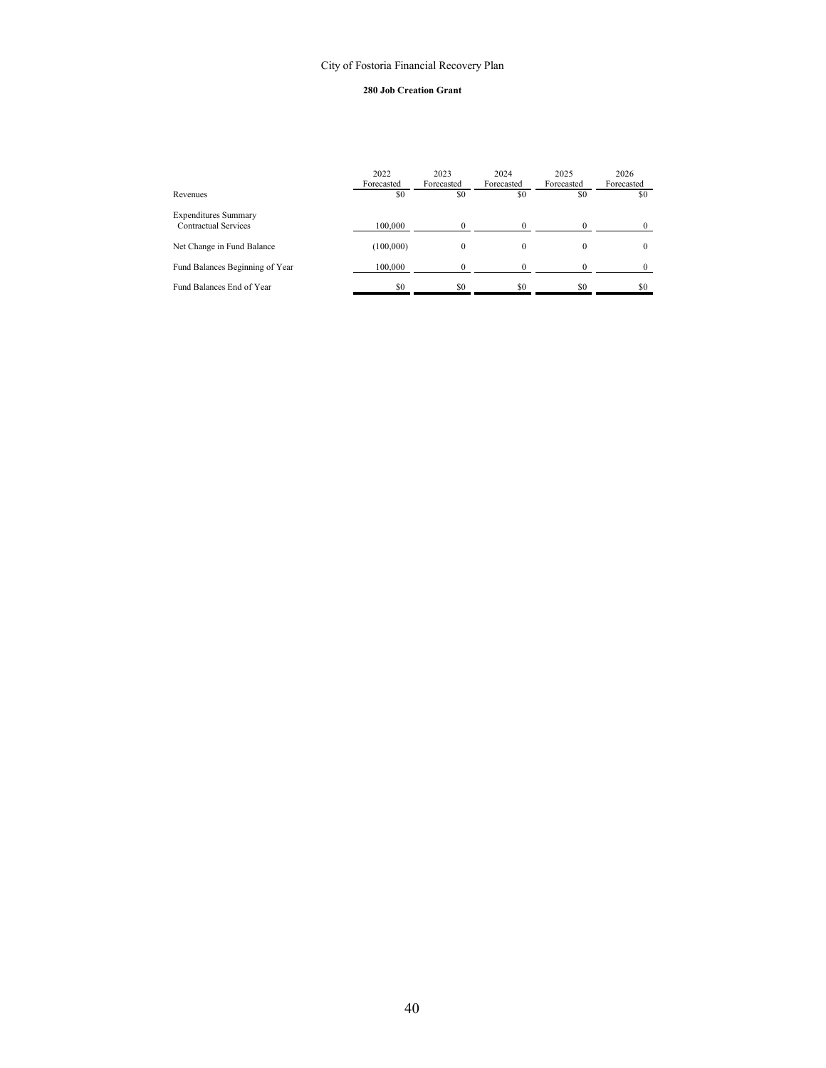City of Fostoria Financial Recovery Plan

**280 Job Creation Grant**

| | 2022 Forecasted | 2023 Forecasted | 2024 Forecasted | 2025 Forecasted | 2026 Forecasted |
|---|---|---|---|---|---|
| Revenues | $0 | $0 | $0 | $0 | $0 |
| Expenditures Summary | | | | | |
| Contractual Services | 100,000 | 0 | 0 | 0 | 0 |
| Net Change in Fund Balance | (100,000) | 0 | 0 | 0 | 0 |
| Fund Balances Beginning of Year | 100,000 | 0 | 0 | 0 | 0 |
| Fund Balances End of Year | $0 | $0 | $0 | $0 | $0 |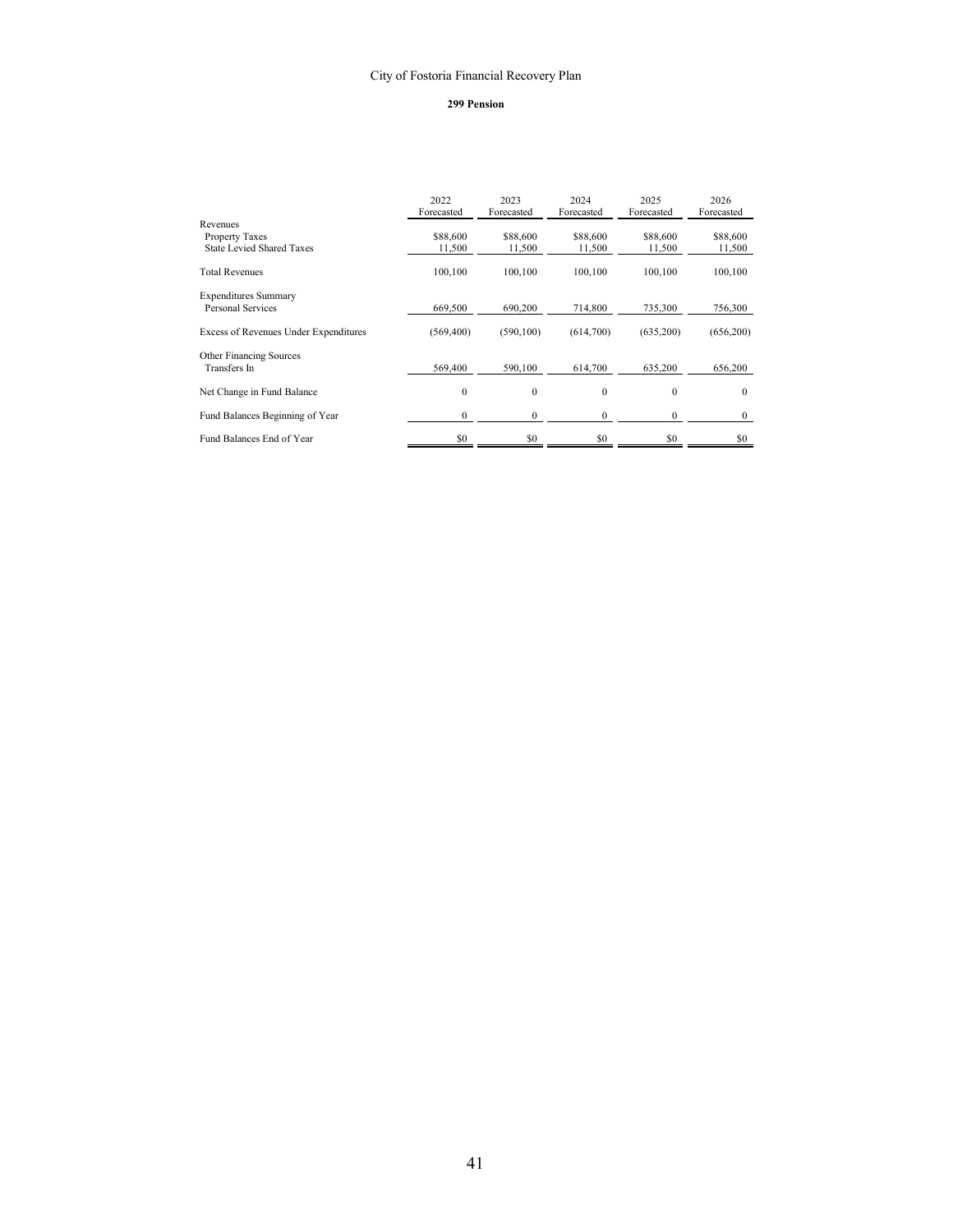# City of Fostoria Financial Recovery Plan

## 299 Pension

| | 2022 Forecasted | 2023 Forecasted | 2024 Forecasted | 2025 Forecasted | 2026 Forecasted |
|---|---|---|---|---|---|
| Revenues | | | | | |
| Property Taxes | $88,600 | $88,600 | $88,600 | $88,600 | $88,600 |
| State Levied Shared Taxes | 11,500 | 11,500 | 11,500 | 11,500 | 11,500 |
| Total Revenues | 100,100 | 100,100 | 100,100 | 100,100 | 100,100 |
| Expenditures Summary | | | | | |
| Personal Services | 669,500 | 690,200 | 714,800 | 735,300 | 756,300 |
| Excess of Revenues Under Expenditures | (569,400) | (590,100) | (614,700) | (635,200) | (656,200) |
| Other Financing Sources | | | | | |
| Transfers In | 569,400 | 590,100 | 614,700 | 635,200 | 656,200 |
| Net Change in Fund Balance | 0 | 0 | 0 | 0 | 0 |
| Fund Balances Beginning of Year | 0 | 0 | 0 | 0 | 0 |
| Fund Balances End of Year | $0 | $0 | $0 | $0 | $0 |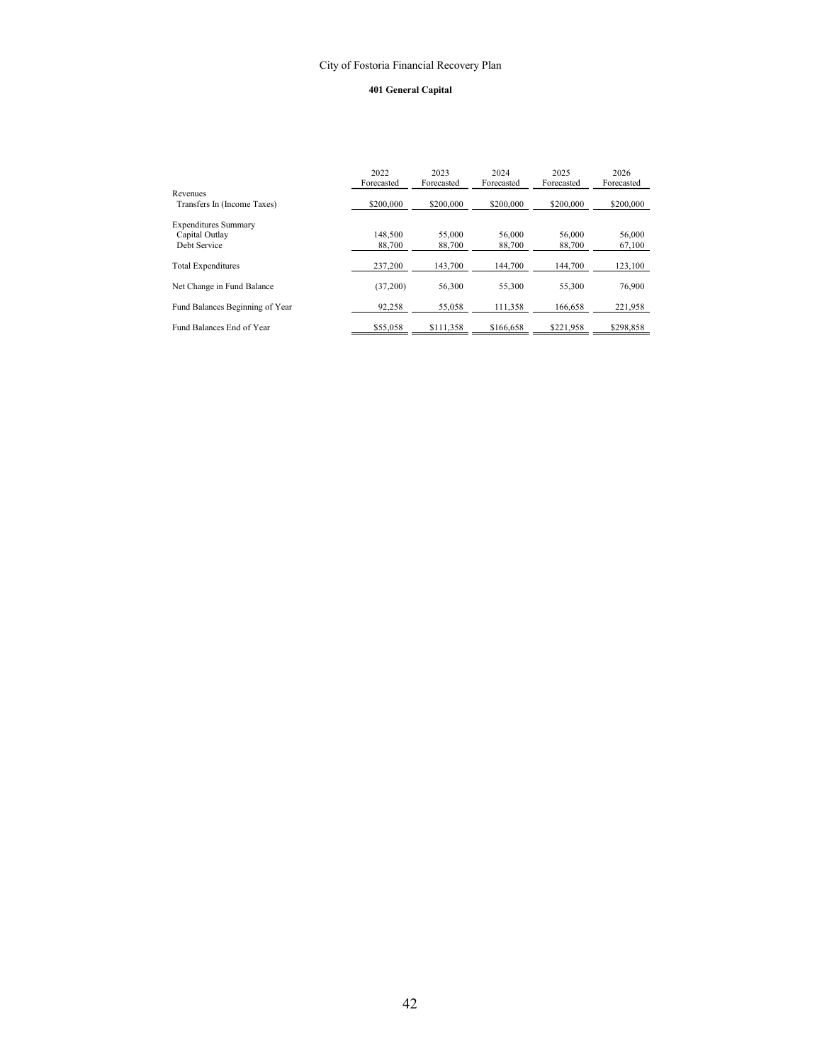City of Fostoria Financial Recovery Plan

**401 General Capital**

| | 2022 Forecasted | 2023 Forecasted | 2024 Forecasted | 2025 Forecasted | 2026 Forecasted |
|---|---|---|---|---|---|
| Revenues | | | | | |
| Transfers In (Income Taxes) | $200,000 | $200,000 | $200,000 | $200,000 | $200,000 |
| Expenditures Summary | | | | | |
| Capital Outlay | 148,500 | 55,000 | 56,000 | 56,000 | 56,000 |
| Debt Service | 88,700 | 88,700 | 88,700 | 88,700 | 67,100 |
| Total Expenditures | 237,200 | 143,700 | 144,700 | 144,700 | 123,100 |
| Net Change in Fund Balance | (37,200) | 56,300 | 55,300 | 55,300 | 76,900 |
| Fund Balances Beginning of Year | 92,258 | 55,058 | 111,358 | 166,658 | 221,958 |
| Fund Balances End of Year | $55,058 | $111,358 | $166,658 | $221,958 | $298,858 |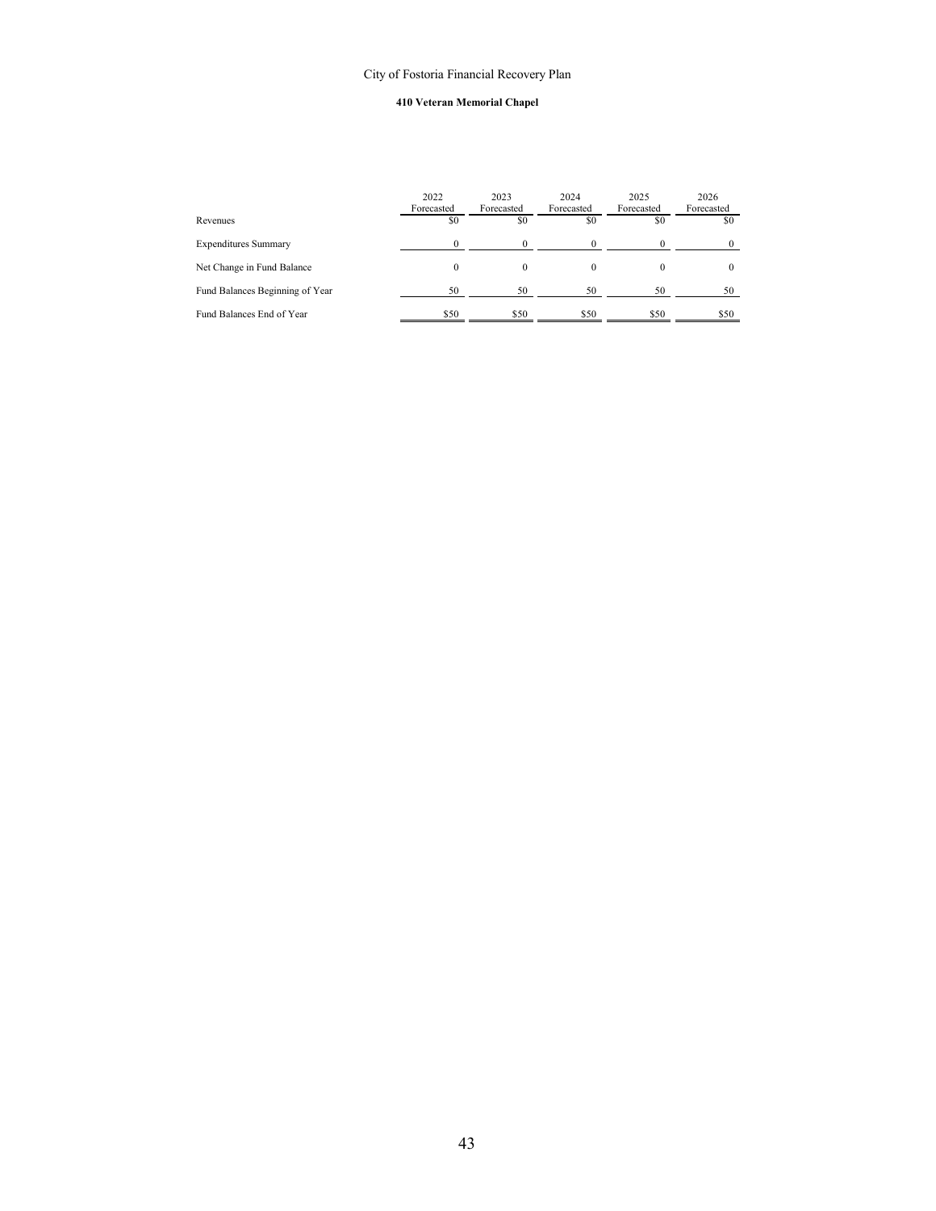City of Fostoria Financial Recovery Plan

**410 Veteran Memorial Chapel**

| | 2022 Forecasted | 2023 Forecasted | 2024 Forecasted | 2025 Forecasted | 2026 Forecasted |
|---|---|---|---|---|---|
| Revenues | $0 | $0 | $0 | $0 | $0 |
| Expenditures Summary | 0 | 0 | 0 | 0 | 0 |
| Net Change in Fund Balance | 0 | 0 | 0 | 0 | 0 |
| Fund Balances Beginning of Year | 50 | 50 | 50 | 50 | 50 |
| Fund Balances End of Year | $50 | $50 | $50 | $50 | $50 |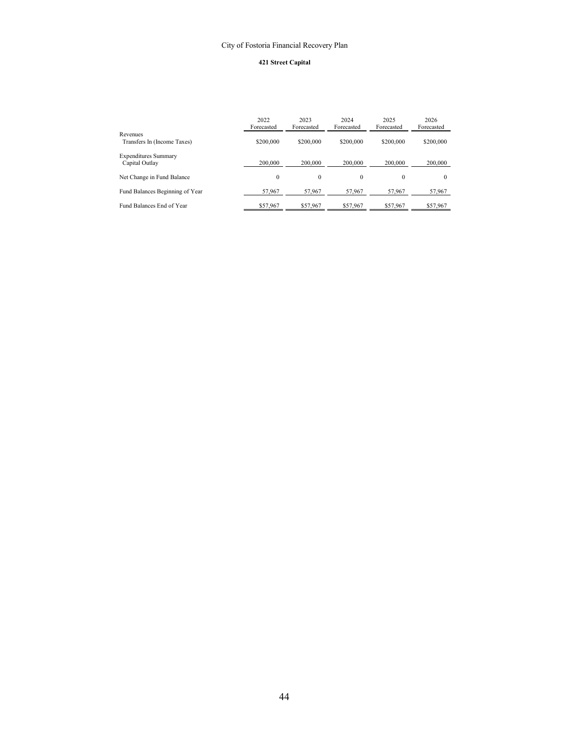City of Fostoria Financial Recovery Plan

**421 Street Capital**

| | 2022 Forecasted | 2023 Forecasted | 2024 Forecasted | 2025 Forecasted | 2026 Forecasted |
|---|---|---|---|---|---|
| Revenues | | | | | |
| Transfers In (Income Taxes) | $200,000 | $200,000 | $200,000 | $200,000 | $200,000 |
| Expenditures Summary | | | | | |
| Capital Outlay | 200,000 | 200,000 | 200,000 | 200,000 | 200,000 |
| Net Change in Fund Balance | 0 | 0 | 0 | 0 | 0 |
| Fund Balances Beginning of Year | 57,967 | 57,967 | 57,967 | 57,967 | 57,967 |
| Fund Balances End of Year | $57,967 | $57,967 | $57,967 | $57,967 | $57,967 |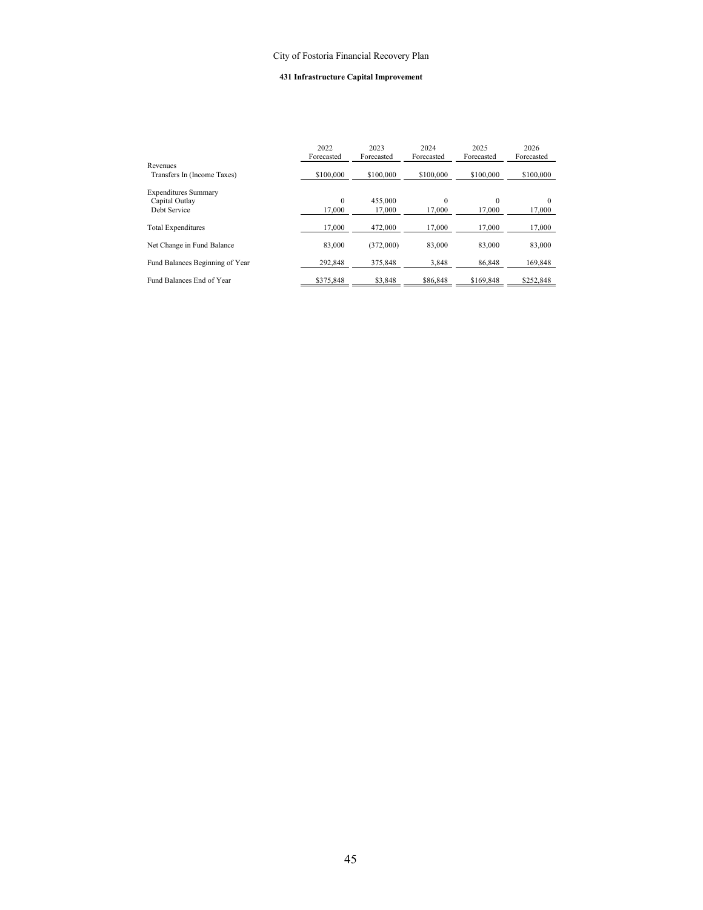City of Fostoria Financial Recovery Plan

**431 Infrastructure Capital Improvement**

| | 2022 Forecasted | 2023 Forecasted | 2024 Forecasted | 2025 Forecasted | 2026 Forecasted |
|---|---|---|---|---|---|
| Revenues | | | | | |
| Transfers In (Income Taxes) | $100,000 | $100,000 | $100,000 | $100,000 | $100,000 |
| Expenditures Summary | | | | | |
| Capital Outlay | 0 | 455,000 | 0 | 0 | 0 |
| Debt Service | 17,000 | 17,000 | 17,000 | 17,000 | 17,000 |
| Total Expenditures | 17,000 | 472,000 | 17,000 | 17,000 | 17,000 |
| Net Change in Fund Balance | 83,000 | (372,000) | 83,000 | 83,000 | 83,000 |
| Fund Balances Beginning of Year | 292,848 | 375,848 | 3,848 | 86,848 | 169,848 |
| Fund Balances End of Year | $375,848 | $3,848 | $86,848 | $169,848 | $252,848 |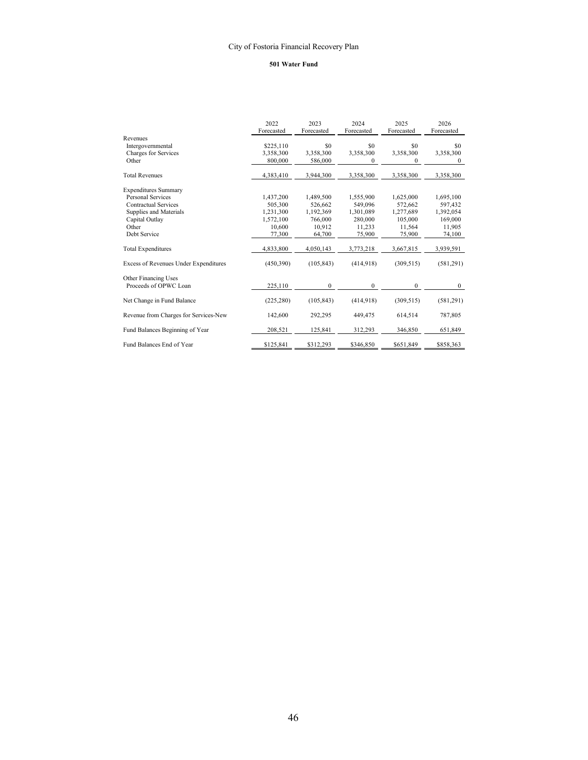City of Fostoria Financial Recovery Plan

**501 Water Fund**

| | 2022 Forecasted | 2023 Forecasted | 2024 Forecasted | 2025 Forecasted | 2026 Forecasted |
|---|---|---|---|---|---|
| Revenues | | | | | |
| Intergovernmental | $225,110 | $0 | $0 | $0 | $0 |
| Charges for Services | 3,358,300 | 3,358,300 | 3,358,300 | 3,358,300 | 3,358,300 |
| Other | 800,000 | 586,000 | 0 | 0 | 0 |
| Total Revenues | 4,383,410 | 3,944,300 | 3,358,300 | 3,358,300 | 3,358,300 |
| Expenditures Summary | | | | | |
| Personal Services | 1,437,200 | 1,489,500 | 1,555,900 | 1,625,000 | 1,695,100 |
| Contractual Services | 505,300 | 526,662 | 549,096 | 572,662 | 597,432 |
| Supplies and Materials | 1,231,300 | 1,192,369 | 1,301,089 | 1,277,689 | 1,392,054 |
| Capital Outlay | 1,572,100 | 766,000 | 280,000 | 105,000 | 169,000 |
| Other | 10,600 | 10,912 | 11,233 | 11,564 | 11,905 |
| Debt Service | 77,300 | 64,700 | 75,900 | 75,900 | 74,100 |
| Total Expenditures | 4,833,800 | 4,050,143 | 3,773,218 | 3,667,815 | 3,939,591 |
| Excess of Revenues Under Expenditures | (450,390) | (105,843) | (414,918) | (309,515) | (581,291) |
| Other Financing Uses | | | | | |
| Proceeds of OPWC Loan | 225,110 | 0 | 0 | 0 | 0 |
| Net Change in Fund Balance | (225,280) | (105,843) | (414,918) | (309,515) | (581,291) |
| Revenue from Charges for Services-New | 142,600 | 292,295 | 449,475 | 614,514 | 787,805 |
| Fund Balances Beginning of Year | 208,521 | 125,841 | 312,293 | 346,850 | 651,849 |
| Fund Balances End of Year | $125,841 | $312,293 | $346,850 | $651,849 | $858,363 |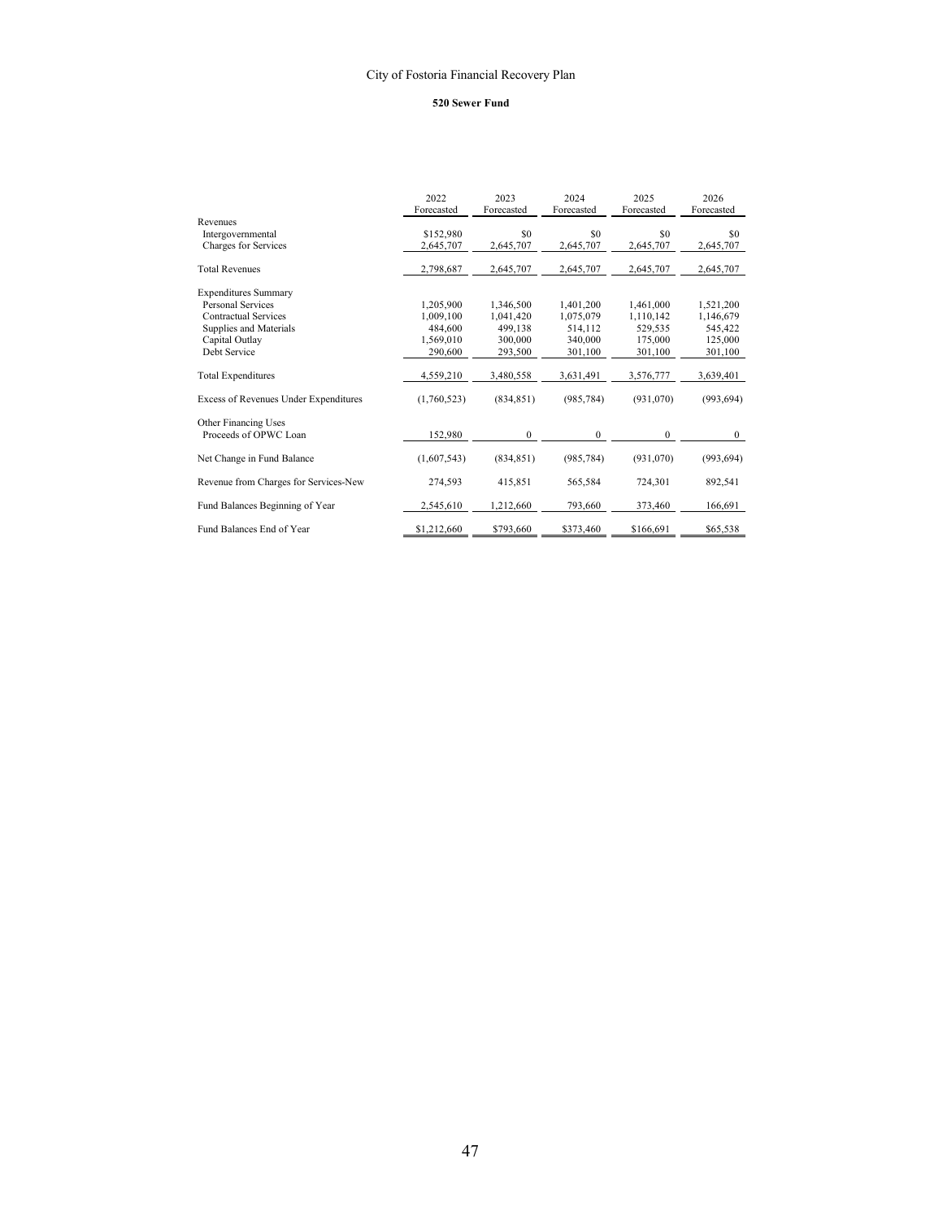City of Fostoria Financial Recovery Plan

**520 Sewer Fund**

| | 2022 Forecasted | 2023 Forecasted | 2024 Forecasted | 2025 Forecasted | 2026 Forecasted |
|---|---|---|---|---|---|
| Revenues | | | | | |
| Intergovernmental | $152,980 | $0 | $0 | $0 | $0 |
| Charges for Services | 2,645,707 | 2,645,707 | 2,645,707 | 2,645,707 | 2,645,707 |
| Total Revenues | 2,798,687 | 2,645,707 | 2,645,707 | 2,645,707 | 2,645,707 |
| Expenditures Summary | | | | | |
| Personal Services | 1,205,900 | 1,346,500 | 1,401,200 | 1,461,000 | 1,521,200 |
| Contractual Services | 1,009,100 | 1,041,420 | 1,075,079 | 1,110,142 | 1,146,679 |
| Supplies and Materials | 484,600 | 499,138 | 514,112 | 529,535 | 545,422 |
| Capital Outlay | 1,569,010 | 300,000 | 340,000 | 175,000 | 125,000 |
| Debt Service | 290,600 | 293,500 | 301,100 | 301,100 | 301,100 |
| Total Expenditures | 4,559,210 | 3,480,558 | 3,631,491 | 3,576,777 | 3,639,401 |
| Excess of Revenues Under Expenditures | (1,760,523) | (834,851) | (985,784) | (931,070) | (993,694) |
| Other Financing Uses | | | | | |
| Proceeds of OPWC Loan | 152,980 | 0 | 0 | 0 | 0 |
| Net Change in Fund Balance | (1,607,543) | (834,851) | (985,784) | (931,070) | (993,694) |
| Revenue from Charges for Services-New | 274,593 | 415,851 | 565,584 | 724,301 | 892,541 |
| Fund Balances Beginning of Year | 2,545,610 | 1,212,660 | 793,660 | 373,460 | 166,691 |
| Fund Balances End of Year | $1,212,660 | $793,660 | $373,460 | $166,691 | $65,538 |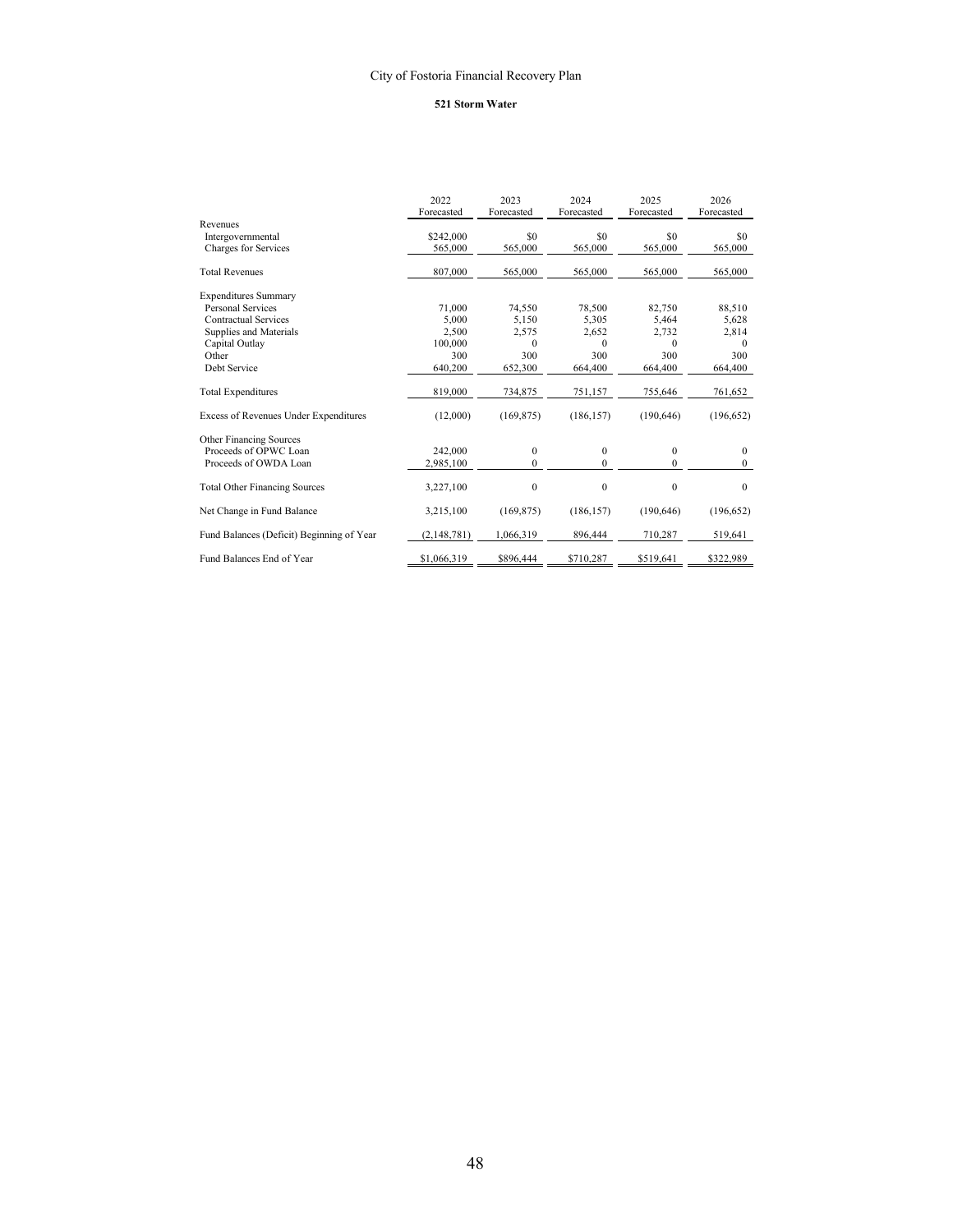# City of Fostoria Financial Recovery Plan

## 521 Storm Water

| | 2022 Forecasted | 2023 Forecasted | 2024 Forecasted | 2025 Forecasted | 2026 Forecasted |
|---|---|---|---|---|---|
| Revenues | | | | | |
| Intergovernmental | $242,000 | $0 | $0 | $0 | $0 |
| Charges for Services | 565,000 | 565,000 | 565,000 | 565,000 | 565,000 |
| Total Revenues | 807,000 | 565,000 | 565,000 | 565,000 | 565,000 |
| Expenditures Summary | | | | | |
| Personal Services | 71,000 | 74,550 | 78,500 | 82,750 | 88,510 |
| Contractual Services | 5,000 | 5,150 | 5,305 | 5,464 | 5,628 |
| Supplies and Materials | 2,500 | 2,575 | 2,652 | 2,732 | 2,814 |
| Capital Outlay | 100,000 | 0 | 0 | 0 | 0 |
| Other | 300 | 300 | 300 | 300 | 300 |
| Debt Service | 640,200 | 652,300 | 664,400 | 664,400 | 664,400 |
| Total Expenditures | 819,000 | 734,875 | 751,157 | 755,646 | 761,652 |
| Excess of Revenues Under Expenditures | (12,000) | (169,875) | (186,157) | (190,646) | (196,652) |
| Other Financing Sources | | | | | |
| Proceeds of OPWC Loan | 242,000 | 0 | 0 | 0 | 0 |
| Proceeds of OWDA Loan | 2,985,100 | 0 | 0 | 0 | 0 |
| Total Other Financing Sources | 3,227,100 | 0 | 0 | 0 | 0 |
| Net Change in Fund Balance | 3,215,100 | (169,875) | (186,157) | (190,646) | (196,652) |
| Fund Balances (Deficit) Beginning of Year | (2,148,781) | 1,066,319 | 896,444 | 710,287 | 519,641 |
| Fund Balances End of Year | $1,066,319 | $896,444 | $710,287 | $519,641 | $322,989 |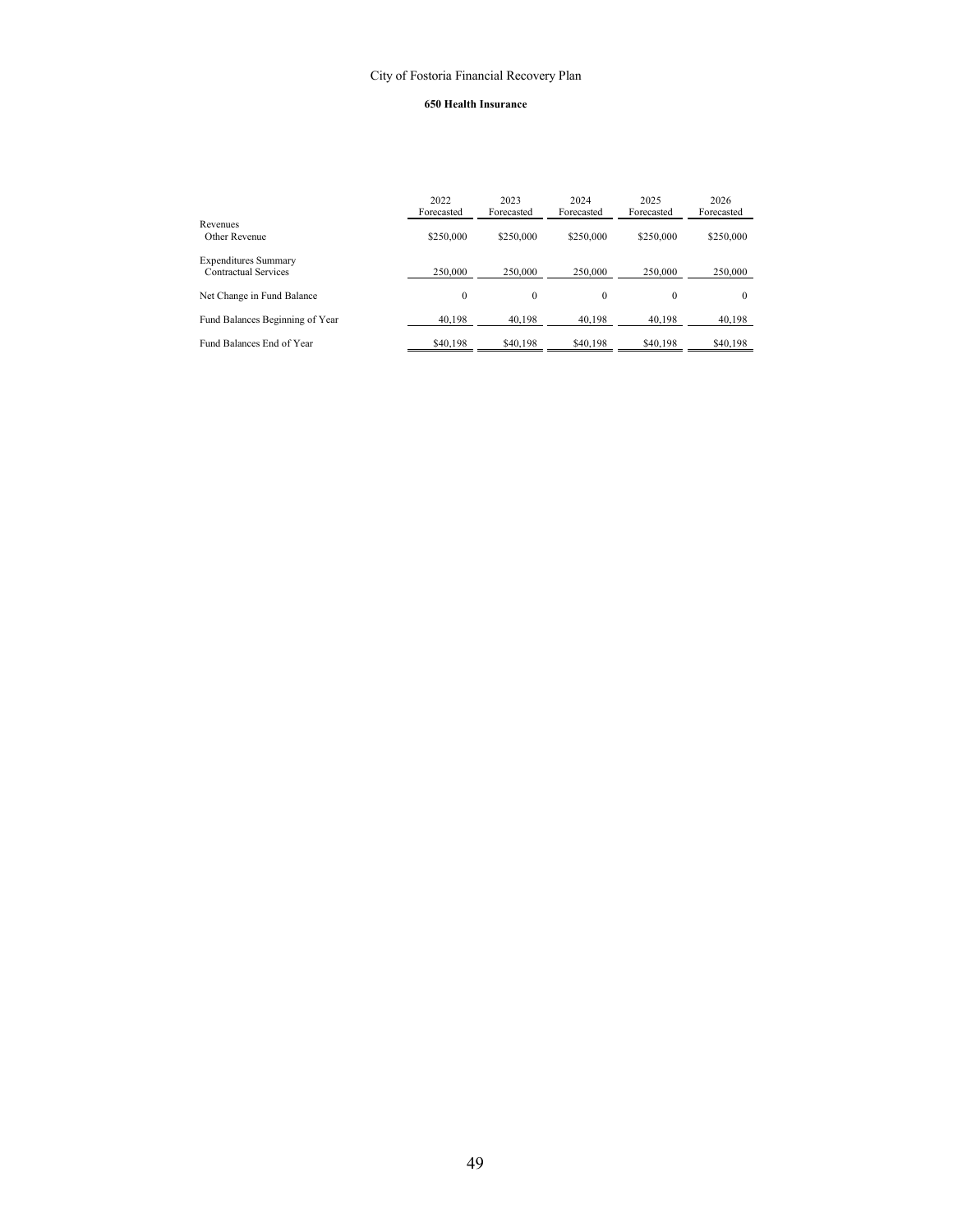City of Fostoria Financial Recovery Plan

**650 Health Insurance**

| | 2022 Forecasted | 2023 Forecasted | 2024 Forecasted | 2025 Forecasted | 2026 Forecasted |
|---|---|---|---|---|---|
| Revenues | | | | | |
| Other Revenue | $250,000 | $250,000 | $250,000 | $250,000 | $250,000 |
| Expenditures Summary | | | | | |
| Contractual Services | 250,000 | 250,000 | 250,000 | 250,000 | 250,000 |
| Net Change in Fund Balance | 0 | 0 | 0 | 0 | 0 |
| Fund Balances Beginning of Year | 40,198 | 40,198 | 40,198 | 40,198 | 40,198 |
| Fund Balances End of Year | $40,198 | $40,198 | $40,198 | $40,198 | $40,198 |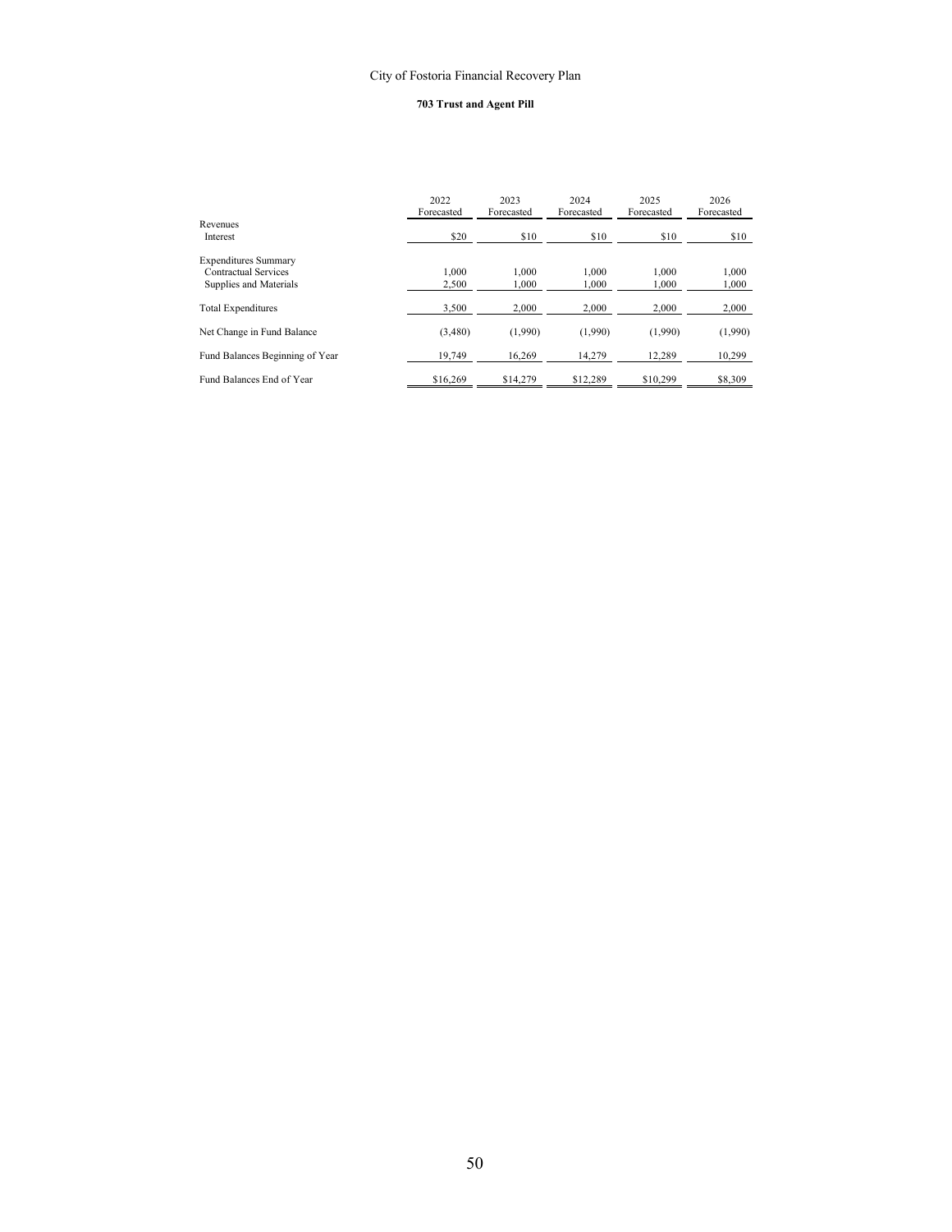# City of Fostoria Financial Recovery Plan

## 703 Trust and Agent Pill

| | 2022 Forecasted | 2023 Forecasted | 2024 Forecasted | 2025 Forecasted | 2026 Forecasted |
|---|---|---|---|---|---|
| Revenues | | | | | |
| Interest | $20 | $10 | $10 | $10 | $10 |
| Expenditures Summary | | | | | |
| Contractual Services | 1,000 | 1,000 | 1,000 | 1,000 | 1,000 |
| Supplies and Materials | 2,500 | 1,000 | 1,000 | 1,000 | 1,000 |
| Total Expenditures | 3,500 | 2,000 | 2,000 | 2,000 | 2,000 |
| Net Change in Fund Balance | (3,480) | (1,990) | (1,990) | (1,990) | (1,990) |
| Fund Balances Beginning of Year | 19,749 | 16,269 | 14,279 | 12,289 | 10,299 |
| Fund Balances End of Year | $16,269 | $14,279 | $12,289 | $10,299 | $8,309 |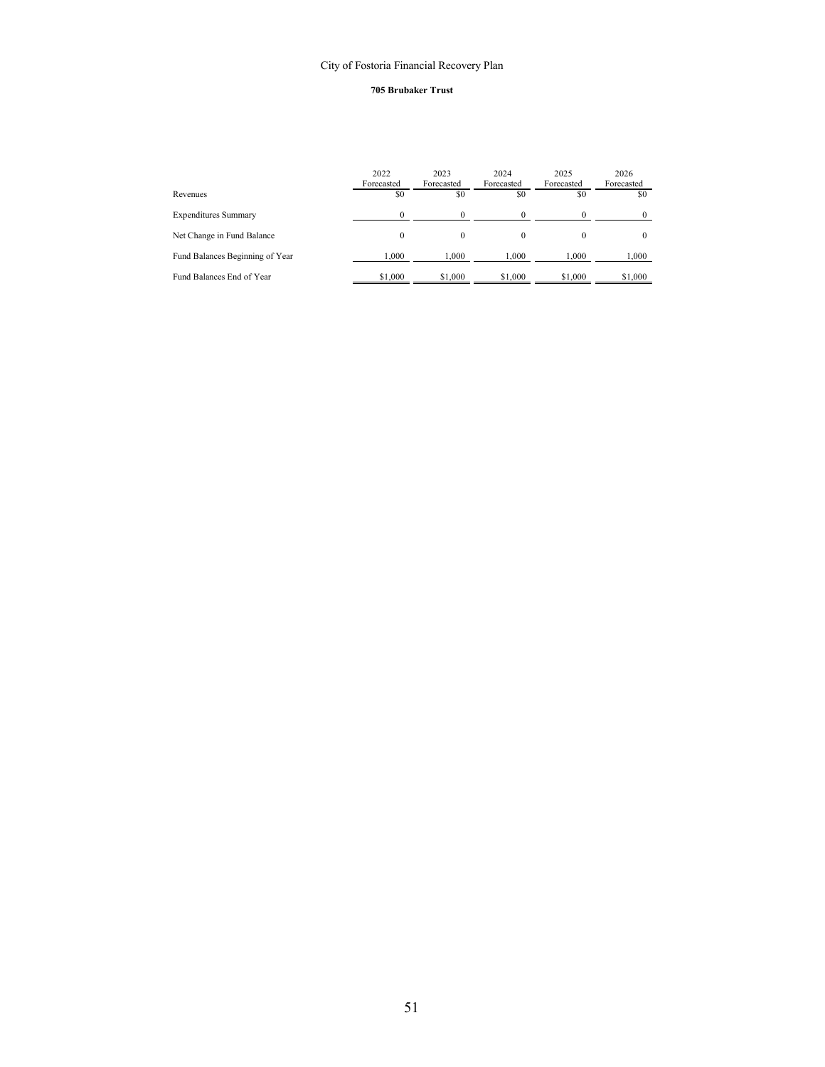# City of Fostoria Financial Recovery Plan

## 705 Brubaker Trust

| | 2022 Forecasted | 2023 Forecasted | 2024 Forecasted | 2025 Forecasted | 2026 Forecasted |
|---|---|---|---|---|---|
| Revenues | $0 | $0 | $0 | $0 | $0 |
| Expenditures Summary | 0 | 0 | 0 | 0 | 0 |
| Net Change in Fund Balance | 0 | 0 | 0 | 0 | 0 |
| Fund Balances Beginning of Year | 1,000 | 1,000 | 1,000 | 1,000 | 1,000 |
| Fund Balances End of Year | $1,000 | $1,000 | $1,000 | $1,000 | $1,000 |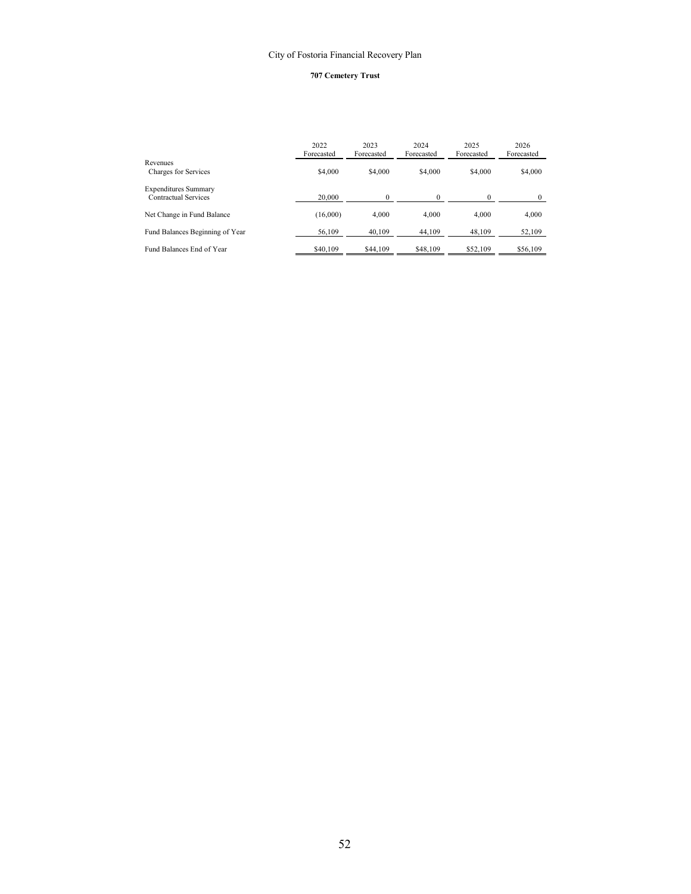City of Fostoria Financial Recovery Plan

**707 Cemetery Trust**

| | 2022 Forecasted | 2023 Forecasted | 2024 Forecasted | 2025 Forecasted | 2026 Forecasted |
|---|---|---|---|---|---|
| Revenues | | | | | |
| Charges for Services | $4,000 | $4,000 | $4,000 | $4,000 | $4,000 |
| Expenditures Summary | | | | | |
| Contractual Services | 20,000 | 0 | 0 | 0 | 0 |
| Net Change in Fund Balance | (16,000) | 4,000 | 4,000 | 4,000 | 4,000 |
| Fund Balances Beginning of Year | 56,109 | 40,109 | 44,109 | 48,109 | 52,109 |
| Fund Balances End of Year | $40,109 | $44,109 | $48,109 | $52,109 | $56,109 |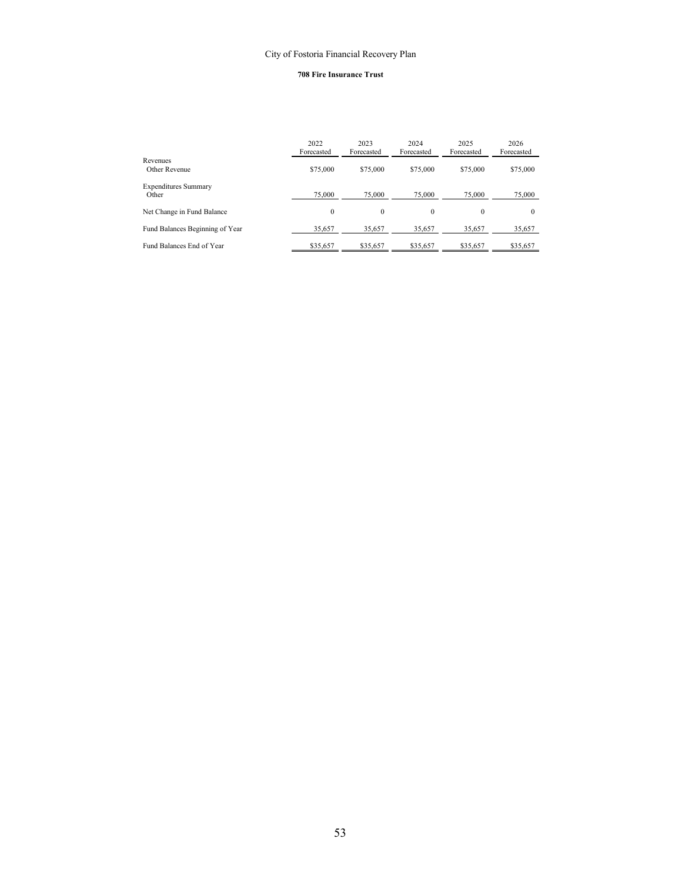City of Fostoria Financial Recovery Plan

**708 Fire Insurance Trust**

| | 2022 Forecasted | 2023 Forecasted | 2024 Forecasted | 2025 Forecasted | 2026 Forecasted |
|---|---|---|---|---|---|
| Revenues | | | | | |
| Other Revenue | $75,000 | $75,000 | $75,000 | $75,000 | $75,000 |
| Expenditures Summary | | | | | |
| Other | 75,000 | 75,000 | 75,000 | 75,000 | 75,000 |
| Net Change in Fund Balance | 0 | 0 | 0 | 0 | 0 |
| Fund Balances Beginning of Year | 35,657 | 35,657 | 35,657 | 35,657 | 35,657 |
| Fund Balances End of Year | $35,657 | $35,657 | $35,657 | $35,657 | $35,657 |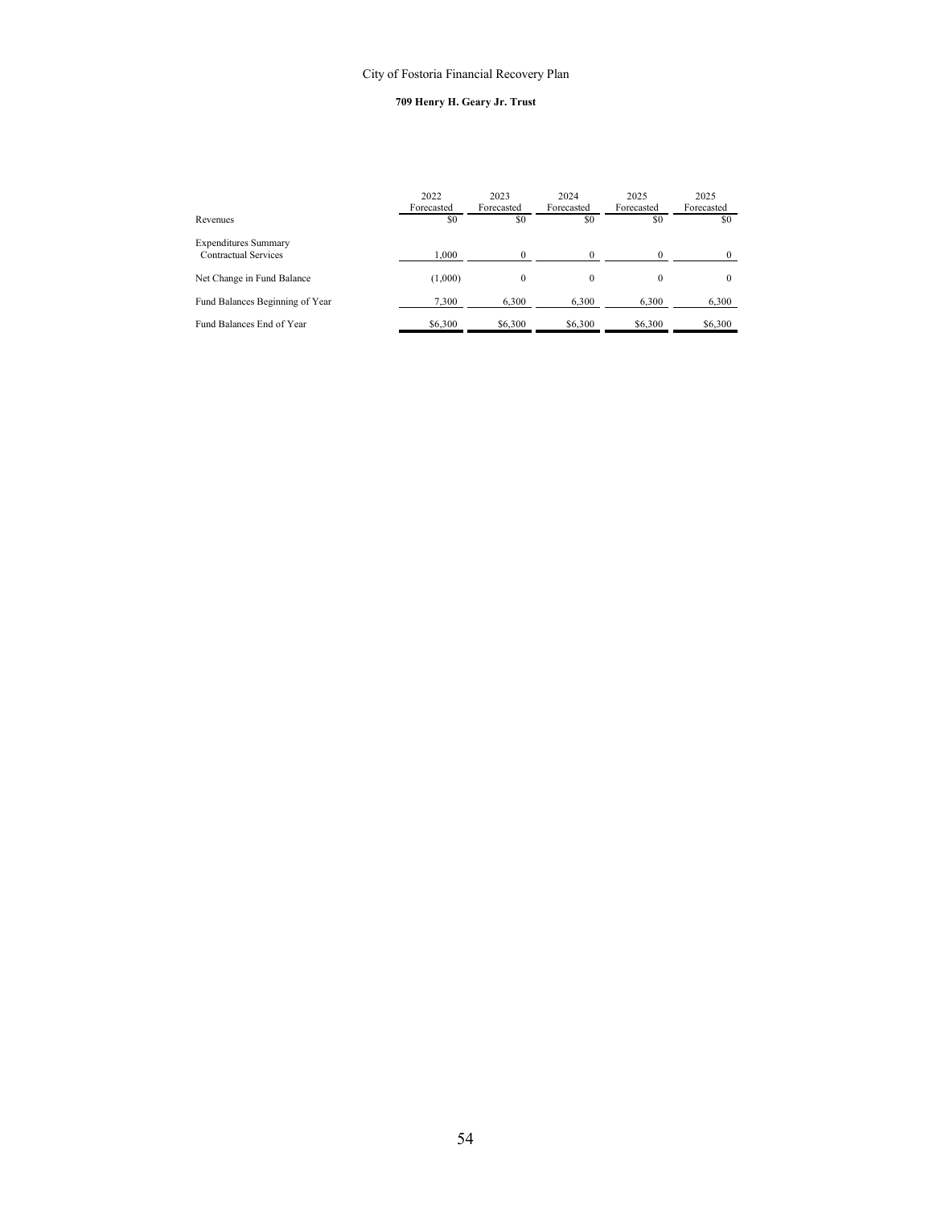City of Fostoria Financial Recovery Plan

**709 Henry H. Geary Jr. Trust**

| | 2022 Forecasted | 2023 Forecasted | 2024 Forecasted | 2025 Forecasted | 2025 Forecasted |
|---|---|---|---|---|---|
| Revenues | $0 | $0 | $0 | $0 | $0 |
| Expenditures Summary | | | | | |
| Contractual Services | 1,000 | 0 | 0 | 0 | 0 |
| Net Change in Fund Balance | (1,000) | 0 | 0 | 0 | 0 |
| Fund Balances Beginning of Year | 7,300 | 6,300 | 6,300 | 6,300 | 6,300 |
| Fund Balances End of Year | $6,300 | $6,300 | $6,300 | $6,300 | $6,300 |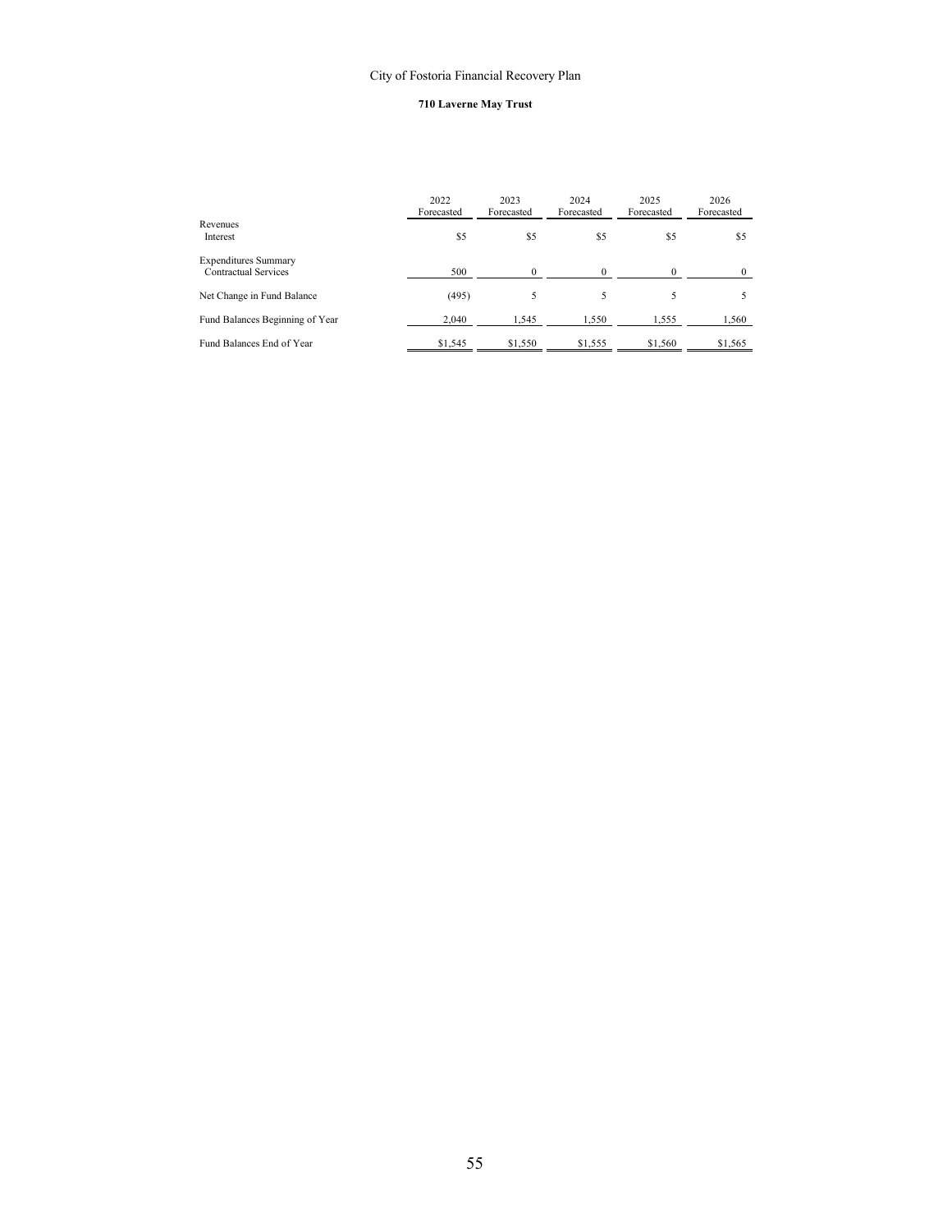# City of Fostoria Financial Recovery Plan

## 710 Laverne May Trust

| | 2022 Forecasted | 2023 Forecasted | 2024 Forecasted | 2025 Forecasted | 2026 Forecasted |
|---|---|---|---|---|---|
| Revenues | | | | | |
| Interest | $5 | $5 | $5 | $5 | $5 |
| Expenditures Summary | | | | | |
| Contractual Services | 500 | 0 | 0 | 0 | 0 |
| Net Change in Fund Balance | (495) | 5 | 5 | 5 | 5 |
| Fund Balances Beginning of Year | 2,040 | 1,545 | 1,550 | 1,555 | 1,560 |
| Fund Balances End of Year | $1,545 | $1,550 | $1,555 | $1,560 | $1,565 |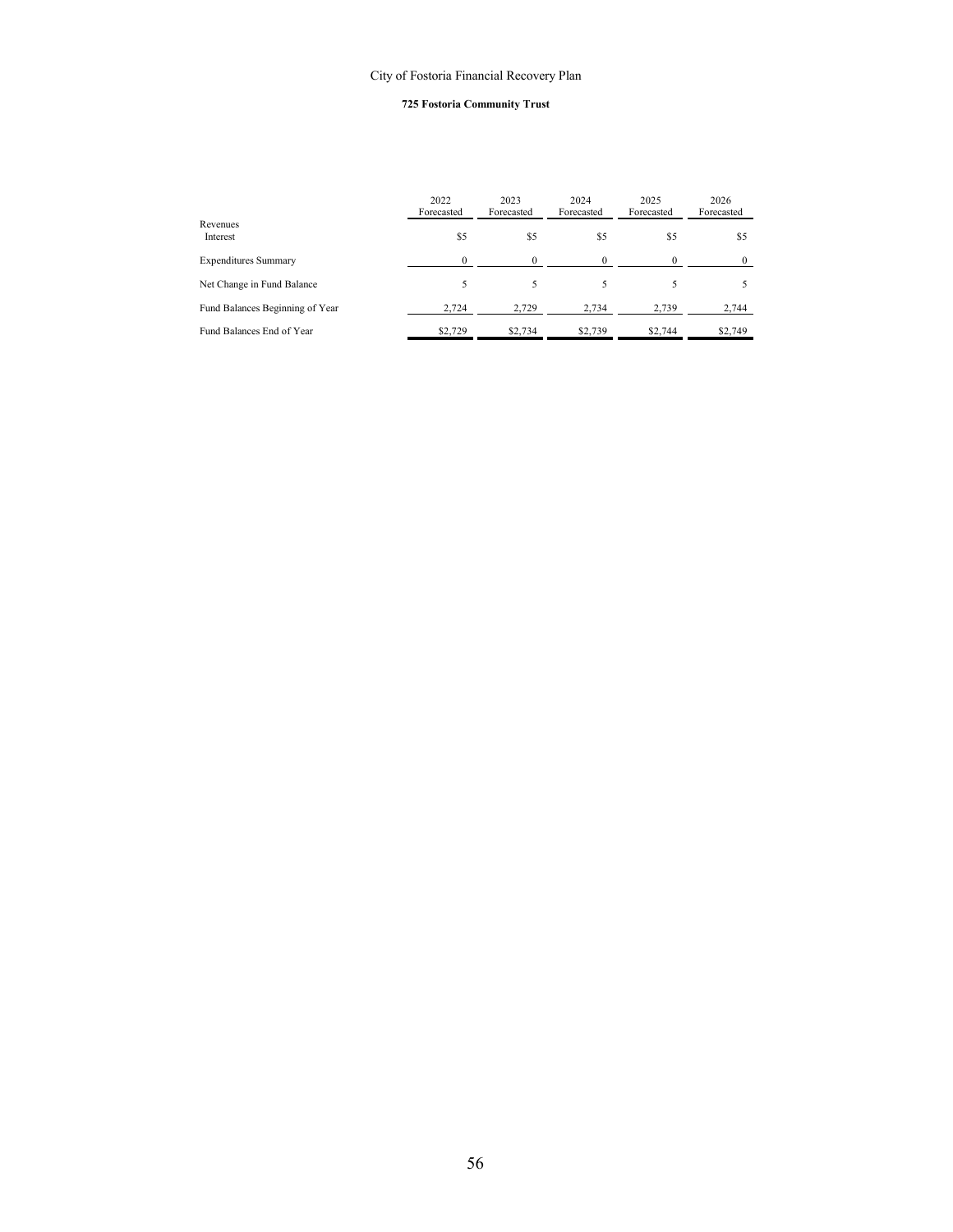City of Fostoria Financial Recovery Plan

**725 Fostoria Community Trust**

| | 2022 Forecasted | 2023 Forecasted | 2024 Forecasted | 2025 Forecasted | 2026 Forecasted |
|---|---|---|---|---|---|
| Revenues | | | | | |
| Interest | $5 | $5 | $5 | $5 | $5 |
| Expenditures Summary | 0 | 0 | 0 | 0 | 0 |
| Net Change in Fund Balance | 5 | 5 | 5 | 5 | 5 |
| Fund Balances Beginning of Year | 2,724 | 2,729 | 2,734 | 2,739 | 2,744 |
| Fund Balances End of Year | $2,729 | $2,734 | $2,739 | $2,744 | $2,749 |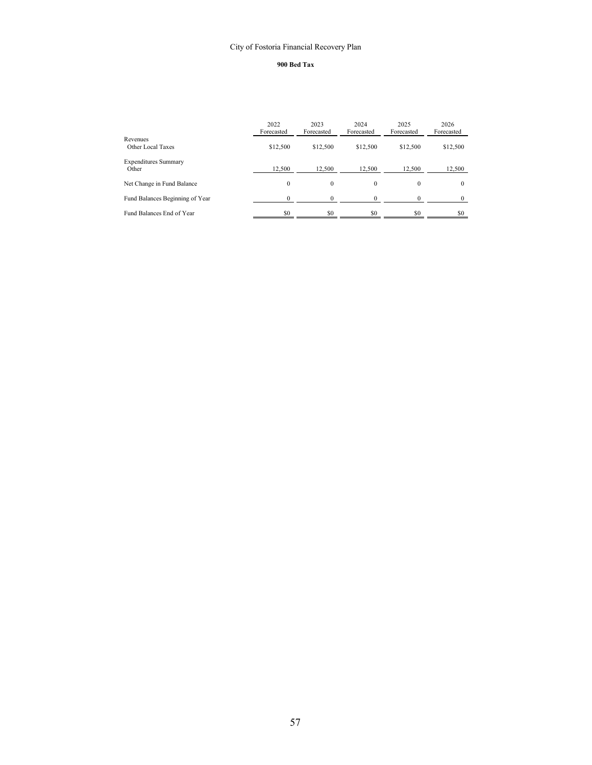City of Fostoria Financial Recovery Plan

**900 Bed Tax**

| | 2022 Forecasted | 2023 Forecasted | 2024 Forecasted | 2025 Forecasted | 2026 Forecasted |
|---|---|---|---|---|---|
| Revenues | | | | | |
| Other Local Taxes | $12,500 | $12,500 | $12,500 | $12,500 | $12,500 |
| Expenditures Summary | | | | | |
| Other | 12,500 | 12,500 | 12,500 | 12,500 | 12,500 |
| Net Change in Fund Balance | 0 | 0 | 0 | 0 | 0 |
| Fund Balances Beginning of Year | 0 | 0 | 0 | 0 | 0 |
| Fund Balances End of Year | $0 | $0 | $0 | $0 | $0 |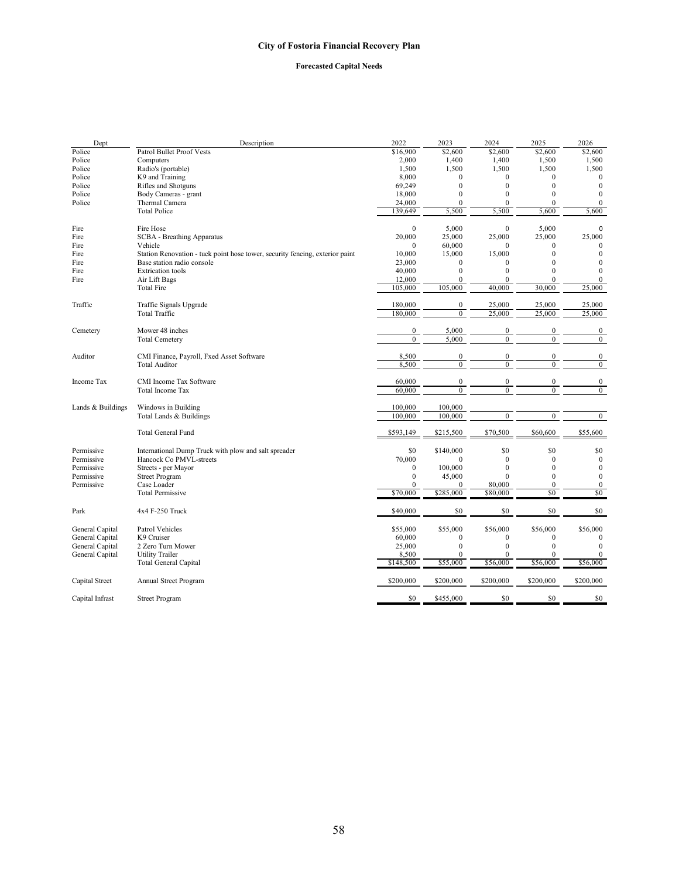# City of Fostoria Financial Recovery Plan

## Forecasted Capital Needs

| Dept | Description | 2022 | 2023 | 2024 | 2025 | 2026 |
|---|---|---|---|---|---|---|
| Police | Patrol Bullet Proof Vests | $16,900 | $2,600 | $2,600 | $2,600 | $2,600 |
| Police | Computers | 2,000 | 1,400 | 1,400 | 1,500 | 1,500 |
| Police | Radio's (portable) | 1,500 | 1,500 | 1,500 | 1,500 | 1,500 |
| Police | K9 and Training | 8,000 | 0 | 0 | 0 | 0 |
| Police | Rifles and Shotguns | 69,249 | 0 | 0 | 0 | 0 |
| Police | Body Cameras - grant | 18,000 | 0 | 0 | 0 | 0 |
| Police | Thermal Camera | 24,000 | 0 | 0 | 0 | 0 |
| | Total Police | 139,649 | 5,500 | 5,500 | 5,600 | 5,600 |
| Fire | Fire Hose | 0 | 5,000 | 0 | 5,000 | 0 |
| Fire | SCBA - Breathing Apparatus | 20,000 | 25,000 | 25,000 | 25,000 | 25,000 |
| Fire | Vehicle | 0 | 60,000 | 0 | 0 | 0 |
| Fire | Station Renovation - tuck point hose tower, security fencing, exterior paint | 10,000 | 15,000 | 15,000 | 0 | 0 |
| Fire | Base station radio console | 23,000 | 0 | 0 | 0 | 0 |
| Fire | Extrication tools | 40,000 | 0 | 0 | 0 | 0 |
| Fire | Air Lift Bags | 12,000 | 0 | 0 | 0 | 0 |
| | Total Fire | 105,000 | 105,000 | 40,000 | 30,000 | 25,000 |
| Traffic | Traffic Signals Upgrade | 180,000 | 0 | 25,000 | 25,000 | 25,000 |
| | Total Traffic | 180,000 | 0 | 25,000 | 25,000 | 25,000 |
| Cemetery | Mower 48 inches | 0 | 5,000 | 0 | 0 | 0 |
| | Total Cemetery | 0 | 5,000 | 0 | 0 | 0 |
| Auditor | CMI Finance, Payroll, Fxed Asset Software | 8,500 | 0 | 0 | 0 | 0 |
| | Total Auditor | 8,500 | 0 | 0 | 0 | 0 |
| Income Tax | CMI Income Tax Software | 60,000 | 0 | 0 | 0 | 0 |
| | Total Income Tax | 60,000 | 0 | 0 | 0 | 0 |
| Lands & Buildings | Windows in Building | 100,000 | 100,000 | | | |
| | Total Lands & Buildings | 100,000 | 100,000 | 0 | 0 | 0 |
| | Total General Fund | $593,149 | $215,500 | $70,500 | $60,600 | $55,600 |
| Permissive | International Dump Truck with plow and salt spreader | $0 | $140,000 | $0 | $0 | $0 |
| Permissive | Hancock Co PMVL-streets | 70,000 | 0 | 0 | 0 | 0 |
| Permissive | Streets - per Mayor | 0 | 100,000 | 0 | 0 | 0 |
| Permissive | Street Program | 0 | 45,000 | 0 | 0 | 0 |
| Permissive | Case Loader | 0 | 0 | 80,000 | 0 | 0 |
| | Total Permissive | $70,000 | $285,000 | $80,000 | $0 | $0 |
| Park | 4x4 F-250 Truck | $40,000 | $0 | $0 | $0 | $0 |
| General Capital | Patrol Vehicles | $55,000 | $55,000 | $56,000 | $56,000 | $56,000 |
| General Capital | K9 Cruiser | 60,000 | 0 | 0 | 0 | 0 |
| General Capital | 2 Zero Turn Mower | 25,000 | 0 | 0 | 0 | 0 |
| General Capital | Utility Trailer | 8,500 | 0 | 0 | 0 | 0 |
| | Total General Capital | $148,500 | $55,000 | $56,000 | $56,000 | $56,000 |
| Capital Street | Annual Street Program | $200,000 | $200,000 | $200,000 | $200,000 | $200,000 |
| Capital Infrast | Street Program | $0 | $455,000 | $0 | $0 | $0 |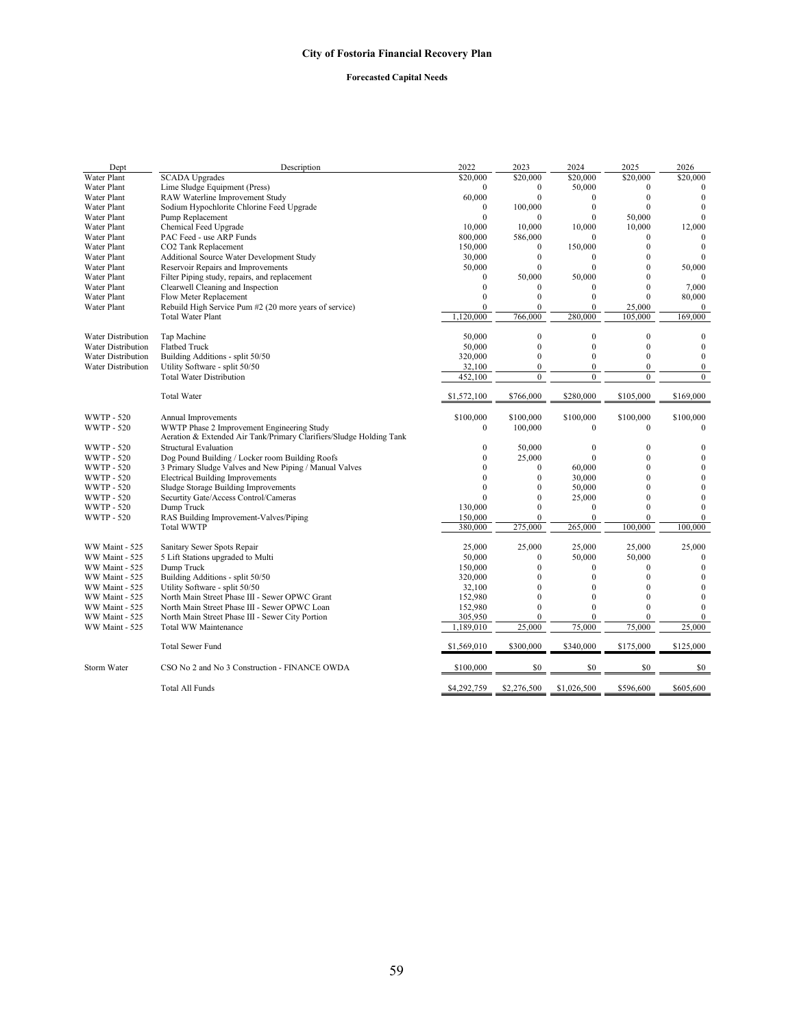# City of Fostoria Financial Recovery Plan

## Forecasted Capital Needs

| Dept | Description | 2022 | 2023 | 2024 | 2025 | 2026 |
|---|---|---|---|---|---|---|
| Water Plant | SCADA Upgrades | $20,000 | $20,000 | $20,000 | $20,000 | $20,000 |
| Water Plant | Lime Sludge Equipment (Press) | 0 | 0 | 50,000 | 0 | 0 |
| Water Plant | RAW Waterline Improvement Study | 60,000 | 0 | 0 | 0 | 0 |
| Water Plant | Sodium Hypochlorite Chlorine Feed Upgrade | 0 | 100,000 | 0 | 0 | 0 |
| Water Plant | Pump Replacement | 0 | 0 | 0 | 50,000 | 0 |
| Water Plant | Chemical Feed Upgrade | 10,000 | 10,000 | 10,000 | 10,000 | 12,000 |
| Water Plant | PAC Feed - use ARP Funds | 800,000 | 586,000 | 0 | 0 | 0 |
| Water Plant | CO2 Tank Replacement | 150,000 | 0 | 150,000 | 0 | 0 |
| Water Plant | Additional Source Water Development Study | 30,000 | 0 | 0 | 0 | 0 |
| Water Plant | Reservoir Repairs and Improvements | 50,000 | 0 | 0 | 0 | 50,000 |
| Water Plant | Filter Piping study, repairs, and replacement | 0 | 50,000 | 50,000 | 0 | 0 |
| Water Plant | Clearwell Cleaning and Inspection | 0 | 0 | 0 | 0 | 7,000 |
| Water Plant | Flow Meter Replacement | 0 | 0 | 0 | 0 | 80,000 |
| Water Plant | Rebuild High Service Pum #2 (20 more years of service) | 0 | 0 | 0 | 25,000 | 0 |
| | Total Water Plant | 1,120,000 | 766,000 | 280,000 | 105,000 | 169,000 |
| | | | | | | |
| Water Distribution | Tap Machine | 50,000 | 0 | 0 | 0 | 0 |
| Water Distribution | Flatbed Truck | 50,000 | 0 | 0 | 0 | 0 |
| Water Distribution | Building Additions - split 50/50 | 320,000 | 0 | 0 | 0 | 0 |
| Water Distribution | Utility Software - split 50/50 | 32,100 | 0 | 0 | 0 | 0 |
| | Total Water Distribution | 452,100 | 0 | 0 | 0 | 0 |
| | | | | | | |
| | Total Water | $1,572,100 | $766,000 | $280,000 | $105,000 | $169,000 |
| | | | | | | |
| WWTP - 520 | Annual Improvements | $100,000 | $100,000 | $100,000 | $100,000 | $100,000 |
| WWTP - 520 | WWTP Phase 2 Improvement Engineering Study<br>Aeration & Extended Air Tank/Primary Clarifiers/Sludge Holding Tank | 0 | 100,000 | 0 | 0 | 0 |
| WWTP - 520 | Structural Evaluation | 0 | 50,000 | 0 | 0 | 0 |
| WWTP - 520 | Dog Pound Building / Locker room Building Roofs | 0 | 25,000 | 0 | 0 | 0 |
| WWTP - 520 | 3 Primary Sludge Valves and New Piping / Manual Valves | 0 | 0 | 60,000 | 0 | 0 |
| WWTP - 520 | Electrical Building Improvements | 0 | 0 | 30,000 | 0 | 0 |
| WWTP - 520 | Sludge Storage Building Improvements | 0 | 0 | 50,000 | 0 | 0 |
| WWTP - 520 | Securtity Gate/Access Control/Cameras | 0 | 0 | 25,000 | 0 | 0 |
| WWTP - 520 | Dump Truck | 130,000 | 0 | 0 | 0 | 0 |
| WWTP - 520 | RAS Building Improvement-Valves/Piping | 150,000 | 0 | 0 | 0 | 0 |
| | Total WWTP | 380,000 | 275,000 | 265,000 | 100,000 | 100,000 |
| | | | | | | |
| WW Maint - 525 | Sanitary Sewer Spots Repair | 25,000 | 25,000 | 25,000 | 25,000 | 25,000 |
| WW Maint - 525 | 5 Lift Stations upgraded to Multi | 50,000 | 0 | 50,000 | 50,000 | 0 |
| WW Maint - 525 | Dump Truck | 150,000 | 0 | 0 | 0 | 0 |
| WW Maint - 525 | Building Additions - split 50/50 | 320,000 | 0 | 0 | 0 | 0 |
| WW Maint - 525 | Utility Software - split 50/50 | 32,100 | 0 | 0 | 0 | 0 |
| WW Maint - 525 | North Main Street Phase III - Sewer OPWC Grant | 152,980 | 0 | 0 | 0 | 0 |
| WW Maint - 525 | North Main Street Phase III - Sewer OPWC Loan | 152,980 | 0 | 0 | 0 | 0 |
| WW Maint - 525 | North Main Street Phase III - Sewer City Portion | 305,950 | 0 | 0 | 0 | 0 |
| WW Maint - 525 | Total WW Maintenance | 1,189,010 | 25,000 | 75,000 | 75,000 | 25,000 |
| | | | | | | |
| | Total Sewer Fund | $1,569,010 | $300,000 | $340,000 | $175,000 | $125,000 |
| | | | | | | |
| Storm Water | CSO No 2 and No 3 Construction - FINANCE OWDA | $100,000 | $0 | $0 | $0 | $0 |
| | | | | | | |
| | Total All Funds | $4,292,759 | $2,276,500 | $1,026,500 | $596,600 | $605,600 |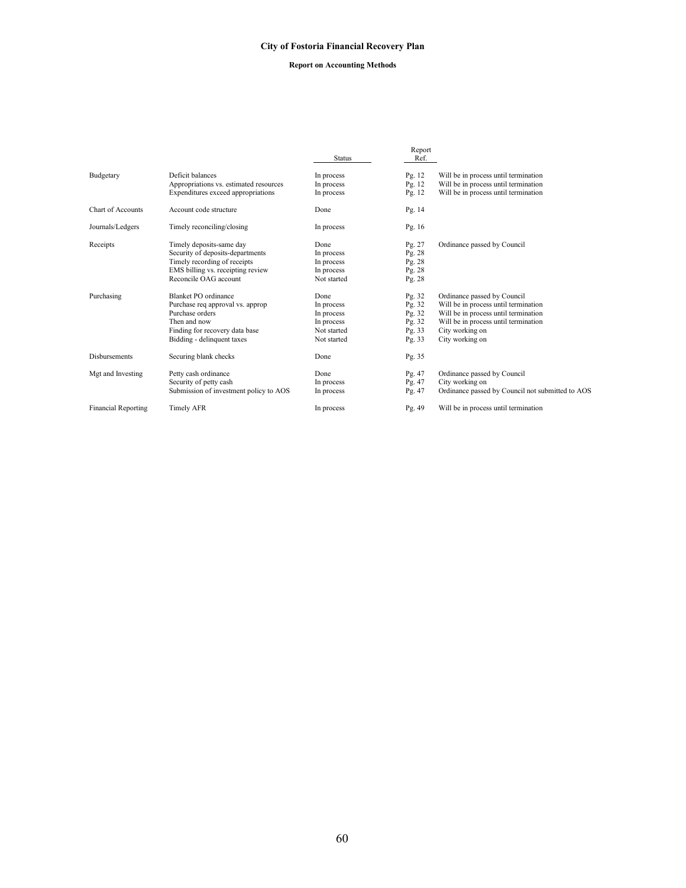# City of Fostoria Financial Recovery Plan

## Report on Accounting Methods

| | | Status | Report Ref. | |
|---|---|---|---|---|
| Budgetary | Deficit balances | In process | Pg. 12 | Will be in process until termination |
| | Appropriations vs. estimated resources | In process | Pg. 12 | Will be in process until termination |
| | Expenditures exceed appropriations | In process | Pg. 12 | Will be in process until termination |
| Chart of Accounts | Account code structure | Done | Pg. 14 | |
| Journals/Ledgers | Timely reconciling/closing | In process | Pg. 16 | |
| Receipts | Timely deposits-same day | Done | Pg. 27 | Ordinance passed by Council |
| | Security of deposits-departments | In process | Pg. 28 | |
| | Timely recording of receipts | In process | Pg. 28 | |
| | EMS billing vs. receipting review | In process | Pg. 28 | |
| | Reconcile OAG account | Not started | Pg. 28 | |
| Purchasing | Blanket PO ordinance | Done | Pg. 32 | Ordinance passed by Council |
| | Purchase req approval vs. approp | In process | Pg. 32 | Will be in process until termination |
| | Purchase orders | In process | Pg. 32 | Will be in process until termination |
| | Then and now | In process | Pg. 32 | Will be in process until termination |
| | Finding for recovery data base | Not started | Pg. 33 | City working on |
| | Bidding - delinquent taxes | Not started | Pg. 33 | City working on |
| Disbursements | Securing blank checks | Done | Pg. 35 | |
| Mgt and Investing | Petty cash ordinance | Done | Pg. 47 | Ordinance passed by Council |
| | Security of petty cash | In process | Pg. 47 | City working on |
| | Submission of investment policy to AOS | In process | Pg. 47 | Ordinance passed by Council not submitted to AOS |
| Financial Reporting | Timely AFR | In process | Pg. 49 | Will be in process until termination |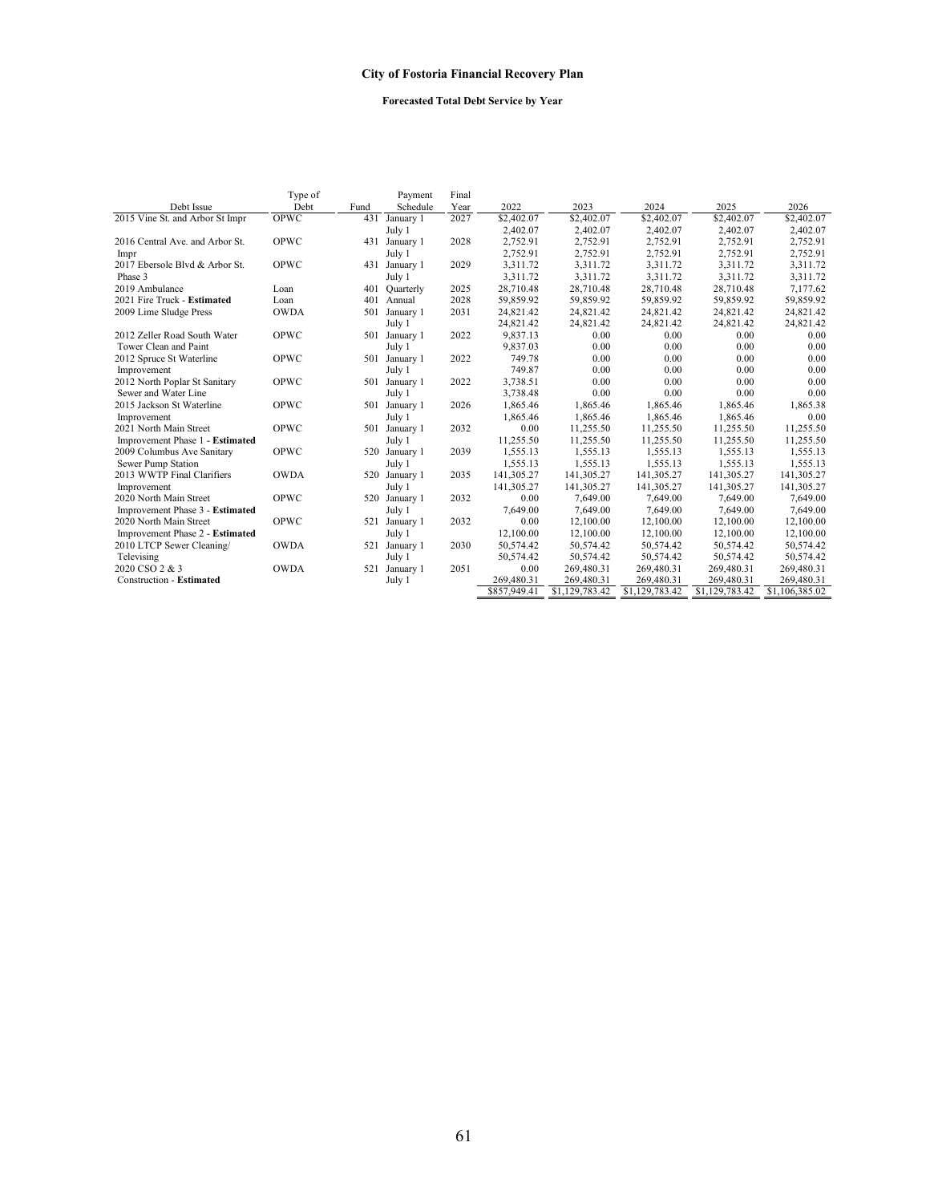# City of Fostoria Financial Recovery Plan

## Forecasted Total Debt Service by Year

| Debt Issue | Type of Debt | Fund | Payment Schedule | Final Year | 2022 | 2023 | 2024 | 2025 | 2026 |
|---|---|---|---|---|---|---|---|---|---|
| 2015 Vine St. and Arbor St Impr | OPWC | 431 | January 1 | 2027 | $2,402.07 | $2,402.07 | $2,402.07 | $2,402.07 | $2,402.07 |
| | | | July 1 | | 2,402.07 | 2,402.07 | 2,402.07 | 2,402.07 | 2,402.07 |
| 2016 Central Ave. and Arbor St. | OPWC | 431 | January 1 | 2028 | 2,752.91 | 2,752.91 | 2,752.91 | 2,752.91 | 2,752.91 |
| Impr | | | July 1 | | 2,752.91 | 2,752.91 | 2,752.91 | 2,752.91 | 2,752.91 |
| 2017 Ebersole Blvd & Arbor St. | OPWC | 431 | January 1 | 2029 | 3,311.72 | 3,311.72 | 3,311.72 | 3,311.72 | 3,311.72 |
| Phase 3 | | | July 1 | | 3,311.72 | 3,311.72 | 3,311.72 | 3,311.72 | 3,311.72 |
| 2019 Ambulance | Loan | 401 | Quarterly | 2025 | 28,710.48 | 28,710.48 | 28,710.48 | 28,710.48 | 7,177.62 |
| 2021 Fire Truck - **Estimated** | Loan | 401 | Annual | 2028 | 59,859.92 | 59,859.92 | 59,859.92 | 59,859.92 | 59,859.92 |
| 2009 Lime Sludge Press | OWDA | 501 | January 1 | 2031 | 24,821.42 | 24,821.42 | 24,821.42 | 24,821.42 | 24,821.42 |
| | | | July 1 | | 24,821.42 | 24,821.42 | 24,821.42 | 24,821.42 | 24,821.42 |
| 2012 Zeller Road South Water | OPWC | 501 | January 1 | 2022 | 9,837.13 | 0.00 | 0.00 | 0.00 | 0.00 |
| Tower Clean and Paint | | | July 1 | | 9,837.03 | 0.00 | 0.00 | 0.00 | 0.00 |
| 2012 Spruce St Waterline | OPWC | 501 | January 1 | 2022 | 749.78 | 0.00 | 0.00 | 0.00 | 0.00 |
| Improvement | | | July 1 | | 749.87 | 0.00 | 0.00 | 0.00 | 0.00 |
| 2012 North Poplar St Sanitary | OPWC | 501 | January 1 | 2022 | 3,738.51 | 0.00 | 0.00 | 0.00 | 0.00 |
| Sewer and Water Line | | | July 1 | | 3,738.48 | 0.00 | 0.00 | 0.00 | 0.00 |
| 2015 Jackson St Waterline | OPWC | 501 | January 1 | 2026 | 1,865.46 | 1,865.46 | 1,865.46 | 1,865.46 | 1,865.38 |
| Improvement | | | July 1 | | 1,865.46 | 1,865.46 | 1,865.46 | 1,865.46 | 0.00 |
| 2021 North Main Street | OPWC | 501 | January 1 | 2032 | 0.00 | 11,255.50 | 11,255.50 | 11,255.50 | 11,255.50 |
| Improvement Phase 1 - **Estimated** | | | July 1 | | 11,255.50 | 11,255.50 | 11,255.50 | 11,255.50 | 11,255.50 |
| 2009 Columbus Ave Sanitary | OPWC | 520 | January 1 | 2039 | 1,555.13 | 1,555.13 | 1,555.13 | 1,555.13 | 1,555.13 |
| Sewer Pump Station | | | July 1 | | 1,555.13 | 1,555.13 | 1,555.13 | 1,555.13 | 1,555.13 |
| 2013 WWTP Final Clarifiers | OWDA | 520 | January 1 | 2035 | 141,305.27 | 141,305.27 | 141,305.27 | 141,305.27 | 141,305.27 |
| Improvement | | | July 1 | | 141,305.27 | 141,305.27 | 141,305.27 | 141,305.27 | 141,305.27 |
| 2020 North Main Street | OPWC | 520 | January 1 | 2032 | 0.00 | 7,649.00 | 7,649.00 | 7,649.00 | 7,649.00 |
| Improvement Phase 3 - **Estimated** | | | July 1 | | 7,649.00 | 7,649.00 | 7,649.00 | 7,649.00 | 7,649.00 |
| 2020 North Main Street | OPWC | 521 | January 1 | 2032 | 0.00 | 12,100.00 | 12,100.00 | 12,100.00 | 12,100.00 |
| Improvement Phase 2 - **Estimated** | | | July 1 | | 12,100.00 | 12,100.00 | 12,100.00 | 12,100.00 | 12,100.00 |
| 2010 LTCP Sewer Cleaning/ | OWDA | 521 | January 1 | 2030 | 50,574.42 | 50,574.42 | 50,574.42 | 50,574.42 | 50,574.42 |
| Televising | | | July 1 | | 50,574.42 | 50,574.42 | 50,574.42 | 50,574.42 | 50,574.42 |
| 2020 CSO 2 & 3 | OWDA | 521 | January 1 | 2051 | 0.00 | 269,480.31 | 269,480.31 | 269,480.31 | 269,480.31 |
| Construction - **Estimated** | | | July 1 | | 269,480.31 | 269,480.31 | 269,480.31 | 269,480.31 | 269,480.31 |
| | | | | | $857,949.41 | $1,129,783.42 | $1,129,783.42 | $1,129,783.42 | $1,106,385.02 |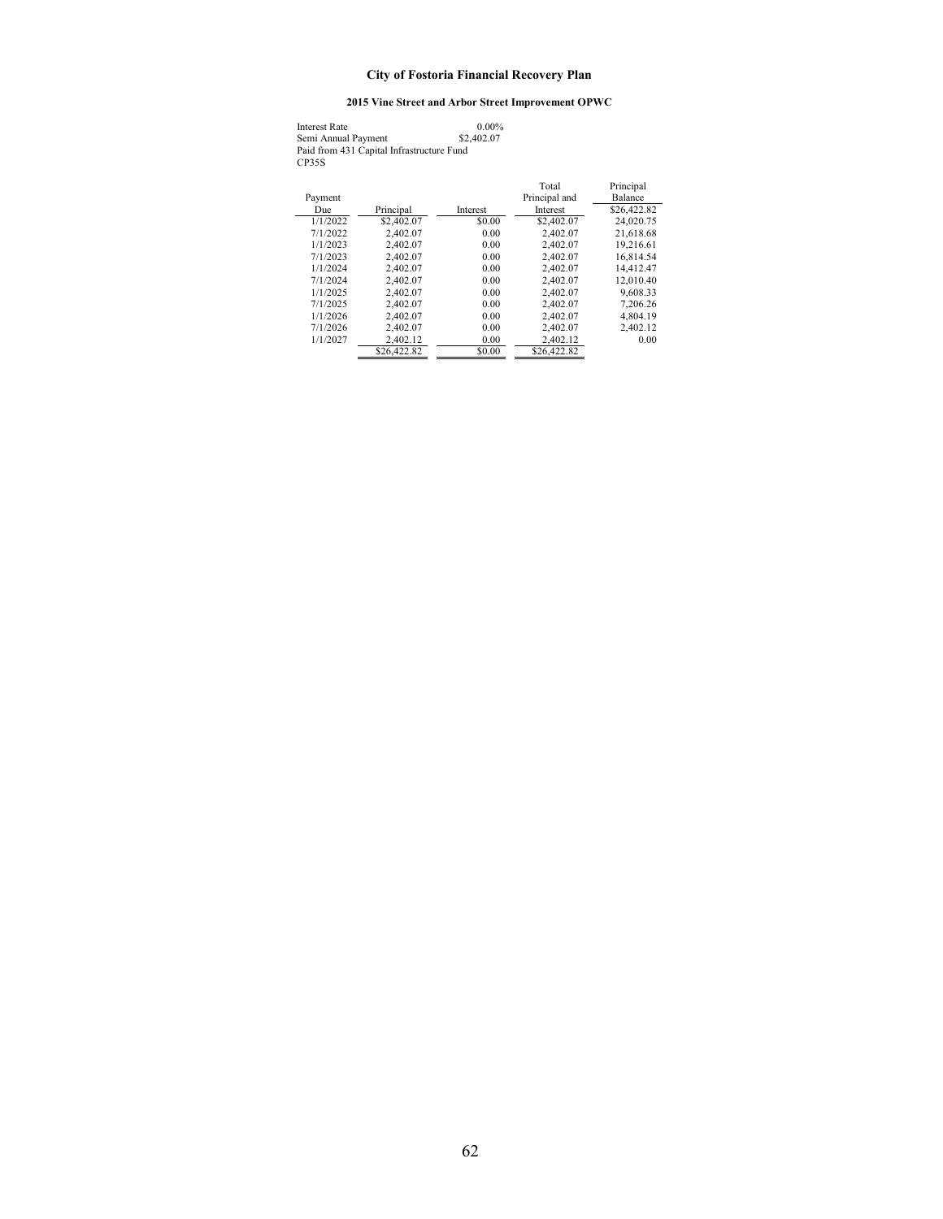# City of Fostoria Financial Recovery Plan

## 2015 Vine Street and Arbor Street Improvement OPWC

Interest Rate 0.00%
Semi Annual Payment $2,402.07
Paid from 431 Capital Infrastructure Fund
CP35S

| Payment Due | Principal | Interest | Total Principal and Interest | Principal Balance |
|---|---|---|---|---|
| | | | | $26,422.82 |
| 1/1/2022 | $2,402.07 | $0.00 | $2,402.07 | 24,020.75 |
| 7/1/2022 | 2,402.07 | 0.00 | 2,402.07 | 21,618.68 |
| 1/1/2023 | 2,402.07 | 0.00 | 2,402.07 | 19,216.61 |
| 7/1/2023 | 2,402.07 | 0.00 | 2,402.07 | 16,814.54 |
| 1/1/2024 | 2,402.07 | 0.00 | 2,402.07 | 14,412.47 |
| 7/1/2024 | 2,402.07 | 0.00 | 2,402.07 | 12,010.40 |
| 1/1/2025 | 2,402.07 | 0.00 | 2,402.07 | 9,608.33 |
| 7/1/2025 | 2,402.07 | 0.00 | 2,402.07 | 7,206.26 |
| 1/1/2026 | 2,402.07 | 0.00 | 2,402.07 | 4,804.19 |
| 7/1/2026 | 2,402.07 | 0.00 | 2,402.07 | 2,402.12 |
| 1/1/2027 | 2,402.12 | 0.00 | 2,402.12 | 0.00 |
| | $26,422.82 | $0.00 | $26,422.82 | |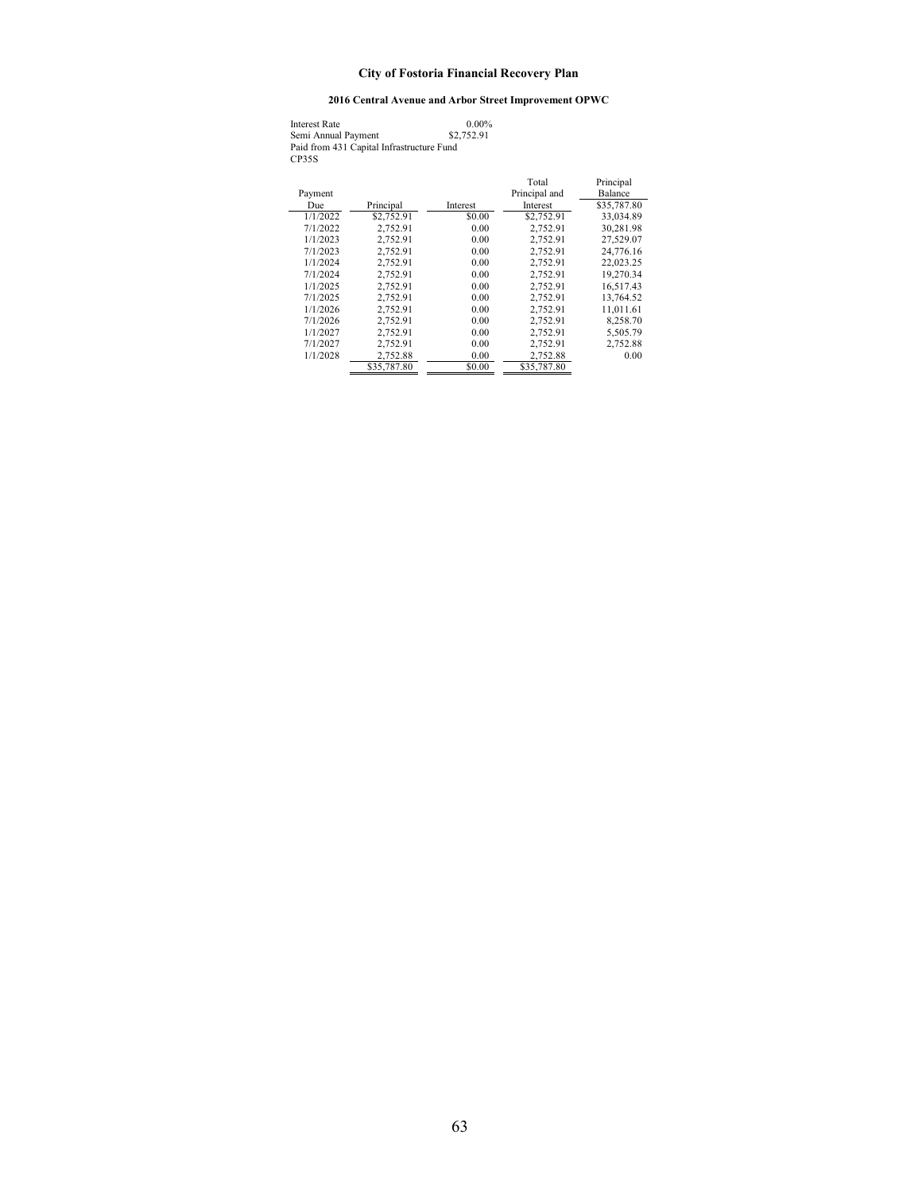# City of Fostoria Financial Recovery Plan

## 2016 Central Avenue and Arbor Street Improvement OPWC

Interest Rate 0.00%
Semi Annual Payment $2,752.91
Paid from 431 Capital Infrastructure Fund
CP35S

| Payment Due | Principal | Interest | Total Principal and Interest | Principal Balance |
|---|---|---|---|---|
| | | | | $35,787.80 |
| 1/1/2022 | $2,752.91 | $0.00 | $2,752.91 | 33,034.89 |
| 7/1/2022 | 2,752.91 | 0.00 | 2,752.91 | 30,281.98 |
| 1/1/2023 | 2,752.91 | 0.00 | 2,752.91 | 27,529.07 |
| 7/1/2023 | 2,752.91 | 0.00 | 2,752.91 | 24,776.16 |
| 1/1/2024 | 2,752.91 | 0.00 | 2,752.91 | 22,023.25 |
| 7/1/2024 | 2,752.91 | 0.00 | 2,752.91 | 19,270.34 |
| 1/1/2025 | 2,752.91 | 0.00 | 2,752.91 | 16,517.43 |
| 7/1/2025 | 2,752.91 | 0.00 | 2,752.91 | 13,764.52 |
| 1/1/2026 | 2,752.91 | 0.00 | 2,752.91 | 11,011.61 |
| 7/1/2026 | 2,752.91 | 0.00 | 2,752.91 | 8,258.70 |
| 1/1/2027 | 2,752.91 | 0.00 | 2,752.91 | 5,505.79 |
| 7/1/2027 | 2,752.91 | 0.00 | 2,752.91 | 2,752.88 |
| 1/1/2028 | 2,752.88 | 0.00 | 2,752.88 | 0.00 |
| | $35,787.80 | $0.00 | $35,787.80 | |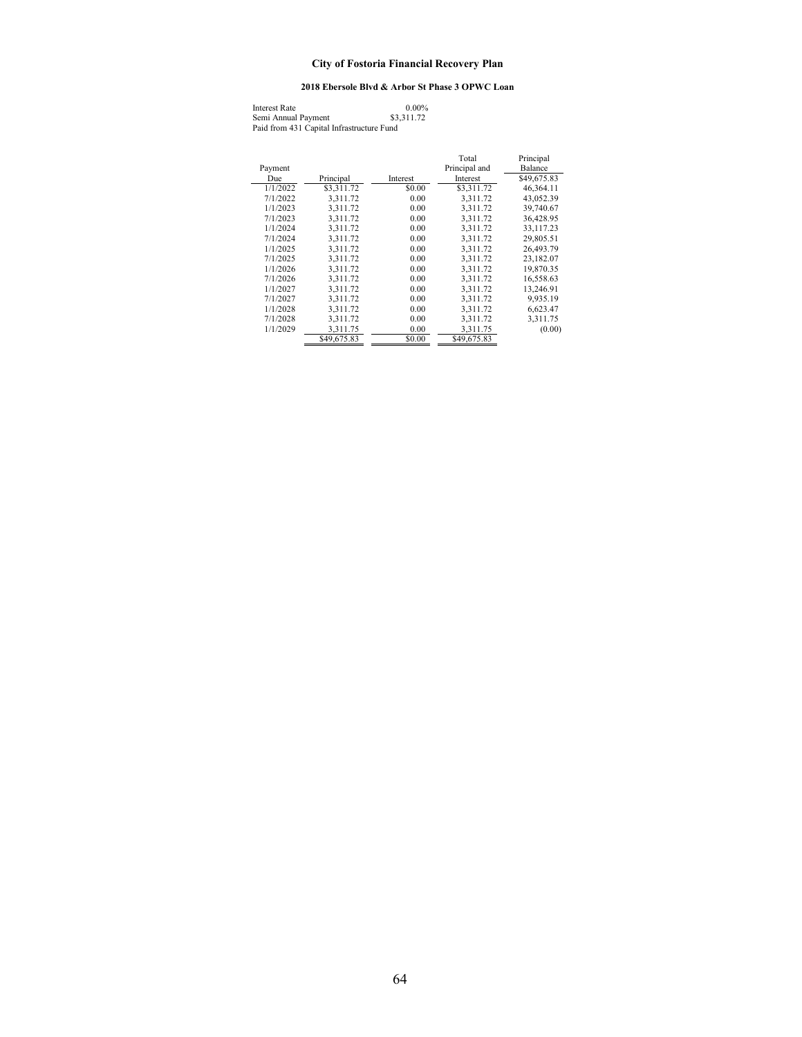# City of Fostoria Financial Recovery Plan

## 2018 Ebersole Blvd & Arbor St Phase 3 OPWC Loan

Interest Rate 0.00%
Semi Annual Payment $3,311.72
Paid from 431 Capital Infrastructure Fund

| Payment Due | Principal | Interest | Total Principal and Interest | Principal Balance |
|---|---|---|---|---|
| | | | | $49,675.83 |
| 1/1/2022 | $3,311.72 | $0.00 | $3,311.72 | 46,364.11 |
| 7/1/2022 | 3,311.72 | 0.00 | 3,311.72 | 43,052.39 |
| 1/1/2023 | 3,311.72 | 0.00 | 3,311.72 | 39,740.67 |
| 7/1/2023 | 3,311.72 | 0.00 | 3,311.72 | 36,428.95 |
| 1/1/2024 | 3,311.72 | 0.00 | 3,311.72 | 33,117.23 |
| 7/1/2024 | 3,311.72 | 0.00 | 3,311.72 | 29,805.51 |
| 1/1/2025 | 3,311.72 | 0.00 | 3,311.72 | 26,493.79 |
| 7/1/2025 | 3,311.72 | 0.00 | 3,311.72 | 23,182.07 |
| 1/1/2026 | 3,311.72 | 0.00 | 3,311.72 | 19,870.35 |
| 7/1/2026 | 3,311.72 | 0.00 | 3,311.72 | 16,558.63 |
| 1/1/2027 | 3,311.72 | 0.00 | 3,311.72 | 13,246.91 |
| 7/1/2027 | 3,311.72 | 0.00 | 3,311.72 | 9,935.19 |
| 1/1/2028 | 3,311.72 | 0.00 | 3,311.72 | 6,623.47 |
| 7/1/2028 | 3,311.72 | 0.00 | 3,311.72 | 3,311.75 |
| 1/1/2029 | 3,311.75 | 0.00 | 3,311.75 | (0.00) |
| | $49,675.83 | $0.00 | $49,675.83 | |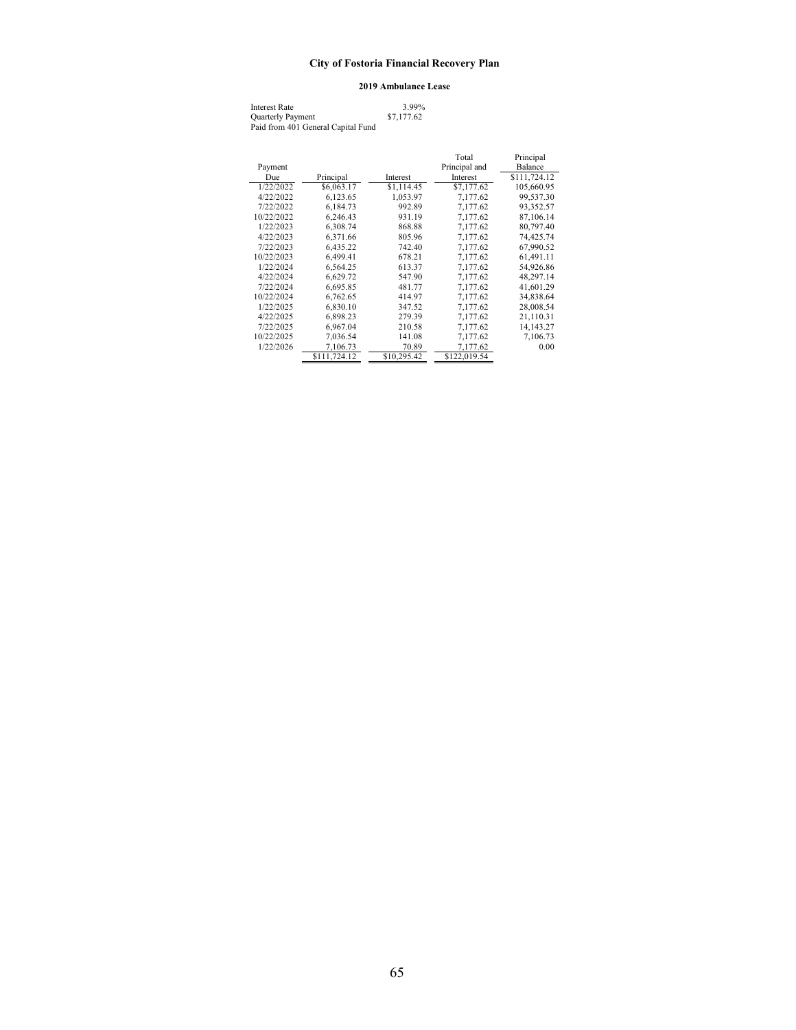# City of Fostoria Financial Recovery Plan

## 2019 Ambulance Lease

| | |
|---|---|
| Interest Rate | 3.99% |
| Quarterly Payment | $7,177.62 |
| Paid from 401 General Capital Fund | |

| Payment Due | Principal | Interest | Total Principal and Interest | Principal Balance |
|---|---|---|---|---|
| | | | | $111,724.12 |
| 1/22/2022 | $6,063.17 | $1,114.45 | $7,177.62 | 105,660.95 |
| 4/22/2022 | 6,123.65 | 1,053.97 | 7,177.62 | 99,537.30 |
| 7/22/2022 | 6,184.73 | 992.89 | 7,177.62 | 93,352.57 |
| 10/22/2022 | 6,246.43 | 931.19 | 7,177.62 | 87,106.14 |
| 1/22/2023 | 6,308.74 | 868.88 | 7,177.62 | 80,797.40 |
| 4/22/2023 | 6,371.66 | 805.96 | 7,177.62 | 74,425.74 |
| 7/22/2023 | 6,435.22 | 742.40 | 7,177.62 | 67,990.52 |
| 10/22/2023 | 6,499.41 | 678.21 | 7,177.62 | 61,491.11 |
| 1/22/2024 | 6,564.25 | 613.37 | 7,177.62 | 54,926.86 |
| 4/22/2024 | 6,629.72 | 547.90 | 7,177.62 | 48,297.14 |
| 7/22/2024 | 6,695.85 | 481.77 | 7,177.62 | 41,601.29 |
| 10/22/2024 | 6,762.65 | 414.97 | 7,177.62 | 34,838.64 |
| 1/22/2025 | 6,830.10 | 347.52 | 7,177.62 | 28,008.54 |
| 4/22/2025 | 6,898.23 | 279.39 | 7,177.62 | 21,110.31 |
| 7/22/2025 | 6,967.04 | 210.58 | 7,177.62 | 14,143.27 |
| 10/22/2025 | 7,036.54 | 141.08 | 7,177.62 | 7,106.73 |
| 1/22/2026 | 7,106.73 | 70.89 | 7,177.62 | 0.00 |
| | $111,724.12 | $10,295.42 | $122,019.54 | |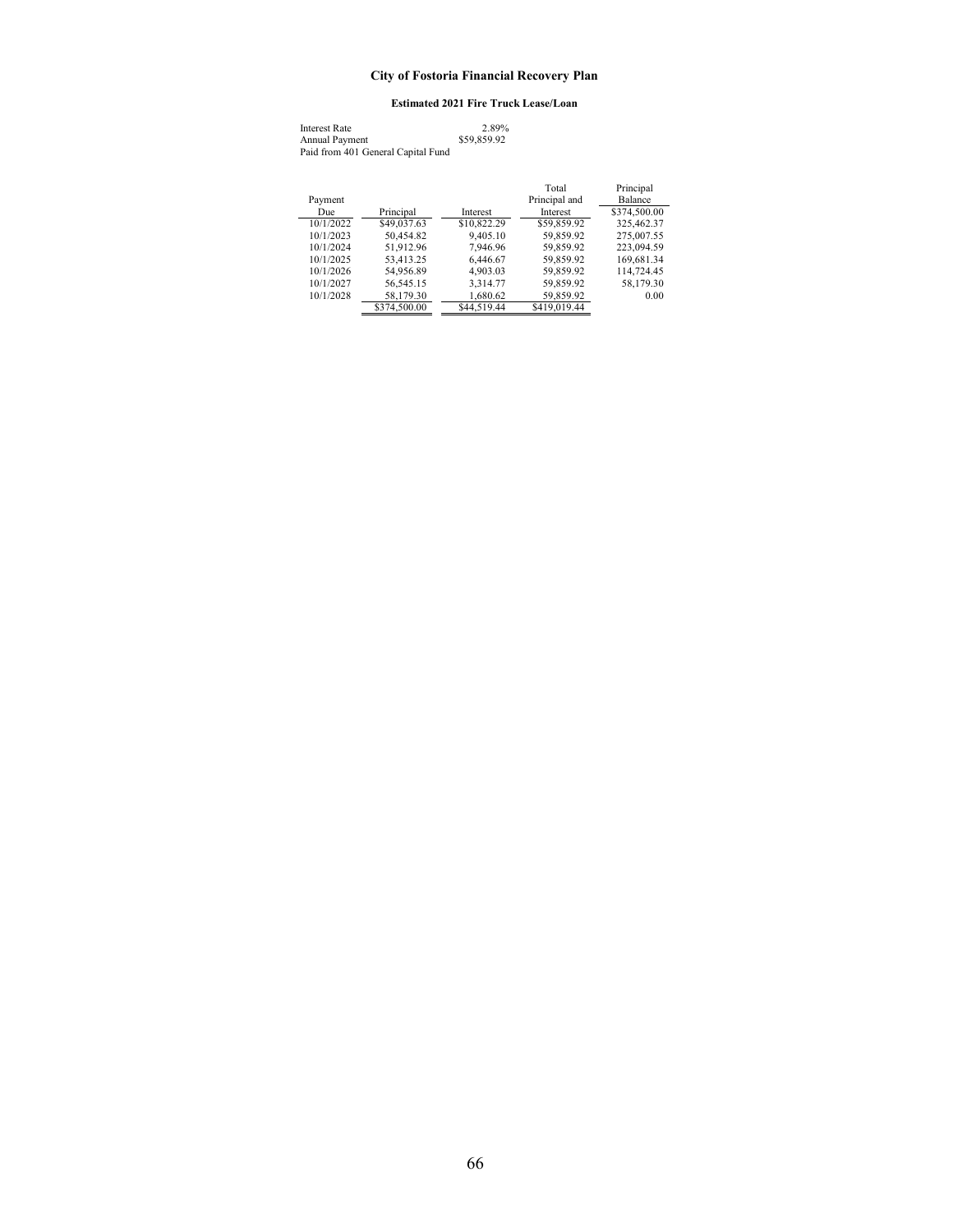## City of Fostoria Financial Recovery Plan

### Estimated 2021 Fire Truck Lease/Loan

Interest Rate 2.89%
Annual Payment $59,859.92
Paid from 401 General Capital Fund

| Payment Due | Principal | Interest | Total Principal and Interest | Principal Balance |
|---|---|---|---|---|
| | | | | $374,500.00 |
| 10/1/2022 | $49,037.63 | $10,822.29 | $59,859.92 | 325,462.37 |
| 10/1/2023 | 50,454.82 | 9,405.10 | 59,859.92 | 275,007.55 |
| 10/1/2024 | 51,912.96 | 7,946.96 | 59,859.92 | 223,094.59 |
| 10/1/2025 | 53,413.25 | 6,446.67 | 59,859.92 | 169,681.34 |
| 10/1/2026 | 54,956.89 | 4,903.03 | 59,859.92 | 114,724.45 |
| 10/1/2027 | 56,545.15 | 3,314.77 | 59,859.92 | 58,179.30 |
| 10/1/2028 | 58,179.30 | 1,680.62 | 59,859.92 | 0.00 |
| | $374,500.00 | $44,519.44 | $419,019.44 | |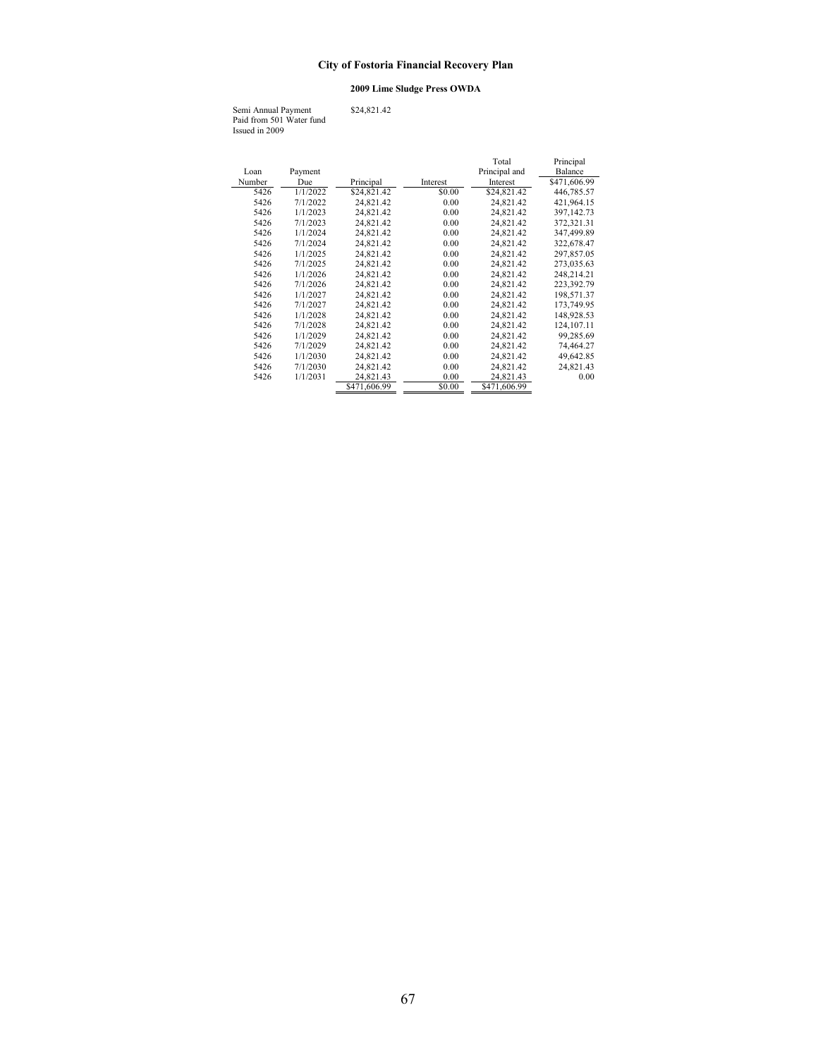# City of Fostoria Financial Recovery Plan

## 2009 Lime Sludge Press OWDA

Semi Annual Payment $24,821.42
Paid from 501 Water fund
Issued in 2009

| Loan Number | Payment Due | Principal | Interest | Total Principal and Interest | Principal Balance |
|---|---|---|---|---|---|
| | | | | | $471,606.99 |
| 5426 | 1/1/2022 | $24,821.42 | $0.00 | $24,821.42 | 446,785.57 |
| 5426 | 7/1/2022 | 24,821.42 | 0.00 | 24,821.42 | 421,964.15 |
| 5426 | 1/1/2023 | 24,821.42 | 0.00 | 24,821.42 | 397,142.73 |
| 5426 | 7/1/2023 | 24,821.42 | 0.00 | 24,821.42 | 372,321.31 |
| 5426 | 1/1/2024 | 24,821.42 | 0.00 | 24,821.42 | 347,499.89 |
| 5426 | 7/1/2024 | 24,821.42 | 0.00 | 24,821.42 | 322,678.47 |
| 5426 | 1/1/2025 | 24,821.42 | 0.00 | 24,821.42 | 297,857.05 |
| 5426 | 7/1/2025 | 24,821.42 | 0.00 | 24,821.42 | 273,035.63 |
| 5426 | 1/1/2026 | 24,821.42 | 0.00 | 24,821.42 | 248,214.21 |
| 5426 | 7/1/2026 | 24,821.42 | 0.00 | 24,821.42 | 223,392.79 |
| 5426 | 1/1/2027 | 24,821.42 | 0.00 | 24,821.42 | 198,571.37 |
| 5426 | 7/1/2027 | 24,821.42 | 0.00 | 24,821.42 | 173,749.95 |
| 5426 | 1/1/2028 | 24,821.42 | 0.00 | 24,821.42 | 148,928.53 |
| 5426 | 7/1/2028 | 24,821.42 | 0.00 | 24,821.42 | 124,107.11 |
| 5426 | 1/1/2029 | 24,821.42 | 0.00 | 24,821.42 | 99,285.69 |
| 5426 | 7/1/2029 | 24,821.42 | 0.00 | 24,821.42 | 74,464.27 |
| 5426 | 1/1/2030 | 24,821.42 | 0.00 | 24,821.42 | 49,642.85 |
| 5426 | 7/1/2030 | 24,821.42 | 0.00 | 24,821.42 | 24,821.43 |
| 5426 | 1/1/2031 | 24,821.43 | 0.00 | 24,821.43 | 0.00 |
| | | $471,606.99 | $0.00 | $471,606.99 | |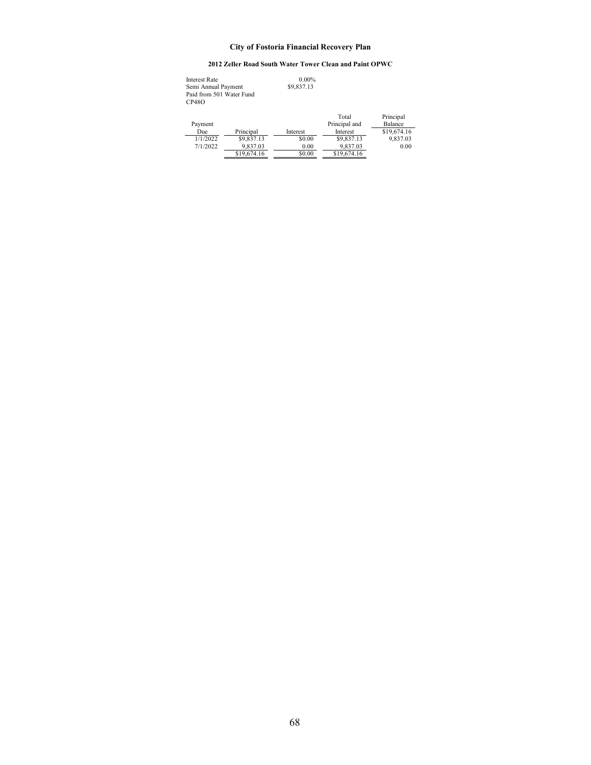# City of Fostoria Financial Recovery Plan

## 2012 Zeller Road South Water Tower Clean and Paint OPWC

Interest Rate 0.00%
Semi Annual Payment $9,837.13
Paid from 501 Water Fund
CP48O

| Payment Due | Principal | Interest | Total Principal and Interest | Principal Balance |
|---|---|---|---|---|
| | | | | $19,674.16 |
| 1/1/2022 | $9,837.13 | $0.00 | $9,837.13 | 9,837.03 |
| 7/1/2022 | 9,837.03 | 0.00 | 9,837.03 | 0.00 |
| | $19,674.16 | $0.00 | $19,674.16 | |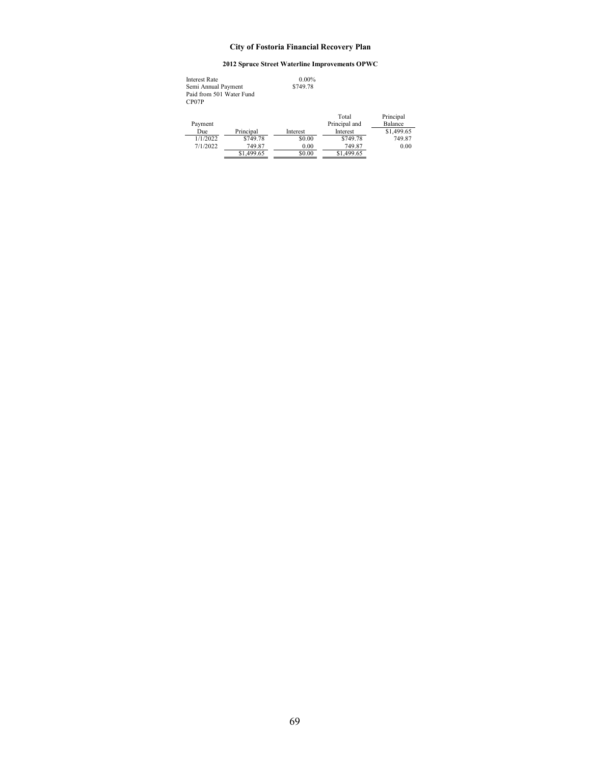# City of Fostoria Financial Recovery Plan

## 2012 Spruce Street Waterline Improvements OPWC

| | |
|---|---|
| Interest Rate | 0.00% |
| Semi Annual Payment | \$749.78 |
| Paid from 501 Water Fund | |
| CP07P | |

| Payment Due | Principal | Interest | Total Principal and Interest | Principal Balance |
|---|---|---|---|---|
| | | | | \$1,499.65 |
| 1/1/2022 | \$749.78 | \$0.00 | \$749.78 | 749.87 |
| 7/1/2022 | 749.87 | 0.00 | 749.87 | 0.00 |
| | \$1,499.65 | \$0.00 | \$1,499.65 | |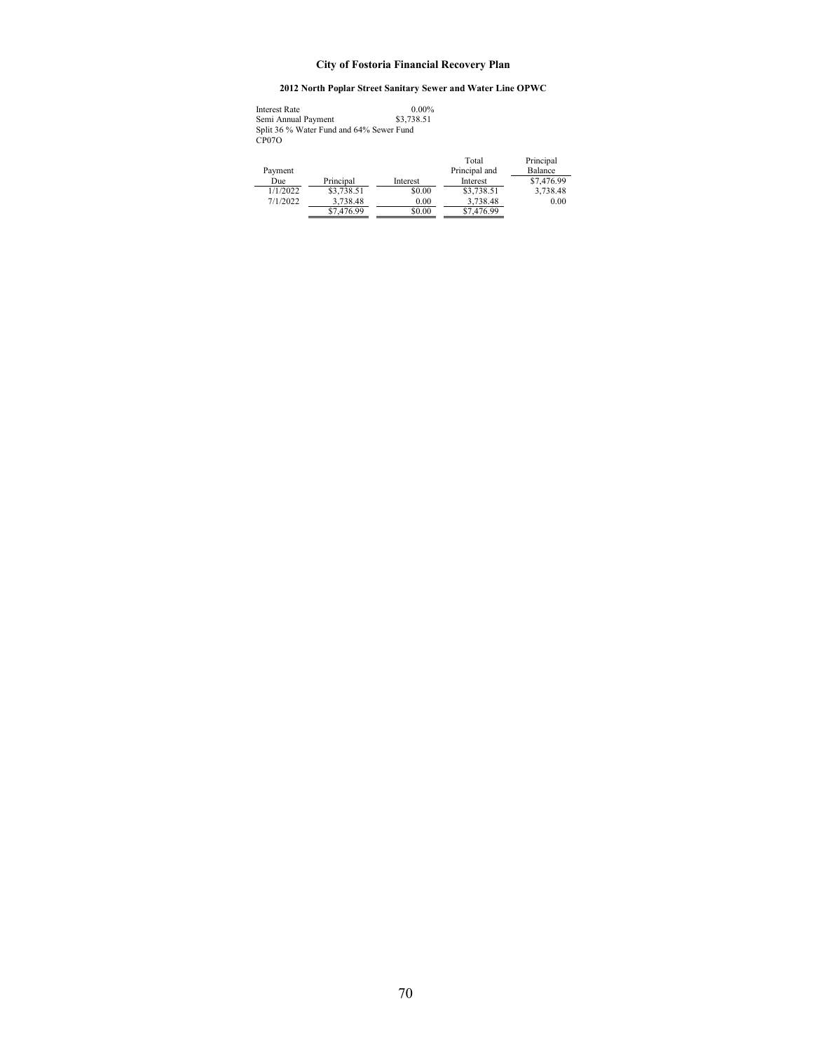# City of Fostoria Financial Recovery Plan

## 2012 North Poplar Street Sanitary Sewer and Water Line OPWC

Interest Rate 0.00%
Semi Annual Payment $3,738.51
Split 36 % Water Fund and 64% Sewer Fund
CP07O

| Payment Due | Principal | Interest | Total Principal and Interest | Principal Balance |
|---|---|---|---|---|
| | | | | $7,476.99 |
| 1/1/2022 | $3,738.51 | $0.00 | $3,738.51 | 3,738.48 |
| 7/1/2022 | 3,738.48 | 0.00 | 3,738.48 | 0.00 |
| | $7,476.99 | $0.00 | $7,476.99 | |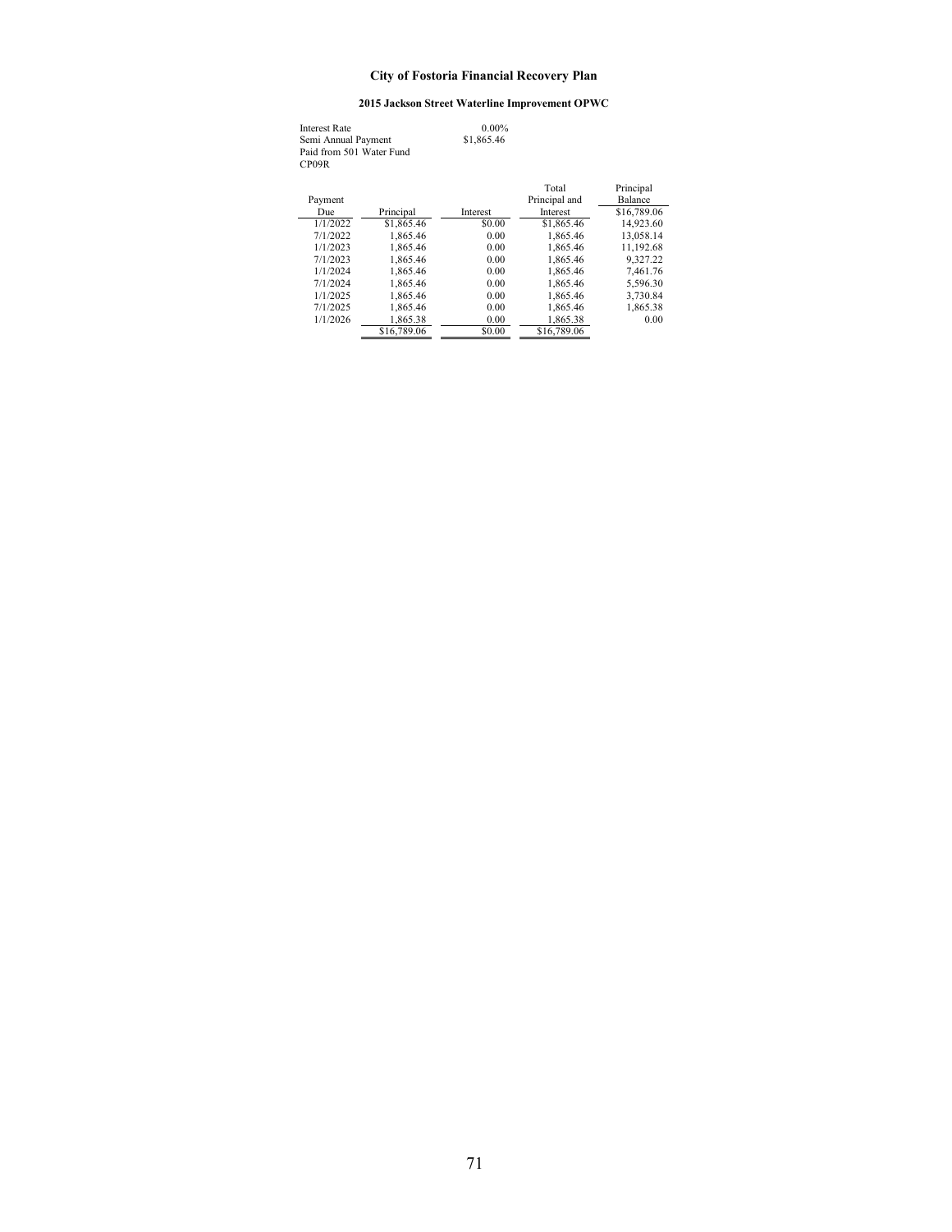# City of Fostoria Financial Recovery Plan

## 2015 Jackson Street Waterline Improvement OPWC

Interest Rate 0.00%
Semi Annual Payment $1,865.46
Paid from 501 Water Fund
CP09R

| Payment Due | Principal | Interest | Total Principal and Interest | Principal Balance |
|---|---|---|---|---|
| | | | | $16,789.06 |
| 1/1/2022 | $1,865.46 | $0.00 | $1,865.46 | 14,923.60 |
| 7/1/2022 | 1,865.46 | 0.00 | 1,865.46 | 13,058.14 |
| 1/1/2023 | 1,865.46 | 0.00 | 1,865.46 | 11,192.68 |
| 7/1/2023 | 1,865.46 | 0.00 | 1,865.46 | 9,327.22 |
| 1/1/2024 | 1,865.46 | 0.00 | 1,865.46 | 7,461.76 |
| 7/1/2024 | 1,865.46 | 0.00 | 1,865.46 | 5,596.30 |
| 1/1/2025 | 1,865.46 | 0.00 | 1,865.46 | 3,730.84 |
| 7/1/2025 | 1,865.46 | 0.00 | 1,865.46 | 1,865.38 |
| 1/1/2026 | 1,865.38 | 0.00 | 1,865.38 | 0.00 |
| | $16,789.06 | $0.00 | $16,789.06 | |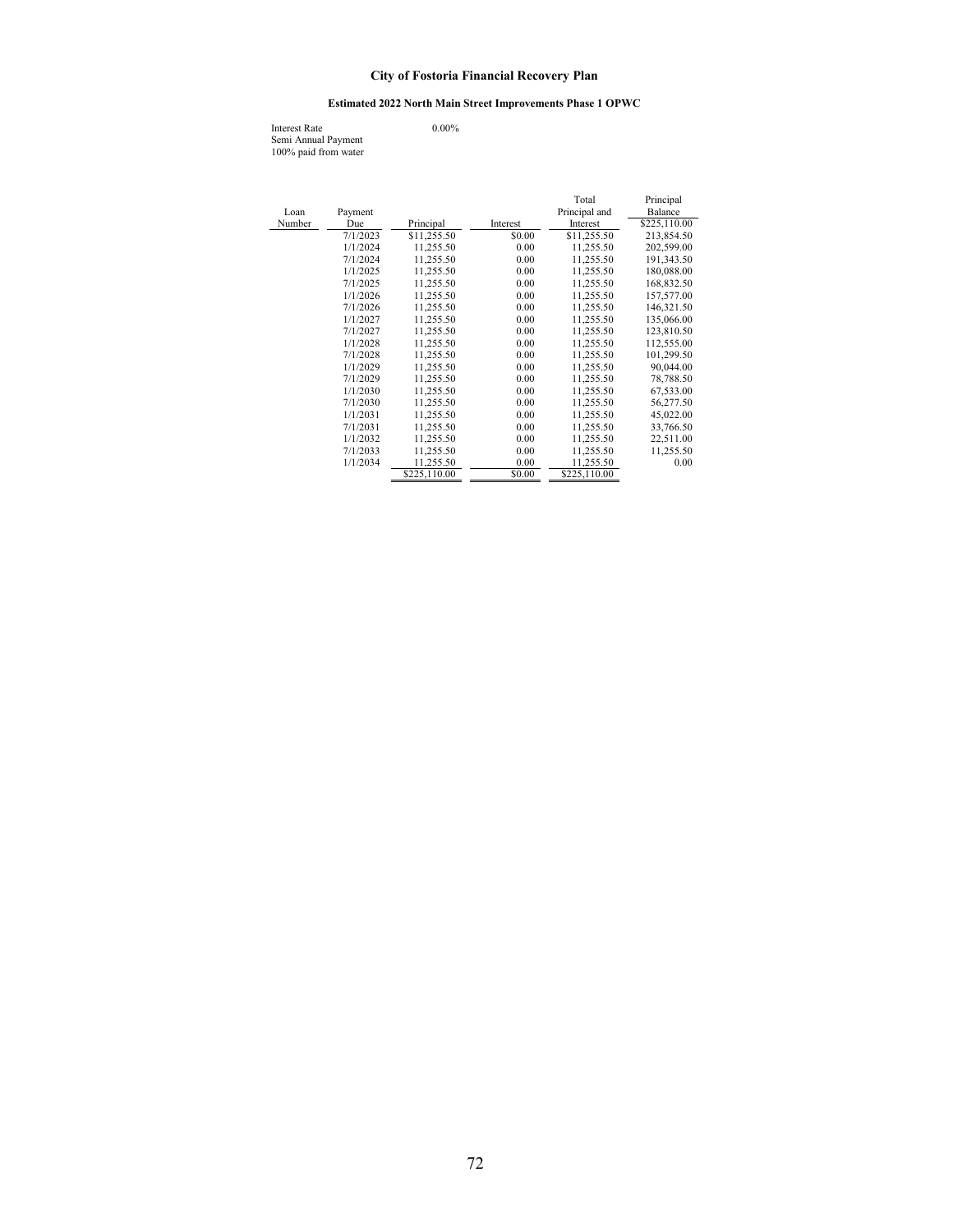# City of Fostoria Financial Recovery Plan

## Estimated 2022 North Main Street Improvements Phase 1 OPWC

Interest Rate 0.00%
Semi Annual Payment
100% paid from water

| Loan Number | Payment Due | Principal | Interest | Total Principal and Interest | Principal Balance |
|---|---|---|---|---|---|
| | | | | | $225,110.00 |
| | 7/1/2023 | $11,255.50 | $0.00 | $11,255.50 | 213,854.50 |
| | 1/1/2024 | 11,255.50 | 0.00 | 11,255.50 | 202,599.00 |
| | 7/1/2024 | 11,255.50 | 0.00 | 11,255.50 | 191,343.50 |
| | 1/1/2025 | 11,255.50 | 0.00 | 11,255.50 | 180,088.00 |
| | 7/1/2025 | 11,255.50 | 0.00 | 11,255.50 | 168,832.50 |
| | 1/1/2026 | 11,255.50 | 0.00 | 11,255.50 | 157,577.00 |
| | 7/1/2026 | 11,255.50 | 0.00 | 11,255.50 | 146,321.50 |
| | 1/1/2027 | 11,255.50 | 0.00 | 11,255.50 | 135,066.00 |
| | 7/1/2027 | 11,255.50 | 0.00 | 11,255.50 | 123,810.50 |
| | 1/1/2028 | 11,255.50 | 0.00 | 11,255.50 | 112,555.00 |
| | 7/1/2028 | 11,255.50 | 0.00 | 11,255.50 | 101,299.50 |
| | 1/1/2029 | 11,255.50 | 0.00 | 11,255.50 | 90,044.00 |
| | 7/1/2029 | 11,255.50 | 0.00 | 11,255.50 | 78,788.50 |
| | 1/1/2030 | 11,255.50 | 0.00 | 11,255.50 | 67,533.00 |
| | 7/1/2030 | 11,255.50 | 0.00 | 11,255.50 | 56,277.50 |
| | 1/1/2031 | 11,255.50 | 0.00 | 11,255.50 | 45,022.00 |
| | 7/1/2031 | 11,255.50 | 0.00 | 11,255.50 | 33,766.50 |
| | 1/1/2032 | 11,255.50 | 0.00 | 11,255.50 | 22,511.00 |
| | 7/1/2033 | 11,255.50 | 0.00 | 11,255.50 | 11,255.50 |
| | 1/1/2034 | 11,255.50 | 0.00 | 11,255.50 | 0.00 |
| | | $225,110.00 | $0.00 | $225,110.00 | |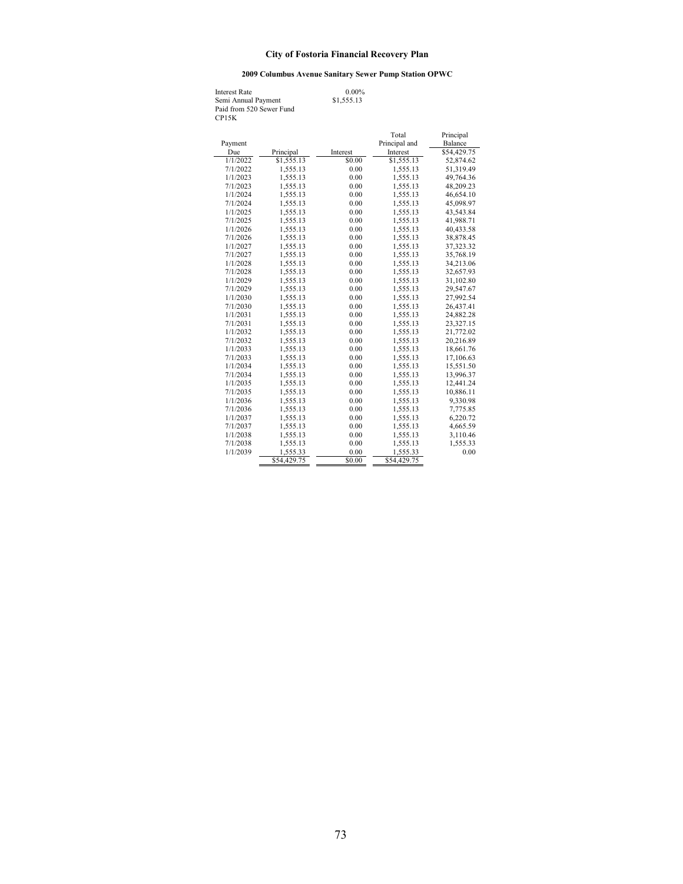# City of Fostoria Financial Recovery Plan

## 2009 Columbus Avenue Sanitary Sewer Pump Station OPWC

Interest Rate 0.00%
Semi Annual Payment $1,555.13
Paid from 520 Sewer Fund
CP15K

| Payment Due | Principal | Interest | Total Principal and Interest | Principal Balance |
|---|---|---|---|---|
| | | | | $54,429.75 |
| 1/1/2022 | $1,555.13 | $0.00 | $1,555.13 | 52,874.62 |
| 7/1/2022 | 1,555.13 | 0.00 | 1,555.13 | 51,319.49 |
| 1/1/2023 | 1,555.13 | 0.00 | 1,555.13 | 49,764.36 |
| 7/1/2023 | 1,555.13 | 0.00 | 1,555.13 | 48,209.23 |
| 1/1/2024 | 1,555.13 | 0.00 | 1,555.13 | 46,654.10 |
| 7/1/2024 | 1,555.13 | 0.00 | 1,555.13 | 45,098.97 |
| 1/1/2025 | 1,555.13 | 0.00 | 1,555.13 | 43,543.84 |
| 7/1/2025 | 1,555.13 | 0.00 | 1,555.13 | 41,988.71 |
| 1/1/2026 | 1,555.13 | 0.00 | 1,555.13 | 40,433.58 |
| 7/1/2026 | 1,555.13 | 0.00 | 1,555.13 | 38,878.45 |
| 1/1/2027 | 1,555.13 | 0.00 | 1,555.13 | 37,323.32 |
| 7/1/2027 | 1,555.13 | 0.00 | 1,555.13 | 35,768.19 |
| 1/1/2028 | 1,555.13 | 0.00 | 1,555.13 | 34,213.06 |
| 7/1/2028 | 1,555.13 | 0.00 | 1,555.13 | 32,657.93 |
| 1/1/2029 | 1,555.13 | 0.00 | 1,555.13 | 31,102.80 |
| 7/1/2029 | 1,555.13 | 0.00 | 1,555.13 | 29,547.67 |
| 1/1/2030 | 1,555.13 | 0.00 | 1,555.13 | 27,992.54 |
| 7/1/2030 | 1,555.13 | 0.00 | 1,555.13 | 26,437.41 |
| 1/1/2031 | 1,555.13 | 0.00 | 1,555.13 | 24,882.28 |
| 7/1/2031 | 1,555.13 | 0.00 | 1,555.13 | 23,327.15 |
| 1/1/2032 | 1,555.13 | 0.00 | 1,555.13 | 21,772.02 |
| 7/1/2032 | 1,555.13 | 0.00 | 1,555.13 | 20,216.89 |
| 1/1/2033 | 1,555.13 | 0.00 | 1,555.13 | 18,661.76 |
| 7/1/2033 | 1,555.13 | 0.00 | 1,555.13 | 17,106.63 |
| 1/1/2034 | 1,555.13 | 0.00 | 1,555.13 | 15,551.50 |
| 7/1/2034 | 1,555.13 | 0.00 | 1,555.13 | 13,996.37 |
| 1/1/2035 | 1,555.13 | 0.00 | 1,555.13 | 12,441.24 |
| 7/1/2035 | 1,555.13 | 0.00 | 1,555.13 | 10,886.11 |
| 1/1/2036 | 1,555.13 | 0.00 | 1,555.13 | 9,330.98 |
| 7/1/2036 | 1,555.13 | 0.00 | 1,555.13 | 7,775.85 |
| 1/1/2037 | 1,555.13 | 0.00 | 1,555.13 | 6,220.72 |
| 7/1/2037 | 1,555.13 | 0.00 | 1,555.13 | 4,665.59 |
| 1/1/2038 | 1,555.13 | 0.00 | 1,555.13 | 3,110.46 |
| 7/1/2038 | 1,555.13 | 0.00 | 1,555.13 | 1,555.33 |
| 1/1/2039 | 1,555.33 | 0.00 | 1,555.33 | 0.00 |
| | $54,429.75 | $0.00 | $54,429.75 | |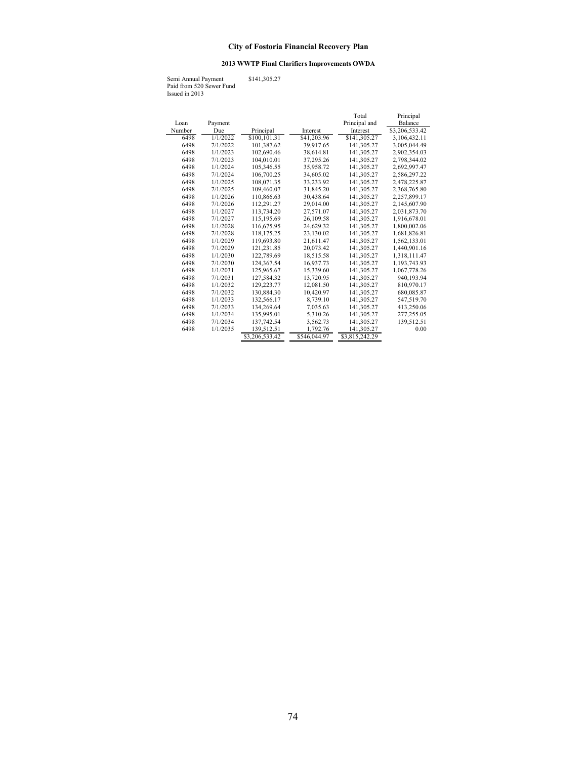# City of Fostoria Financial Recovery Plan

## 2013 WWTP Final Clarifiers Improvements OWDA

Semi Annual Payment $141,305.27
Paid from 520 Sewer Fund
Issued in 2013

| Loan Number | Payment Due | Principal | Interest | Total Principal and Interest | Principal Balance |
|---|---|---|---|---|---|
| | | | | | $3,206,533.42 |
| 6498 | 1/1/2022 | $100,101.31 | $41,203.96 | $141,305.27 | 3,106,432.11 |
| 6498 | 7/1/2022 | 101,387.62 | 39,917.65 | 141,305.27 | 3,005,044.49 |
| 6498 | 1/1/2023 | 102,690.46 | 38,614.81 | 141,305.27 | 2,902,354.03 |
| 6498 | 7/1/2023 | 104,010.01 | 37,295.26 | 141,305.27 | 2,798,344.02 |
| 6498 | 1/1/2024 | 105,346.55 | 35,958.72 | 141,305.27 | 2,692,997.47 |
| 6498 | 7/1/2024 | 106,700.25 | 34,605.02 | 141,305.27 | 2,586,297.22 |
| 6498 | 1/1/2025 | 108,071.35 | 33,233.92 | 141,305.27 | 2,478,225.87 |
| 6498 | 7/1/2025 | 109,460.07 | 31,845.20 | 141,305.27 | 2,368,765.80 |
| 6498 | 1/1/2026 | 110,866.63 | 30,438.64 | 141,305.27 | 2,257,899.17 |
| 6498 | 7/1/2026 | 112,291.27 | 29,014.00 | 141,305.27 | 2,145,607.90 |
| 6498 | 1/1/2027 | 113,734.20 | 27,571.07 | 141,305.27 | 2,031,873.70 |
| 6498 | 7/1/2027 | 115,195.69 | 26,109.58 | 141,305.27 | 1,916,678.01 |
| 6498 | 1/1/2028 | 116,675.95 | 24,629.32 | 141,305.27 | 1,800,002.06 |
| 6498 | 7/1/2028 | 118,175.25 | 23,130.02 | 141,305.27 | 1,681,826.81 |
| 6498 | 1/1/2029 | 119,693.80 | 21,611.47 | 141,305.27 | 1,562,133.01 |
| 6498 | 7/1/2029 | 121,231.85 | 20,073.42 | 141,305.27 | 1,440,901.16 |
| 6498 | 1/1/2030 | 122,789.69 | 18,515.58 | 141,305.27 | 1,318,111.47 |
| 6498 | 7/1/2030 | 124,367.54 | 16,937.73 | 141,305.27 | 1,193,743.93 |
| 6498 | 1/1/2031 | 125,965.67 | 15,339.60 | 141,305.27 | 1,067,778.26 |
| 6498 | 7/1/2031 | 127,584.32 | 13,720.95 | 141,305.27 | 940,193.94 |
| 6498 | 1/1/2032 | 129,223.77 | 12,081.50 | 141,305.27 | 810,970.17 |
| 6498 | 7/1/2032 | 130,884.30 | 10,420.97 | 141,305.27 | 680,085.87 |
| 6498 | 1/1/2033 | 132,566.17 | 8,739.10 | 141,305.27 | 547,519.70 |
| 6498 | 7/1/2033 | 134,269.64 | 7,035.63 | 141,305.27 | 413,250.06 |
| 6498 | 1/1/2034 | 135,995.01 | 5,310.26 | 141,305.27 | 277,255.05 |
| 6498 | 7/1/2034 | 137,742.54 | 3,562.73 | 141,305.27 | 139,512.51 |
| 6498 | 1/1/2035 | 139,512.51 | 1,792.76 | 141,305.27 | 0.00 |
| | | $3,206,533.42 | $546,044.97 | $3,815,242.29 | |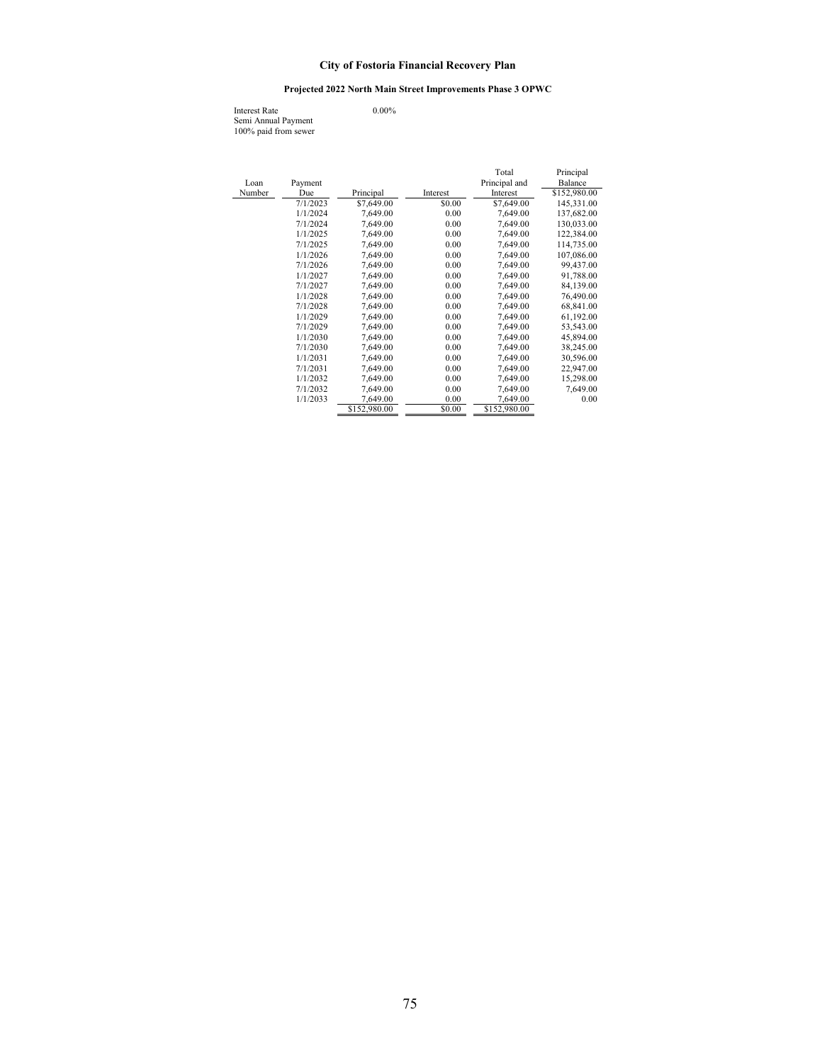# City of Fostoria Financial Recovery Plan

## Projected 2022 North Main Street Improvements Phase 3 OPWC

Interest Rate 0.00%
Semi Annual Payment
100% paid from sewer

| Loan Number | Payment Due | Principal | Interest | Total Principal and Interest | Principal Balance |
|---|---|---|---|---|---|
| | | | | | $152,980.00 |
| | 7/1/2023 | $7,649.00 | $0.00 | $7,649.00 | 145,331.00 |
| | 1/1/2024 | 7,649.00 | 0.00 | 7,649.00 | 137,682.00 |
| | 7/1/2024 | 7,649.00 | 0.00 | 7,649.00 | 130,033.00 |
| | 1/1/2025 | 7,649.00 | 0.00 | 7,649.00 | 122,384.00 |
| | 7/1/2025 | 7,649.00 | 0.00 | 7,649.00 | 114,735.00 |
| | 1/1/2026 | 7,649.00 | 0.00 | 7,649.00 | 107,086.00 |
| | 7/1/2026 | 7,649.00 | 0.00 | 7,649.00 | 99,437.00 |
| | 1/1/2027 | 7,649.00 | 0.00 | 7,649.00 | 91,788.00 |
| | 7/1/2027 | 7,649.00 | 0.00 | 7,649.00 | 84,139.00 |
| | 1/1/2028 | 7,649.00 | 0.00 | 7,649.00 | 76,490.00 |
| | 7/1/2028 | 7,649.00 | 0.00 | 7,649.00 | 68,841.00 |
| | 1/1/2029 | 7,649.00 | 0.00 | 7,649.00 | 61,192.00 |
| | 7/1/2029 | 7,649.00 | 0.00 | 7,649.00 | 53,543.00 |
| | 1/1/2030 | 7,649.00 | 0.00 | 7,649.00 | 45,894.00 |
| | 7/1/2030 | 7,649.00 | 0.00 | 7,649.00 | 38,245.00 |
| | 1/1/2031 | 7,649.00 | 0.00 | 7,649.00 | 30,596.00 |
| | 7/1/2031 | 7,649.00 | 0.00 | 7,649.00 | 22,947.00 |
| | 1/1/2032 | 7,649.00 | 0.00 | 7,649.00 | 15,298.00 |
| | 7/1/2032 | 7,649.00 | 0.00 | 7,649.00 | 7,649.00 |
| | 1/1/2033 | 7,649.00 | 0.00 | 7,649.00 | 0.00 |
| | | $152,980.00 | $0.00 | $152,980.00 | |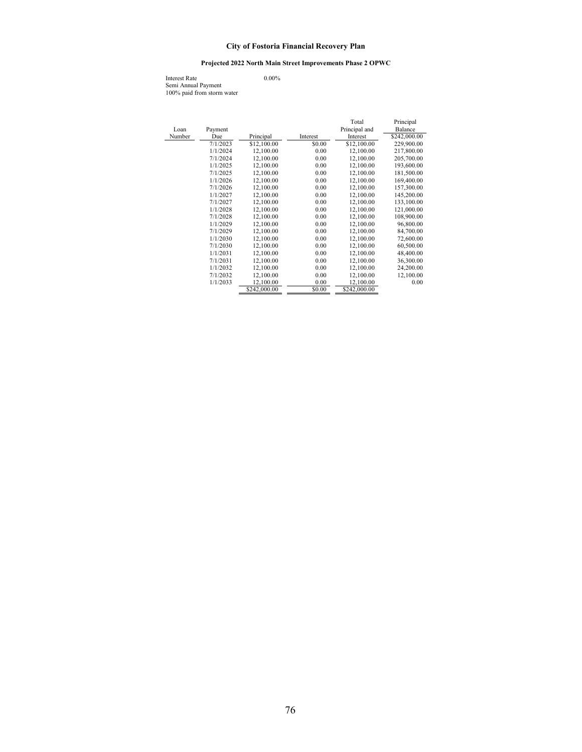# City of Fostoria Financial Recovery Plan

## Projected 2022 North Main Street Improvements Phase 2 OPWC

Interest Rate 0.00%
Semi Annual Payment
100% paid from storm water

| Loan Number | Payment Due | Principal | Interest | Total Principal and Interest | Principal Balance |
|---|---|---|---|---|---|
| | | | | | $242,000.00 |
| | 7/1/2023 | $12,100.00 | $0.00 | $12,100.00 | 229,900.00 |
| | 1/1/2024 | 12,100.00 | 0.00 | 12,100.00 | 217,800.00 |
| | 7/1/2024 | 12,100.00 | 0.00 | 12,100.00 | 205,700.00 |
| | 1/1/2025 | 12,100.00 | 0.00 | 12,100.00 | 193,600.00 |
| | 7/1/2025 | 12,100.00 | 0.00 | 12,100.00 | 181,500.00 |
| | 1/1/2026 | 12,100.00 | 0.00 | 12,100.00 | 169,400.00 |
| | 7/1/2026 | 12,100.00 | 0.00 | 12,100.00 | 157,300.00 |
| | 1/1/2027 | 12,100.00 | 0.00 | 12,100.00 | 145,200.00 |
| | 7/1/2027 | 12,100.00 | 0.00 | 12,100.00 | 133,100.00 |
| | 1/1/2028 | 12,100.00 | 0.00 | 12,100.00 | 121,000.00 |
| | 7/1/2028 | 12,100.00 | 0.00 | 12,100.00 | 108,900.00 |
| | 1/1/2029 | 12,100.00 | 0.00 | 12,100.00 | 96,800.00 |
| | 7/1/2029 | 12,100.00 | 0.00 | 12,100.00 | 84,700.00 |
| | 1/1/2030 | 12,100.00 | 0.00 | 12,100.00 | 72,600.00 |
| | 7/1/2030 | 12,100.00 | 0.00 | 12,100.00 | 60,500.00 |
| | 1/1/2031 | 12,100.00 | 0.00 | 12,100.00 | 48,400.00 |
| | 7/1/2031 | 12,100.00 | 0.00 | 12,100.00 | 36,300.00 |
| | 1/1/2032 | 12,100.00 | 0.00 | 12,100.00 | 24,200.00 |
| | 7/1/2032 | 12,100.00 | 0.00 | 12,100.00 | 12,100.00 |
| | 1/1/2033 | 12,100.00 | 0.00 | 12,100.00 | 0.00 |
| | | $242,000.00 | $0.00 | $242,000.00 | |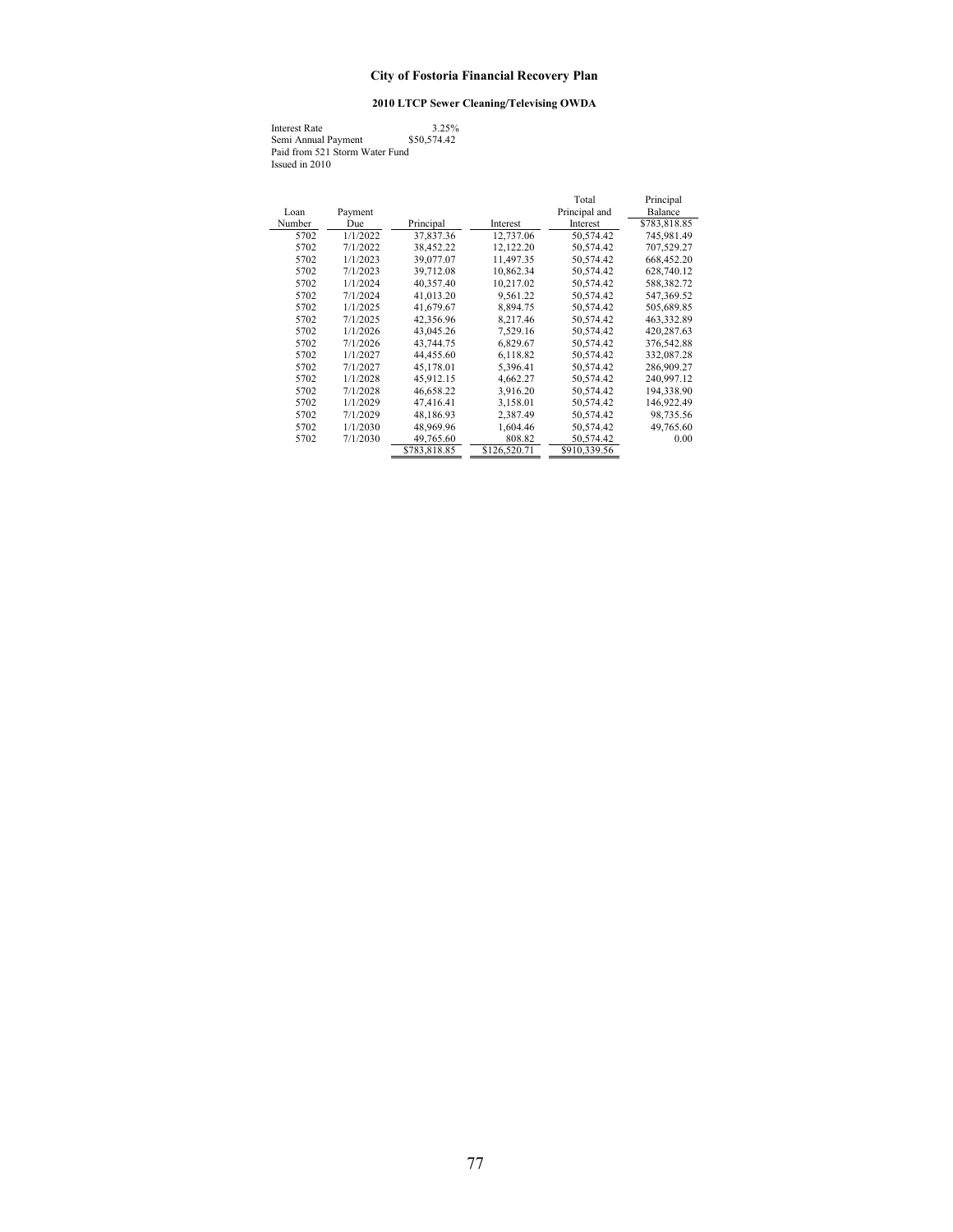# City of Fostoria Financial Recovery Plan

## 2010 LTCP Sewer Cleaning/Televising OWDA

Interest Rate 3.25%
Semi Annual Payment $50,574.42
Paid from 521 Storm Water Fund
Issued in 2010

| Loan Number | Payment Due | Principal | Interest | Total Principal and Interest | Principal Balance |
|---|---|---|---|---|---|
| | | | | | $783,818.85 |
| 5702 | 1/1/2022 | 37,837.36 | 12,737.06 | 50,574.42 | 745,981.49 |
| 5702 | 7/1/2022 | 38,452.22 | 12,122.20 | 50,574.42 | 707,529.27 |
| 5702 | 1/1/2023 | 39,077.07 | 11,497.35 | 50,574.42 | 668,452.20 |
| 5702 | 7/1/2023 | 39,712.08 | 10,862.34 | 50,574.42 | 628,740.12 |
| 5702 | 1/1/2024 | 40,357.40 | 10,217.02 | 50,574.42 | 588,382.72 |
| 5702 | 7/1/2024 | 41,013.20 | 9,561.22 | 50,574.42 | 547,369.52 |
| 5702 | 1/1/2025 | 41,679.67 | 8,894.75 | 50,574.42 | 505,689.85 |
| 5702 | 7/1/2025 | 42,356.96 | 8,217.46 | 50,574.42 | 463,332.89 |
| 5702 | 1/1/2026 | 43,045.26 | 7,529.16 | 50,574.42 | 420,287.63 |
| 5702 | 7/1/2026 | 43,744.75 | 6,829.67 | 50,574.42 | 376,542.88 |
| 5702 | 1/1/2027 | 44,455.60 | 6,118.82 | 50,574.42 | 332,087.28 |
| 5702 | 7/1/2027 | 45,178.01 | 5,396.41 | 50,574.42 | 286,909.27 |
| 5702 | 1/1/2028 | 45,912.15 | 4,662.27 | 50,574.42 | 240,997.12 |
| 5702 | 7/1/2028 | 46,658.22 | 3,916.20 | 50,574.42 | 194,338.90 |
| 5702 | 1/1/2029 | 47,416.41 | 3,158.01 | 50,574.42 | 146,922.49 |
| 5702 | 7/1/2029 | 48,186.93 | 2,387.49 | 50,574.42 | 98,735.56 |
| 5702 | 1/1/2030 | 48,969.96 | 1,604.46 | 50,574.42 | 49,765.60 |
| 5702 | 7/1/2030 | 49,765.60 | 808.82 | 50,574.42 | 0.00 |
| | | $783,818.85 | $126,520.71 | $910,339.56 | |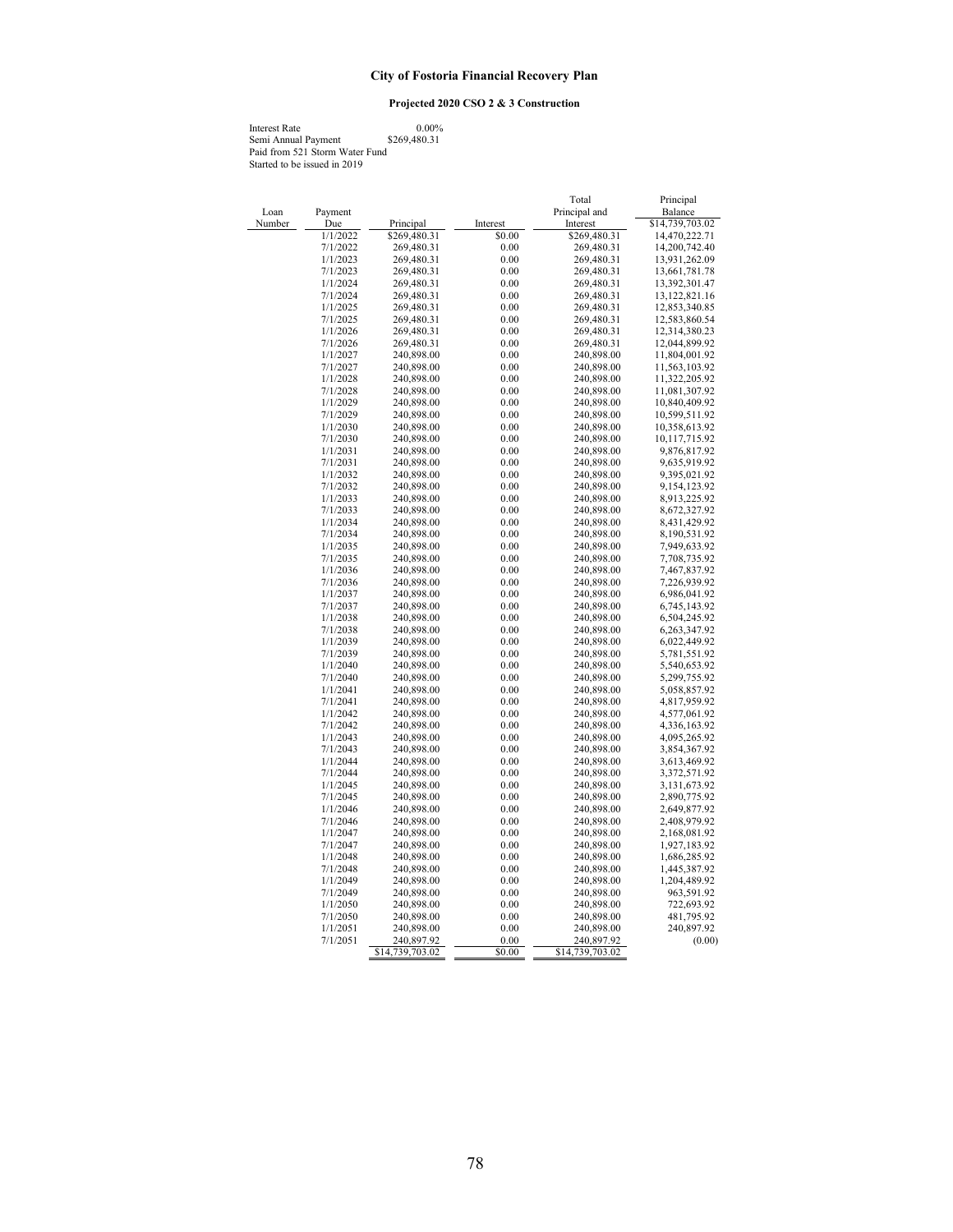# City of Fostoria Financial Recovery Plan

## Projected 2020 CSO 2 & 3 Construction

Interest Rate 0.00%
Semi Annual Payment $269,480.31
Paid from 521 Storm Water Fund
Started to be issued in 2019

| Loan Number | Payment Due | Principal | Interest | Total Principal and Interest | Principal Balance |
|---|---|---|---|---|---|
| | | | | | $14,739,703.02 |
| | 1/1/2022 | $269,480.31 | $0.00 | $269,480.31 | 14,470,222.71 |
| | 7/1/2022 | 269,480.31 | 0.00 | 269,480.31 | 14,200,742.40 |
| | 1/1/2023 | 269,480.31 | 0.00 | 269,480.31 | 13,931,262.09 |
| | 7/1/2023 | 269,480.31 | 0.00 | 269,480.31 | 13,661,781.78 |
| | 1/1/2024 | 269,480.31 | 0.00 | 269,480.31 | 13,392,301.47 |
| | 7/1/2024 | 269,480.31 | 0.00 | 269,480.31 | 13,122,821.16 |
| | 1/1/2025 | 269,480.31 | 0.00 | 269,480.31 | 12,853,340.85 |
| | 7/1/2025 | 269,480.31 | 0.00 | 269,480.31 | 12,583,860.54 |
| | 1/1/2026 | 269,480.31 | 0.00 | 269,480.31 | 12,314,380.23 |
| | 7/1/2026 | 269,480.31 | 0.00 | 269,480.31 | 12,044,899.92 |
| | 1/1/2027 | 240,898.00 | 0.00 | 240,898.00 | 11,804,001.92 |
| | 7/1/2027 | 240,898.00 | 0.00 | 240,898.00 | 11,563,103.92 |
| | 1/1/2028 | 240,898.00 | 0.00 | 240,898.00 | 11,322,205.92 |
| | 7/1/2028 | 240,898.00 | 0.00 | 240,898.00 | 11,081,307.92 |
| | 1/1/2029 | 240,898.00 | 0.00 | 240,898.00 | 10,840,409.92 |
| | 7/1/2029 | 240,898.00 | 0.00 | 240,898.00 | 10,599,511.92 |
| | 1/1/2030 | 240,898.00 | 0.00 | 240,898.00 | 10,358,613.92 |
| | 7/1/2030 | 240,898.00 | 0.00 | 240,898.00 | 10,117,715.92 |
| | 1/1/2031 | 240,898.00 | 0.00 | 240,898.00 | 9,876,817.92 |
| | 7/1/2031 | 240,898.00 | 0.00 | 240,898.00 | 9,635,919.92 |
| | 1/1/2032 | 240,898.00 | 0.00 | 240,898.00 | 9,395,021.92 |
| | 7/1/2032 | 240,898.00 | 0.00 | 240,898.00 | 9,154,123.92 |
| | 1/1/2033 | 240,898.00 | 0.00 | 240,898.00 | 8,913,225.92 |
| | 7/1/2033 | 240,898.00 | 0.00 | 240,898.00 | 8,672,327.92 |
| | 1/1/2034 | 240,898.00 | 0.00 | 240,898.00 | 8,431,429.92 |
| | 7/1/2034 | 240,898.00 | 0.00 | 240,898.00 | 8,190,531.92 |
| | 1/1/2035 | 240,898.00 | 0.00 | 240,898.00 | 7,949,633.92 |
| | 7/1/2035 | 240,898.00 | 0.00 | 240,898.00 | 7,708,735.92 |
| | 1/1/2036 | 240,898.00 | 0.00 | 240,898.00 | 7,467,837.92 |
| | 7/1/2036 | 240,898.00 | 0.00 | 240,898.00 | 7,226,939.92 |
| | 1/1/2037 | 240,898.00 | 0.00 | 240,898.00 | 6,986,041.92 |
| | 7/1/2037 | 240,898.00 | 0.00 | 240,898.00 | 6,745,143.92 |
| | 1/1/2038 | 240,898.00 | 0.00 | 240,898.00 | 6,504,245.92 |
| | 7/1/2038 | 240,898.00 | 0.00 | 240,898.00 | 6,263,347.92 |
| | 1/1/2039 | 240,898.00 | 0.00 | 240,898.00 | 6,022,449.92 |
| | 7/1/2039 | 240,898.00 | 0.00 | 240,898.00 | 5,781,551.92 |
| | 1/1/2040 | 240,898.00 | 0.00 | 240,898.00 | 5,540,653.92 |
| | 7/1/2040 | 240,898.00 | 0.00 | 240,898.00 | 5,299,755.92 |
| | 1/1/2041 | 240,898.00 | 0.00 | 240,898.00 | 5,058,857.92 |
| | 7/1/2041 | 240,898.00 | 0.00 | 240,898.00 | 4,817,959.92 |
| | 1/1/2042 | 240,898.00 | 0.00 | 240,898.00 | 4,577,061.92 |
| | 7/1/2042 | 240,898.00 | 0.00 | 240,898.00 | 4,336,163.92 |
| | 1/1/2043 | 240,898.00 | 0.00 | 240,898.00 | 4,095,265.92 |
| | 7/1/2043 | 240,898.00 | 0.00 | 240,898.00 | 3,854,367.92 |
| | 1/1/2044 | 240,898.00 | 0.00 | 240,898.00 | 3,613,469.92 |
| | 7/1/2044 | 240,898.00 | 0.00 | 240,898.00 | 3,372,571.92 |
| | 1/1/2045 | 240,898.00 | 0.00 | 240,898.00 | 3,131,673.92 |
| | 7/1/2045 | 240,898.00 | 0.00 | 240,898.00 | 2,890,775.92 |
| | 1/1/2046 | 240,898.00 | 0.00 | 240,898.00 | 2,649,877.92 |
| | 7/1/2046 | 240,898.00 | 0.00 | 240,898.00 | 2,408,979.92 |
| | 1/1/2047 | 240,898.00 | 0.00 | 240,898.00 | 2,168,081.92 |
| | 7/1/2047 | 240,898.00 | 0.00 | 240,898.00 | 1,927,183.92 |
| | 1/1/2048 | 240,898.00 | 0.00 | 240,898.00 | 1,686,285.92 |
| | 7/1/2048 | 240,898.00 | 0.00 | 240,898.00 | 1,445,387.92 |
| | 1/1/2049 | 240,898.00 | 0.00 | 240,898.00 | 1,204,489.92 |
| | 7/1/2049 | 240,898.00 | 0.00 | 240,898.00 | 963,591.92 |
| | 1/1/2050 | 240,898.00 | 0.00 | 240,898.00 | 722,693.92 |
| | 7/1/2050 | 240,898.00 | 0.00 | 240,898.00 | 481,795.92 |
| | 1/1/2051 | 240,898.00 | 0.00 | 240,898.00 | 240,897.92 |
| | 7/1/2051 | 240,897.92 | 0.00 | 240,897.92 | (0.00) |
| | | $14,739,703.02 | $0.00 | $14,739,703.02 | |